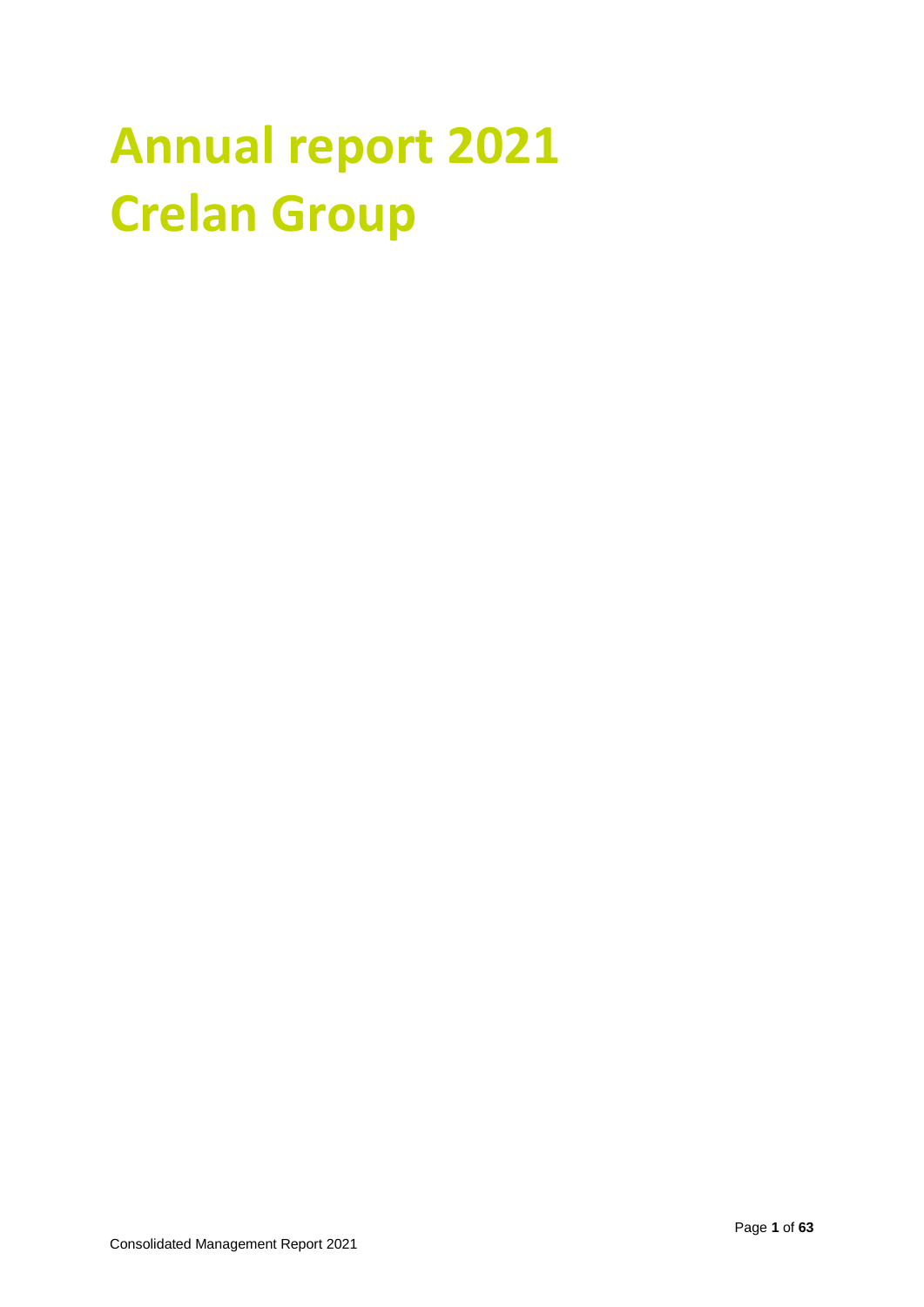# Annual report 2021
# Crelan Group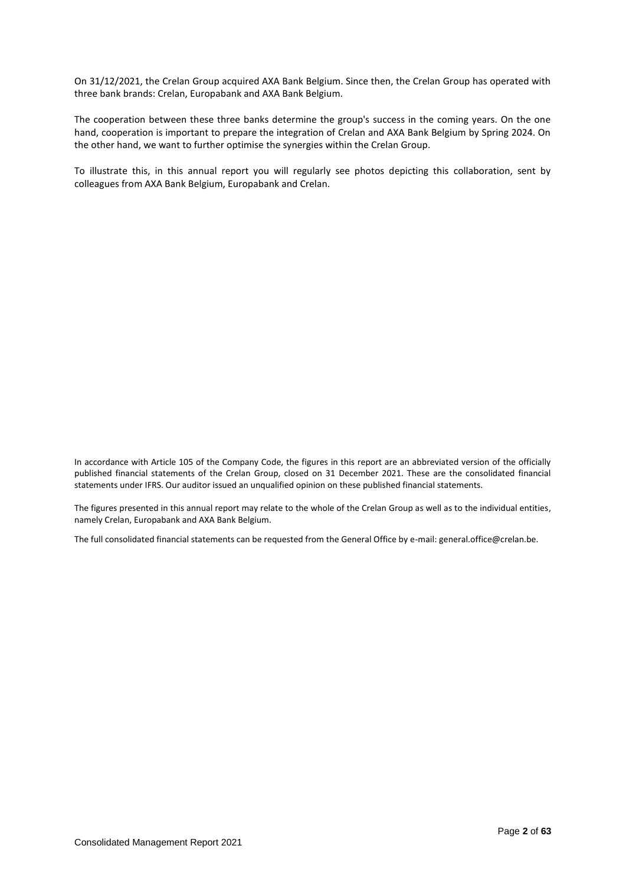On 31/12/2021, the Crelan Group acquired AXA Bank Belgium. Since then, the Crelan Group has operated with three bank brands: Crelan, Europabank and AXA Bank Belgium.

The cooperation between these three banks determine the group's success in the coming years. On the one hand, cooperation is important to prepare the integration of Crelan and AXA Bank Belgium by Spring 2024. On the other hand, we want to further optimise the synergies within the Crelan Group.

To illustrate this, in this annual report you will regularly see photos depicting this collaboration, sent by colleagues from AXA Bank Belgium, Europabank and Crelan.

In accordance with Article 105 of the Company Code, the figures in this report are an abbreviated version of the officially published financial statements of the Crelan Group, closed on 31 December 2021. These are the consolidated financial statements under IFRS. Our auditor issued an unqualified opinion on these published financial statements.

The figures presented in this annual report may relate to the whole of the Crelan Group as well as to the individual entities, namely Crelan, Europabank and AXA Bank Belgium.

The full consolidated financial statements can be requested from the General Office by e-mail: general.office@crelan.be.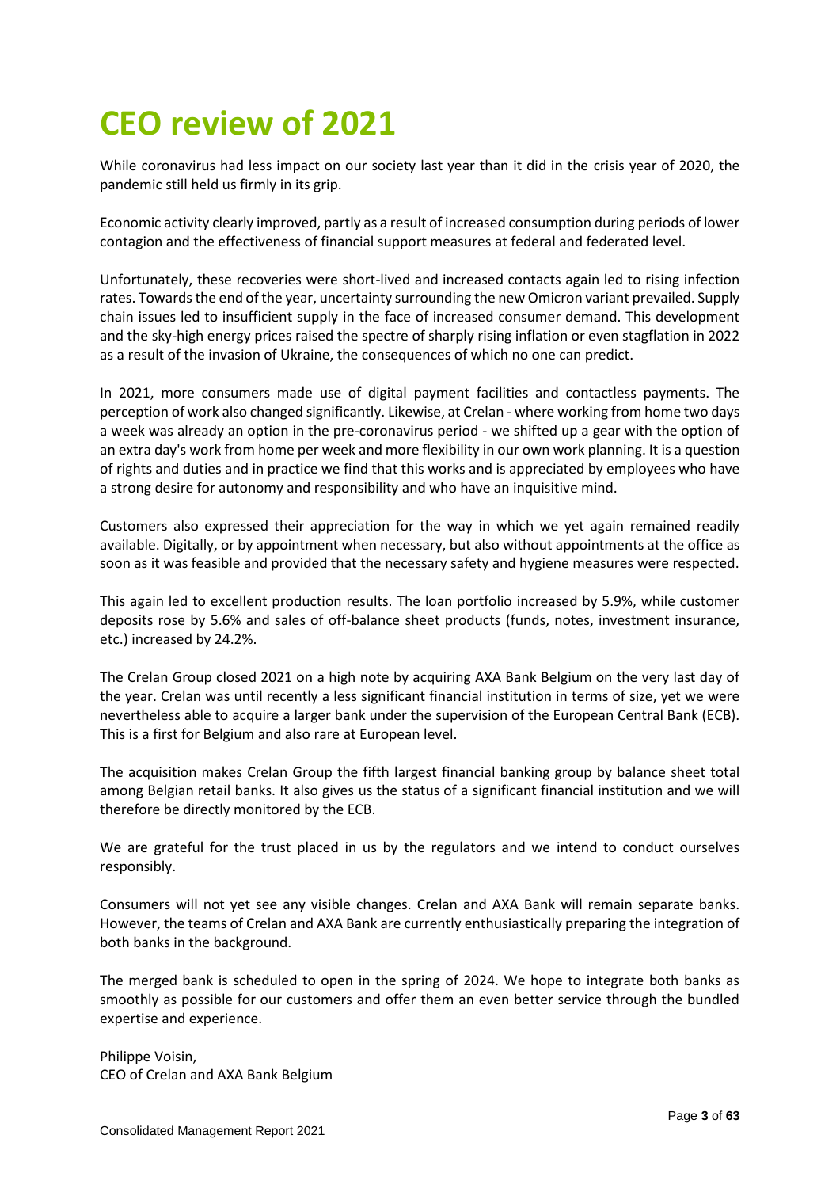# CEO review of 2021

While coronavirus had less impact on our society last year than it did in the crisis year of 2020, the pandemic still held us firmly in its grip.

Economic activity clearly improved, partly as a result of increased consumption during periods of lower contagion and the effectiveness of financial support measures at federal and federated level.

Unfortunately, these recoveries were short-lived and increased contacts again led to rising infection rates. Towards the end of the year, uncertainty surrounding the new Omicron variant prevailed. Supply chain issues led to insufficient supply in the face of increased consumer demand. This development and the sky-high energy prices raised the spectre of sharply rising inflation or even stagflation in 2022 as a result of the invasion of Ukraine, the consequences of which no one can predict.

In 2021, more consumers made use of digital payment facilities and contactless payments. The perception of work also changed significantly. Likewise, at Crelan - where working from home two days a week was already an option in the pre-coronavirus period - we shifted up a gear with the option of an extra day's work from home per week and more flexibility in our own work planning. It is a question of rights and duties and in practice we find that this works and is appreciated by employees who have a strong desire for autonomy and responsibility and who have an inquisitive mind.

Customers also expressed their appreciation for the way in which we yet again remained readily available. Digitally, or by appointment when necessary, but also without appointments at the office as soon as it was feasible and provided that the necessary safety and hygiene measures were respected.

This again led to excellent production results. The loan portfolio increased by 5.9%, while customer deposits rose by 5.6% and sales of off-balance sheet products (funds, notes, investment insurance, etc.) increased by 24.2%.

The Crelan Group closed 2021 on a high note by acquiring AXA Bank Belgium on the very last day of the year. Crelan was until recently a less significant financial institution in terms of size, yet we were nevertheless able to acquire a larger bank under the supervision of the European Central Bank (ECB). This is a first for Belgium and also rare at European level.

The acquisition makes Crelan Group the fifth largest financial banking group by balance sheet total among Belgian retail banks. It also gives us the status of a significant financial institution and we will therefore be directly monitored by the ECB.

We are grateful for the trust placed in us by the regulators and we intend to conduct ourselves responsibly.

Consumers will not yet see any visible changes. Crelan and AXA Bank will remain separate banks. However, the teams of Crelan and AXA Bank are currently enthusiastically preparing the integration of both banks in the background.

The merged bank is scheduled to open in the spring of 2024. We hope to integrate both banks as smoothly as possible for our customers and offer them an even better service through the bundled expertise and experience.

Philippe Voisin,
CEO of Crelan and AXA Bank Belgium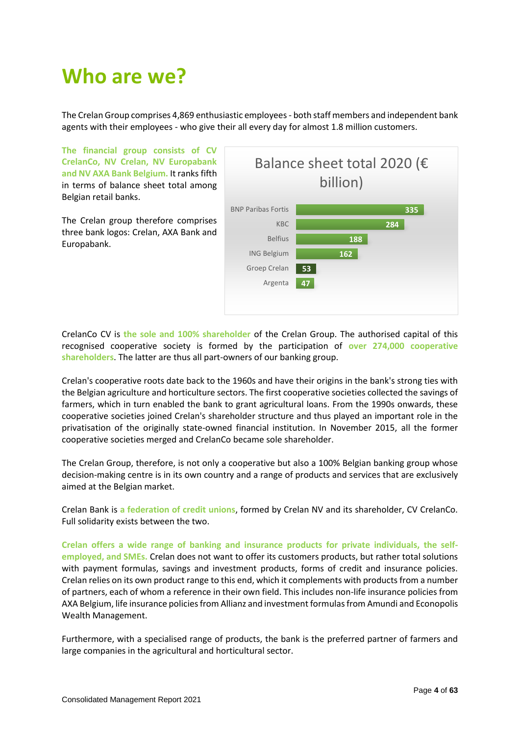# Who are we?

The Crelan Group comprises 4,869 enthusiastic employees - both staff members and independent bank agents with their employees - who give their all every day for almost 1.8 million customers.

**The financial group consists of CV CrelanCo, NV Crelan, NV Europabank and NV AXA Bank Belgium.** It ranks fifth in terms of balance sheet total among Belgian retail banks.

The Crelan group therefore comprises three bank logos: Crelan, AXA Bank and Europabank.

**Balance sheet total 2020 (€ billion)**

| Bank | Balance sheet total 2020 (€ billion) |
|---|---|
| BNP Paribas Fortis | 335 |
| KBC | 284 |
| Belfius | 188 |
| ING Belgium | 162 |
| Groep Crelan | 53 |
| Argenta | 47 |

CrelanCo CV is **the sole and 100% shareholder** of the Crelan Group. The authorised capital of this recognised cooperative society is formed by the participation of **over 274,000 cooperative shareholders**. The latter are thus all part-owners of our banking group.

Crelan's cooperative roots date back to the 1960s and have their origins in the bank's strong ties with the Belgian agriculture and horticulture sectors. The first cooperative societies collected the savings of farmers, which in turn enabled the bank to grant agricultural loans. From the 1990s onwards, these cooperative societies joined Crelan's shareholder structure and thus played an important role in the privatisation of the originally state-owned financial institution. In November 2015, all the former cooperative societies merged and CrelanCo became sole shareholder.

The Crelan Group, therefore, is not only a cooperative but also a 100% Belgian banking group whose decision-making centre is in its own country and a range of products and services that are exclusively aimed at the Belgian market.

Crelan Bank is **a federation of credit unions**, formed by Crelan NV and its shareholder, CV CrelanCo. Full solidarity exists between the two.

**Crelan offers a wide range of banking and insurance products for private individuals, the self-employed, and SMEs.** Crelan does not want to offer its customers products, but rather total solutions with payment formulas, savings and investment products, forms of credit and insurance policies. Crelan relies on its own product range to this end, which it complements with products from a number of partners, each of whom a reference in their own field. This includes non-life insurance policies from AXA Belgium, life insurance policies from Allianz and investment formulas from Amundi and Econopolis Wealth Management.

Furthermore, with a specialised range of products, the bank is the preferred partner of farmers and large companies in the agricultural and horticultural sector.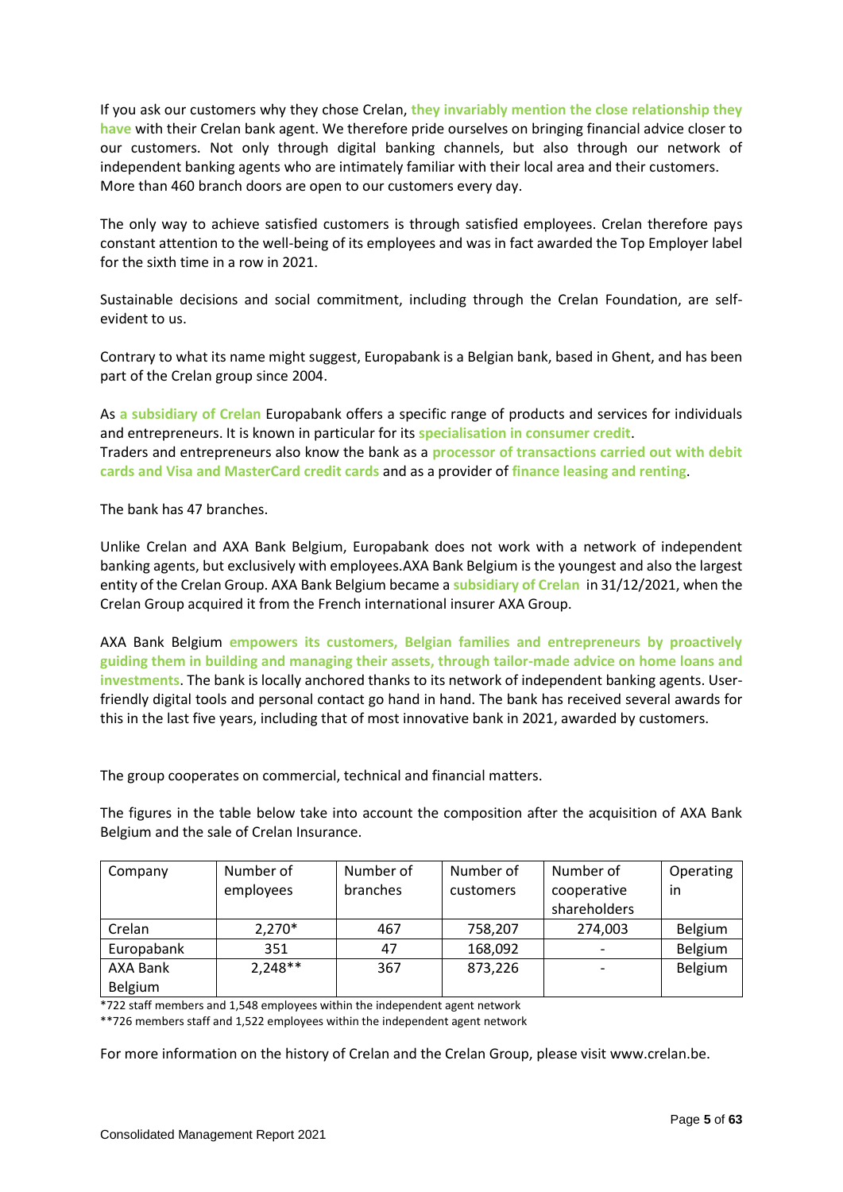If you ask our customers why they chose Crelan, **they invariably mention the close relationship they have** with their Crelan bank agent. We therefore pride ourselves on bringing financial advice closer to our customers. Not only through digital banking channels, but also through our network of independent banking agents who are intimately familiar with their local area and their customers. More than 460 branch doors are open to our customers every day.

The only way to achieve satisfied customers is through satisfied employees. Crelan therefore pays constant attention to the well-being of its employees and was in fact awarded the Top Employer label for the sixth time in a row in 2021.

Sustainable decisions and social commitment, including through the Crelan Foundation, are self-evident to us.

Contrary to what its name might suggest, Europabank is a Belgian bank, based in Ghent, and has been part of the Crelan group since 2004.

As **a subsidiary of Crelan** Europabank offers a specific range of products and services for individuals and entrepreneurs. It is known in particular for its **specialisation in consumer credit**.
Traders and entrepreneurs also know the bank as a **processor of transactions carried out with debit cards and Visa and MasterCard credit cards** and as a provider of **finance leasing and renting**.

The bank has 47 branches.

Unlike Crelan and AXA Bank Belgium, Europabank does not work with a network of independent banking agents, but exclusively with employees.AXA Bank Belgium is the youngest and also the largest entity of the Crelan Group. AXA Bank Belgium became a **subsidiary of Crelan** in 31/12/2021, when the Crelan Group acquired it from the French international insurer AXA Group.

AXA Bank Belgium **empowers its customers, Belgian families and entrepreneurs by proactively guiding them in building and managing their assets, through tailor-made advice on home loans and investments**. The bank is locally anchored thanks to its network of independent banking agents. User-friendly digital tools and personal contact go hand in hand. The bank has received several awards for this in the last five years, including that of most innovative bank in 2021, awarded by customers.

The group cooperates on commercial, technical and financial matters.

The figures in the table below take into account the composition after the acquisition of AXA Bank Belgium and the sale of Crelan Insurance.

| Company | Number of employees | Number of branches | Number of customers | Number of cooperative shareholders | Operating in |
|---|---|---|---|---|---|
| Crelan | 2,270* | 467 | 758,207 | 274,003 | Belgium |
| Europabank | 351 | 47 | 168,092 | - | Belgium |
| AXA Bank Belgium | 2,248** | 367 | 873,226 | - | Belgium |

*722 staff members and 1,548 employees within the independent agent network

**726 members staff and 1,522 employees within the independent agent network

For more information on the history of Crelan and the Crelan Group, please visit www.crelan.be.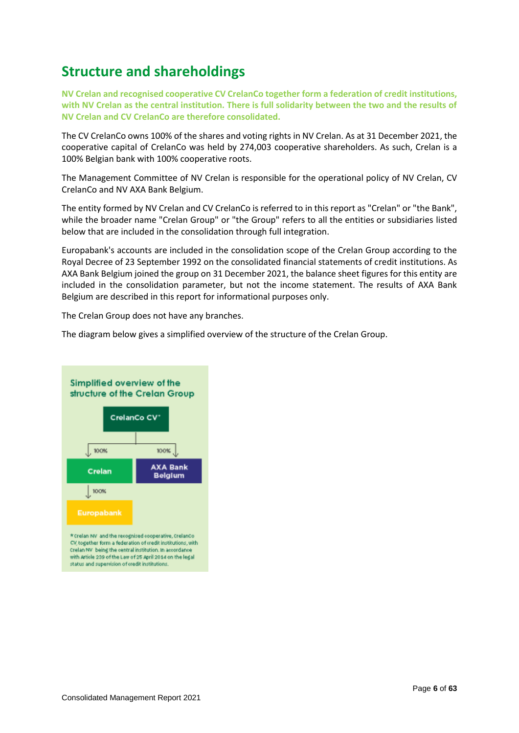## Structure and shareholdings

**NV Crelan and recognised cooperative CV CrelanCo together form a federation of credit institutions, with NV Crelan as the central institution. There is full solidarity between the two and the results of NV Crelan and CV CrelanCo are therefore consolidated.**

The CV CrelanCo owns 100% of the shares and voting rights in NV Crelan. As at 31 December 2021, the cooperative capital of CrelanCo was held by 274,003 cooperative shareholders. As such, Crelan is a 100% Belgian bank with 100% cooperative roots.

The Management Committee of NV Crelan is responsible for the operational policy of NV Crelan, CV CrelanCo and NV AXA Bank Belgium.

The entity formed by NV Crelan and CV CrelanCo is referred to in this report as "Crelan" or "the Bank", while the broader name "Crelan Group" or "the Group" refers to all the entities or subsidiaries listed below that are included in the consolidation through full integration.

Europabank's accounts are included in the consolidation scope of the Crelan Group according to the Royal Decree of 23 September 1992 on the consolidated financial statements of credit institutions. As AXA Bank Belgium joined the group on 31 December 2021, the balance sheet figures for this entity are included in the consolidation parameter, but not the income statement. The results of AXA Bank Belgium are described in this report for informational purposes only.

The Crelan Group does not have any branches.

The diagram below gives a simplified overview of the structure of the Crelan Group.

**Simplified overview of the structure of the Crelan Group**

- CrelanCo CV*
  - 100% → Crelan
    - 100% → Europabank
  - 100% → AXA Bank Belgium

* Crelan NV and the recognised cooperative, CrelanCo CV, together form a federation of credit institutions, with Crelan NV being the central institution. In accordance with Article 239 of the Law of 25 April 2014 on the legal status and supervision of credit institutions.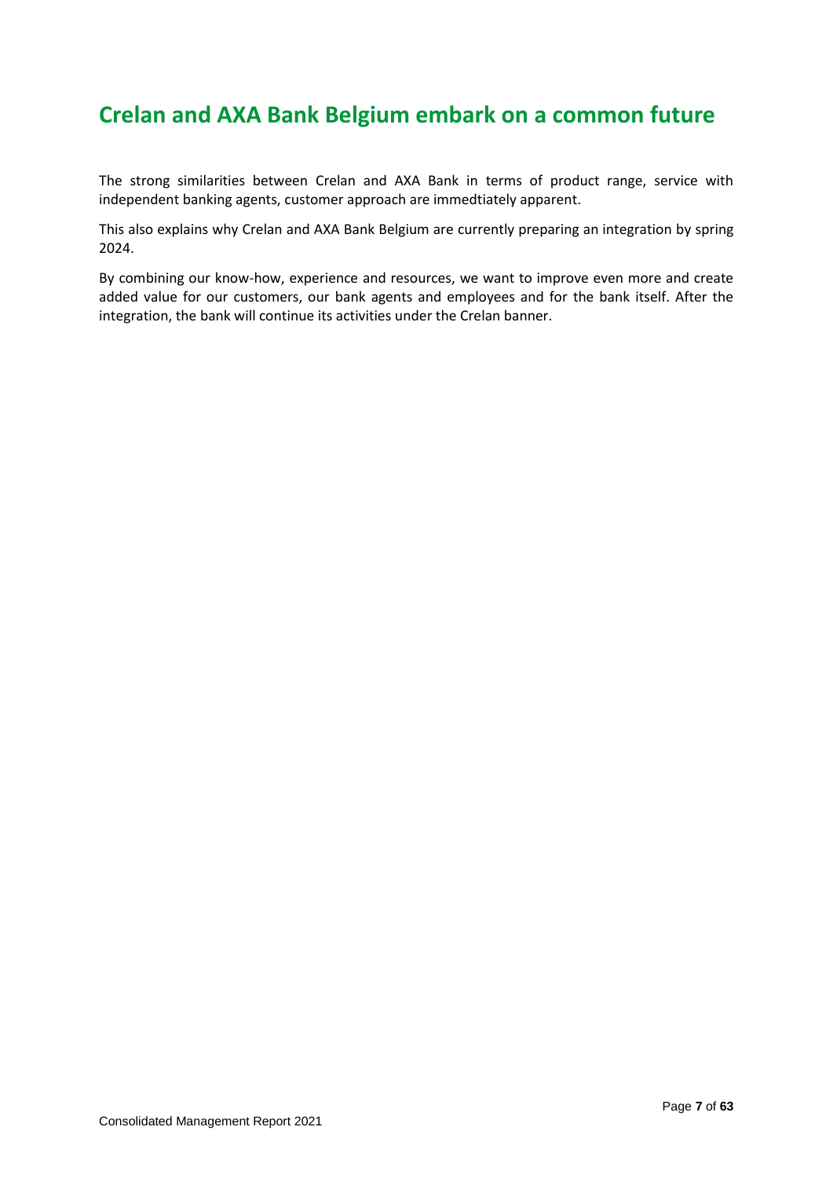# Crelan and AXA Bank Belgium embark on a common future

The strong similarities between Crelan and AXA Bank in terms of product range, service with independent banking agents, customer approach are immedtiately apparent.

This also explains why Crelan and AXA Bank Belgium are currently preparing an integration by spring 2024.

By combining our know-how, experience and resources, we want to improve even more and create added value for our customers, our bank agents and employees and for the bank itself. After the integration, the bank will continue its activities under the Crelan banner.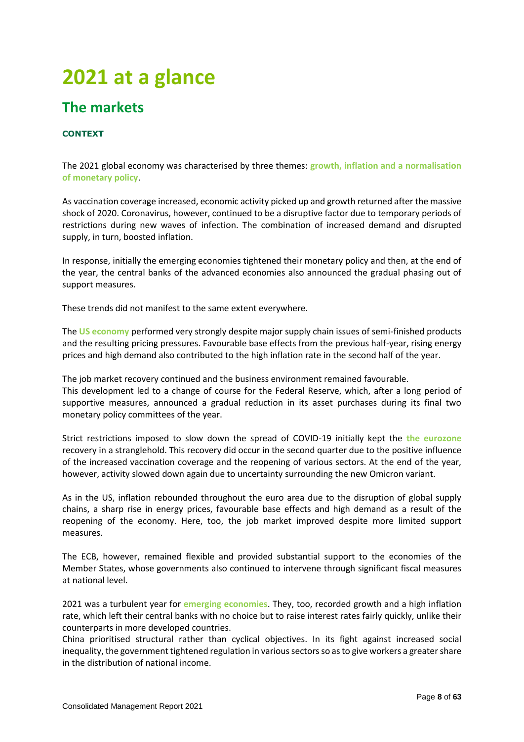# 2021 at a glance

## The markets

### CONTEXT

The 2021 global economy was characterised by three themes: **growth, inflation and a normalisation of monetary policy**.

As vaccination coverage increased, economic activity picked up and growth returned after the massive shock of 2020. Coronavirus, however, continued to be a disruptive factor due to temporary periods of restrictions during new waves of infection. The combination of increased demand and disrupted supply, in turn, boosted inflation.

In response, initially the emerging economies tightened their monetary policy and then, at the end of the year, the central banks of the advanced economies also announced the gradual phasing out of support measures.

These trends did not manifest to the same extent everywhere.

The **US economy** performed very strongly despite major supply chain issues of semi-finished products and the resulting pricing pressures. Favourable base effects from the previous half-year, rising energy prices and high demand also contributed to the high inflation rate in the second half of the year.

The job market recovery continued and the business environment remained favourable.
This development led to a change of course for the Federal Reserve, which, after a long period of supportive measures, announced a gradual reduction in its asset purchases during its final two monetary policy committees of the year.

Strict restrictions imposed to slow down the spread of COVID-19 initially kept the **the eurozone** recovery in a stranglehold. This recovery did occur in the second quarter due to the positive influence of the increased vaccination coverage and the reopening of various sectors. At the end of the year, however, activity slowed down again due to uncertainty surrounding the new Omicron variant.

As in the US, inflation rebounded throughout the euro area due to the disruption of global supply chains, a sharp rise in energy prices, favourable base effects and high demand as a result of the reopening of the economy. Here, too, the job market improved despite more limited support measures.

The ECB, however, remained flexible and provided substantial support to the economies of the Member States, whose governments also continued to intervene through significant fiscal measures at national level.

2021 was a turbulent year for **emerging economies**. They, too, recorded growth and a high inflation rate, which left their central banks with no choice but to raise interest rates fairly quickly, unlike their counterparts in more developed countries.
China prioritised structural rather than cyclical objectives. In its fight against increased social inequality, the government tightened regulation in various sectors so as to give workers a greater share in the distribution of national income.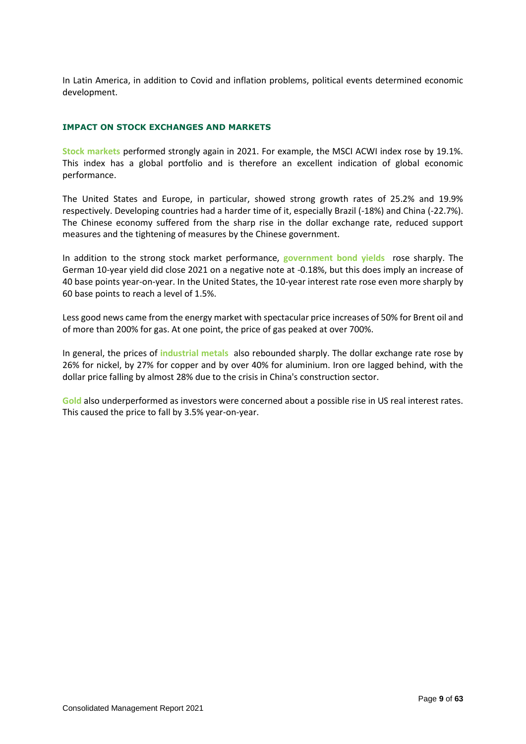In Latin America, in addition to Covid and inflation problems, political events determined economic development.

## IMPACT ON STOCK EXCHANGES AND MARKETS

**Stock markets** performed strongly again in 2021. For example, the MSCI ACWI index rose by 19.1%. This index has a global portfolio and is therefore an excellent indication of global economic performance.

The United States and Europe, in particular, showed strong growth rates of 25.2% and 19.9% respectively. Developing countries had a harder time of it, especially Brazil (-18%) and China (-22.7%). The Chinese economy suffered from the sharp rise in the dollar exchange rate, reduced support measures and the tightening of measures by the Chinese government.

In addition to the strong stock market performance, **government bond yields** rose sharply. The German 10-year yield did close 2021 on a negative note at -0.18%, but this does imply an increase of 40 base points year-on-year. In the United States, the 10-year interest rate rose even more sharply by 60 base points to reach a level of 1.5%.

Less good news came from the energy market with spectacular price increases of 50% for Brent oil and of more than 200% for gas. At one point, the price of gas peaked at over 700%.

In general, the prices of **industrial metals** also rebounded sharply. The dollar exchange rate rose by 26% for nickel, by 27% for copper and by over 40% for aluminium. Iron ore lagged behind, with the dollar price falling by almost 28% due to the crisis in China's construction sector.

**Gold** also underperformed as investors were concerned about a possible rise in US real interest rates. This caused the price to fall by 3.5% year-on-year.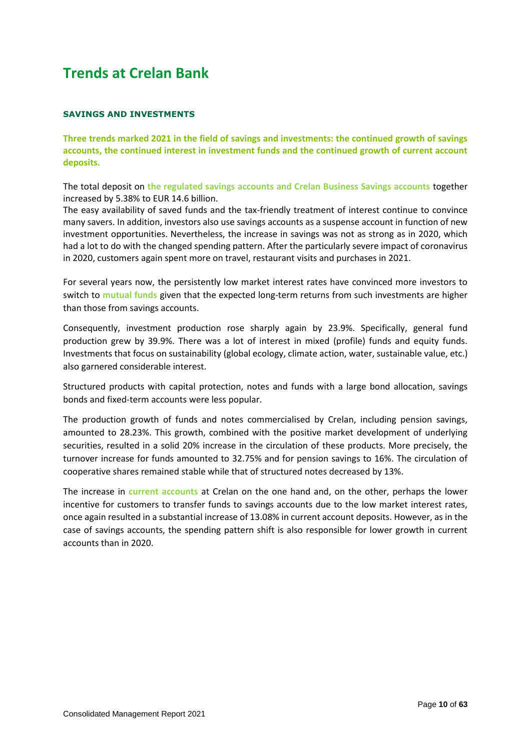# Trends at Crelan Bank

### SAVINGS AND INVESTMENTS

**Three trends marked 2021 in the field of savings and investments: the continued growth of savings accounts, the continued interest in investment funds and the continued growth of current account deposits.**

The total deposit on **the regulated savings accounts and Crelan Business Savings accounts** together increased by 5.38% to EUR 14.6 billion.
The easy availability of saved funds and the tax-friendly treatment of interest continue to convince many savers. In addition, investors also use savings accounts as a suspense account in function of new investment opportunities. Nevertheless, the increase in savings was not as strong as in 2020, which had a lot to do with the changed spending pattern. After the particularly severe impact of coronavirus in 2020, customers again spent more on travel, restaurant visits and purchases in 2021.

For several years now, the persistently low market interest rates have convinced more investors to switch to **mutual funds** given that the expected long-term returns from such investments are higher than those from savings accounts.

Consequently, investment production rose sharply again by 23.9%. Specifically, general fund production grew by 39.9%. There was a lot of interest in mixed (profile) funds and equity funds. Investments that focus on sustainability (global ecology, climate action, water, sustainable value, etc.) also garnered considerable interest.

Structured products with capital protection, notes and funds with a large bond allocation, savings bonds and fixed-term accounts were less popular.

The production growth of funds and notes commercialised by Crelan, including pension savings, amounted to 28.23%. This growth, combined with the positive market development of underlying securities, resulted in a solid 20% increase in the circulation of these products. More precisely, the turnover increase for funds amounted to 32.75% and for pension savings to 16%. The circulation of cooperative shares remained stable while that of structured notes decreased by 13%.

The increase in **current accounts** at Crelan on the one hand and, on the other, perhaps the lower incentive for customers to transfer funds to savings accounts due to the low market interest rates, once again resulted in a substantial increase of 13.08% in current account deposits. However, as in the case of savings accounts, the spending pattern shift is also responsible for lower growth in current accounts than in 2020.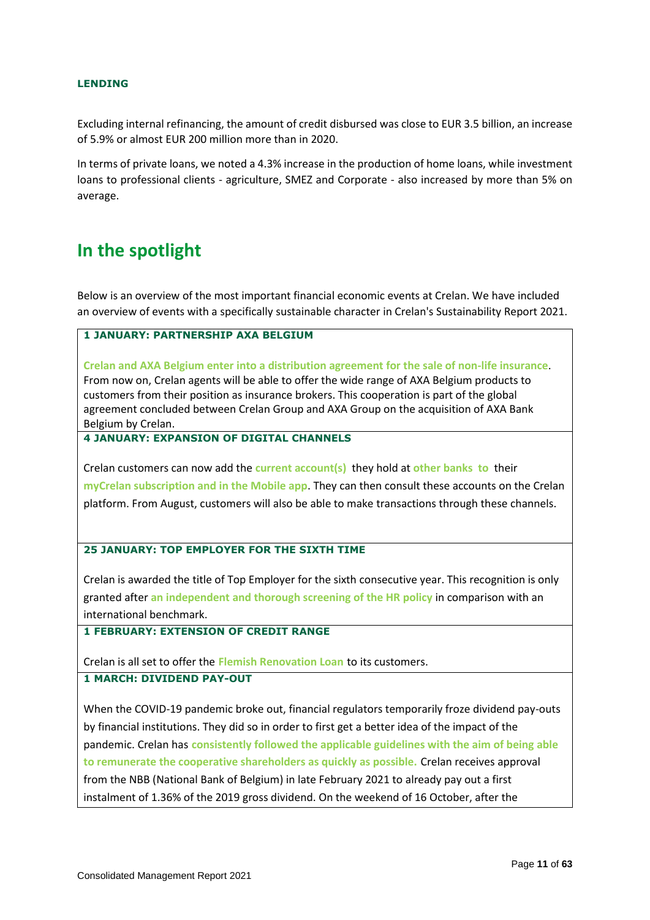**LENDING**

Excluding internal refinancing, the amount of credit disbursed was close to EUR 3.5 billion, an increase of 5.9% or almost EUR 200 million more than in 2020.

In terms of private loans, we noted a 4.3% increase in the production of home loans, while investment loans to professional clients - agriculture, SMEZ and Corporate - also increased by more than 5% on average.

# In the spotlight

Below is an overview of the most important financial economic events at Crelan. We have included an overview of events with a specifically sustainable character in Crelan's Sustainability Report 2021.

**1 JANUARY: PARTNERSHIP AXA BELGIUM**

**Crelan and AXA Belgium enter into a distribution agreement for the sale of non-life insurance**. From now on, Crelan agents will be able to offer the wide range of AXA Belgium products to customers from their position as insurance brokers. This cooperation is part of the global agreement concluded between Crelan Group and AXA Group on the acquisition of AXA Bank Belgium by Crelan.

**4 JANUARY: EXPANSION OF DIGITAL CHANNELS**

Crelan customers can now add the **current account(s)** they hold at **other banks to** their **myCrelan subscription and in the Mobile app**. They can then consult these accounts on the Crelan platform. From August, customers will also be able to make transactions through these channels.

**25 JANUARY: TOP EMPLOYER FOR THE SIXTH TIME**

Crelan is awarded the title of Top Employer for the sixth consecutive year. This recognition is only granted after **an independent and thorough screening of the HR policy** in comparison with an international benchmark.

**1 FEBRUARY: EXTENSION OF CREDIT RANGE**

Crelan is all set to offer the **Flemish Renovation Loan** to its customers.

**1 MARCH: DIVIDEND PAY-OUT**

When the COVID-19 pandemic broke out, financial regulators temporarily froze dividend pay-outs by financial institutions. They did so in order to first get a better idea of the impact of the pandemic. Crelan has **consistently followed the applicable guidelines with the aim of being able to remunerate the cooperative shareholders as quickly as possible.** Crelan receives approval from the NBB (National Bank of Belgium) in late February 2021 to already pay out a first instalment of 1.36% of the 2019 gross dividend. On the weekend of 16 October, after the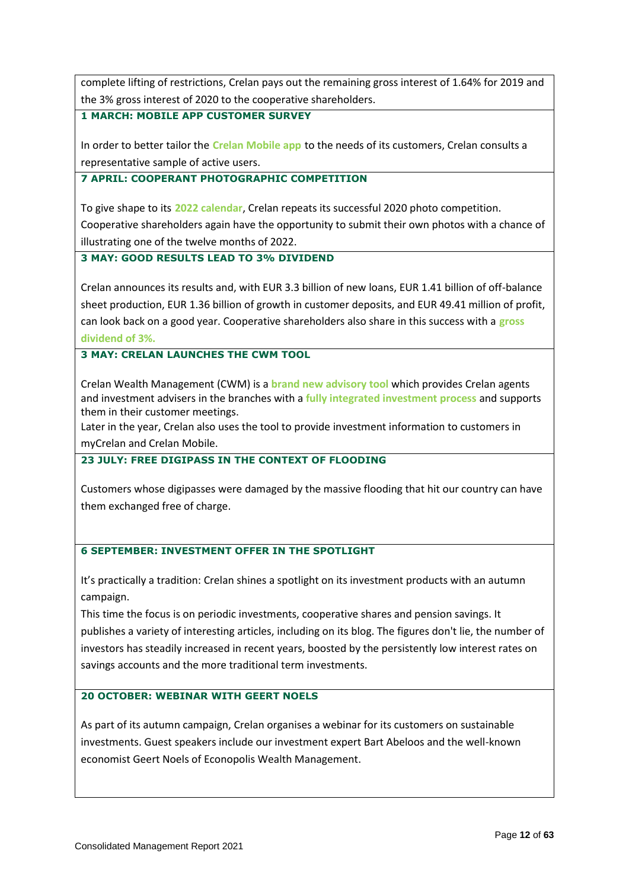complete lifting of restrictions, Crelan pays out the remaining gross interest of 1.64% for 2019 and the 3% gross interest of 2020 to the cooperative shareholders.

**1 MARCH: MOBILE APP CUSTOMER SURVEY**

In order to better tailor the **Crelan Mobile app** to the needs of its customers, Crelan consults a representative sample of active users.

**7 APRIL: COOPERANT PHOTOGRAPHIC COMPETITION**

To give shape to its **2022 calendar**, Crelan repeats its successful 2020 photo competition. Cooperative shareholders again have the opportunity to submit their own photos with a chance of illustrating one of the twelve months of 2022.

**3 MAY: GOOD RESULTS LEAD TO 3% DIVIDEND**

Crelan announces its results and, with EUR 3.3 billion of new loans, EUR 1.41 billion of off-balance sheet production, EUR 1.36 billion of growth in customer deposits, and EUR 49.41 million of profit, can look back on a good year. Cooperative shareholders also share in this success with a **gross dividend of 3%.**

**3 MAY: CRELAN LAUNCHES THE CWM TOOL**

Crelan Wealth Management (CWM) is a **brand new advisory tool** which provides Crelan agents and investment advisers in the branches with a **fully integrated investment process** and supports them in their customer meetings.
Later in the year, Crelan also uses the tool to provide investment information to customers in myCrelan and Crelan Mobile.

**23 JULY: FREE DIGIPASS IN THE CONTEXT OF FLOODING**

Customers whose digipasses were damaged by the massive flooding that hit our country can have them exchanged free of charge.

**6 SEPTEMBER: INVESTMENT OFFER IN THE SPOTLIGHT**

It's practically a tradition: Crelan shines a spotlight on its investment products with an autumn campaign.
This time the focus is on periodic investments, cooperative shares and pension savings. It publishes a variety of interesting articles, including on its blog. The figures don't lie, the number of investors has steadily increased in recent years, boosted by the persistently low interest rates on savings accounts and the more traditional term investments.

**20 OCTOBER: WEBINAR WITH GEERT NOELS**

As part of its autumn campaign, Crelan organises a webinar for its customers on sustainable investments. Guest speakers include our investment expert Bart Abeloos and the well-known economist Geert Noels of Econopolis Wealth Management.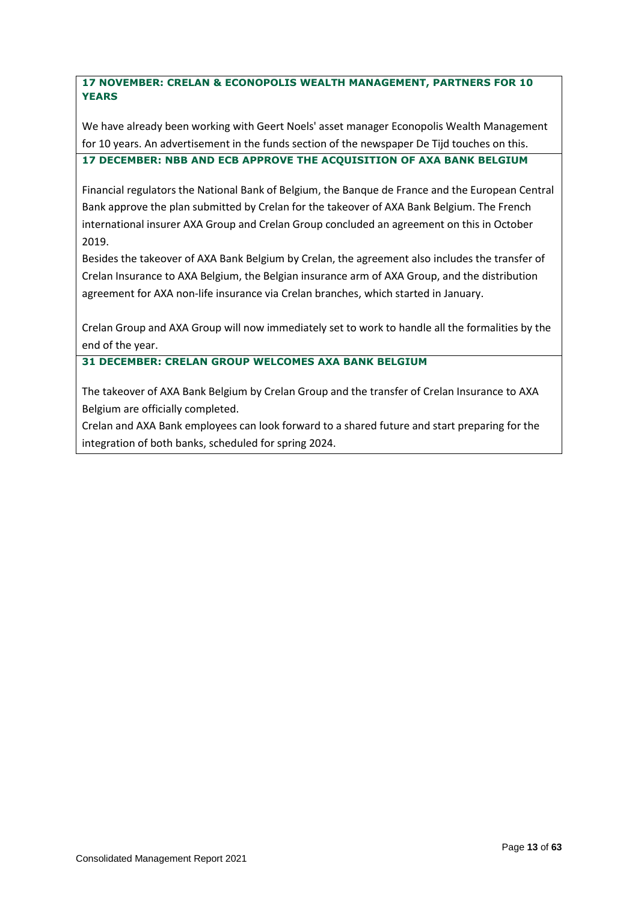**17 NOVEMBER: CRELAN & ECONOPOLIS WEALTH MANAGEMENT, PARTNERS FOR 10 YEARS**

We have already been working with Geert Noels' asset manager Econopolis Wealth Management for 10 years. An advertisement in the funds section of the newspaper De Tijd touches on this.

**17 DECEMBER: NBB AND ECB APPROVE THE ACQUISITION OF AXA BANK BELGIUM**

Financial regulators the National Bank of Belgium, the Banque de France and the European Central Bank approve the plan submitted by Crelan for the takeover of AXA Bank Belgium. The French international insurer AXA Group and Crelan Group concluded an agreement on this in October 2019.

Besides the takeover of AXA Bank Belgium by Crelan, the agreement also includes the transfer of Crelan Insurance to AXA Belgium, the Belgian insurance arm of AXA Group, and the distribution agreement for AXA non-life insurance via Crelan branches, which started in January.

Crelan Group and AXA Group will now immediately set to work to handle all the formalities by the end of the year.

**31 DECEMBER: CRELAN GROUP WELCOMES AXA BANK BELGIUM**

The takeover of AXA Bank Belgium by Crelan Group and the transfer of Crelan Insurance to AXA Belgium are officially completed.

Crelan and AXA Bank employees can look forward to a shared future and start preparing for the integration of both banks, scheduled for spring 2024.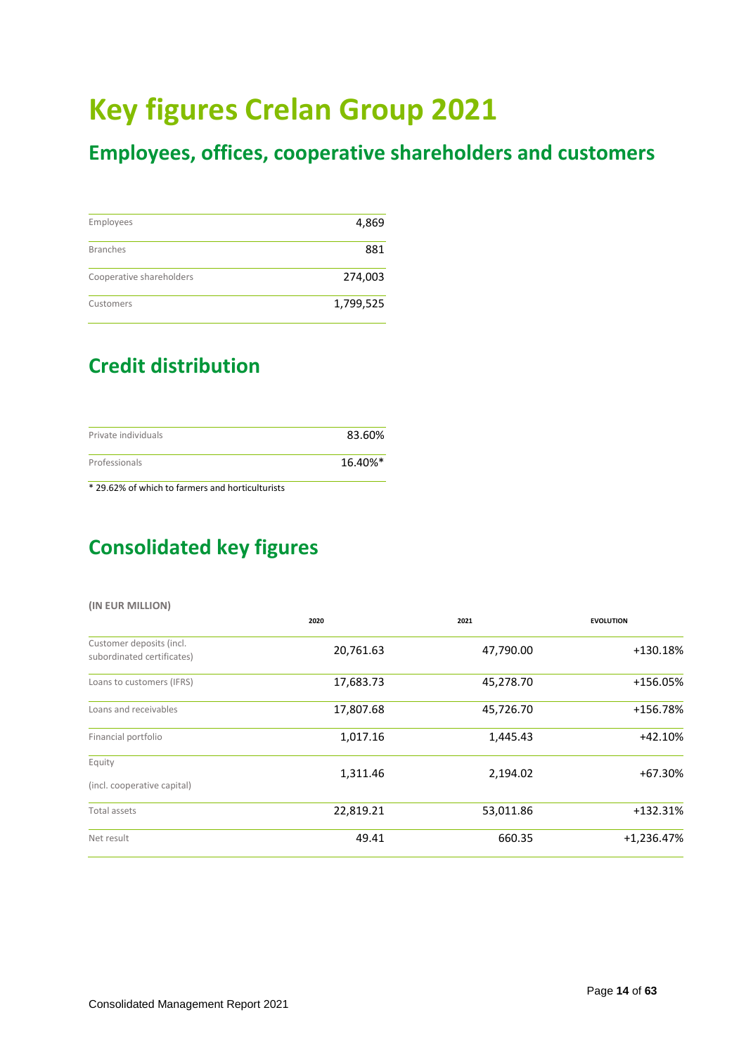# Key figures Crelan Group 2021

## Employees, offices, cooperative shareholders and customers

| | |
|---|---|
| Employees | 4,869 |
| Branches | 881 |
| Cooperative shareholders | 274,003 |
| Customers | 1,799,525 |

## Credit distribution

| | |
|---|---|
| Private individuals | 83.60% |
| Professionals | 16.40%* |

* 29.62% of which to farmers and horticulturists

## Consolidated key figures

**(IN EUR MILLION)**

| | 2020 | 2021 | EVOLUTION |
|---|---|---|---|
| Customer deposits (incl. subordinated certificates) | 20,761.63 | 47,790.00 | +130.18% |
| Loans to customers (IFRS) | 17,683.73 | 45,278.70 | +156.05% |
| Loans and receivables | 17,807.68 | 45,726.70 | +156.78% |
| Financial portfolio | 1,017.16 | 1,445.43 | +42.10% |
| Equity (incl. cooperative capital) | 1,311.46 | 2,194.02 | +67.30% |
| Total assets | 22,819.21 | 53,011.86 | +132.31% |
| Net result | 49.41 | 660.35 | +1,236.47% |

Consolidated Management Report 2021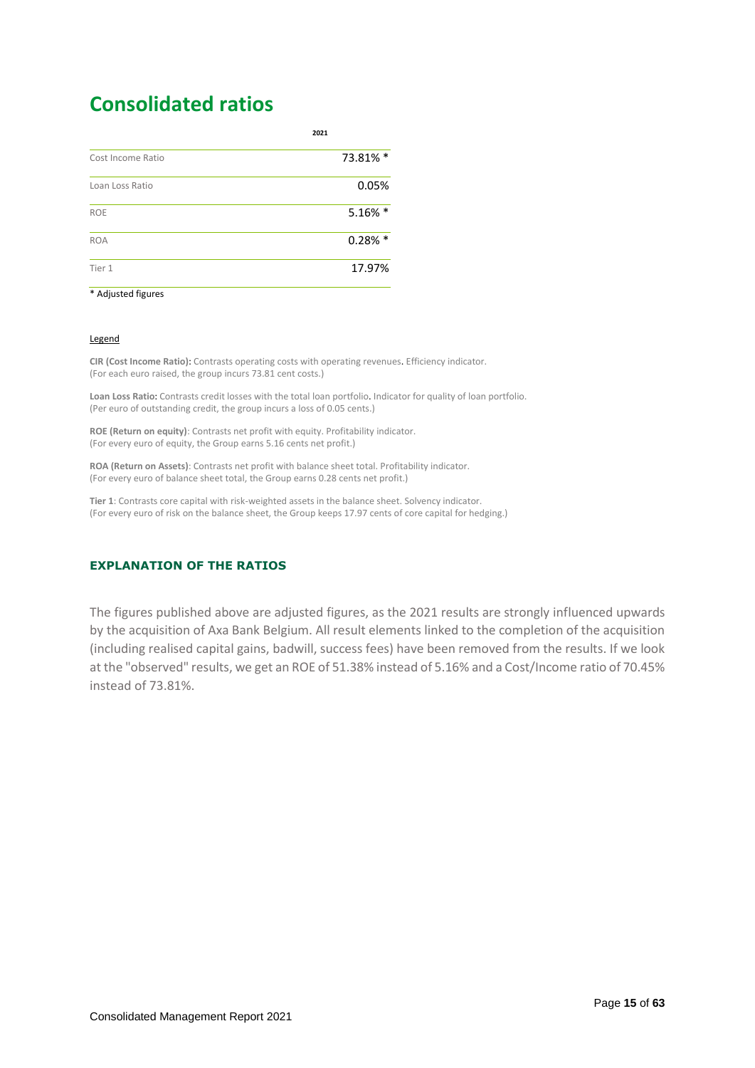# Consolidated ratios

| | 2021 |
|---|---|
| Cost Income Ratio | 73.81% * |
| Loan Loss Ratio | 0.05% |
| ROE | 5.16% * |
| ROA | 0.28% * |
| Tier 1 | 17.97% |

* Adjusted figures

Legend

**CIR (Cost Income Ratio):** Contrasts operating costs with operating revenues. Efficiency indicator.
(For each euro raised, the group incurs 73.81 cent costs.)

**Loan Loss Ratio:** Contrasts credit losses with the total loan portfolio. Indicator for quality of loan portfolio.
(Per euro of outstanding credit, the group incurs a loss of 0.05 cents.)

**ROE (Return on equity)**: Contrasts net profit with equity. Profitability indicator.
(For every euro of equity, the Group earns 5.16 cents net profit.)

**ROA (Return on Assets)**: Contrasts net profit with balance sheet total. Profitability indicator.
(For every euro of balance sheet total, the Group earns 0.28 cents net profit.)

**Tier 1**: Contrasts core capital with risk-weighted assets in the balance sheet. Solvency indicator.
(For every euro of risk on the balance sheet, the Group keeps 17.97 cents of core capital for hedging.)

### EXPLANATION OF THE RATIOS

The figures published above are adjusted figures, as the 2021 results are strongly influenced upwards by the acquisition of Axa Bank Belgium. All result elements linked to the completion of the acquisition (including realised capital gains, badwill, success fees) have been removed from the results. If we look at the "observed" results, we get an ROE of 51.38% instead of 5.16% and a Cost/Income ratio of 70.45% instead of 73.81%.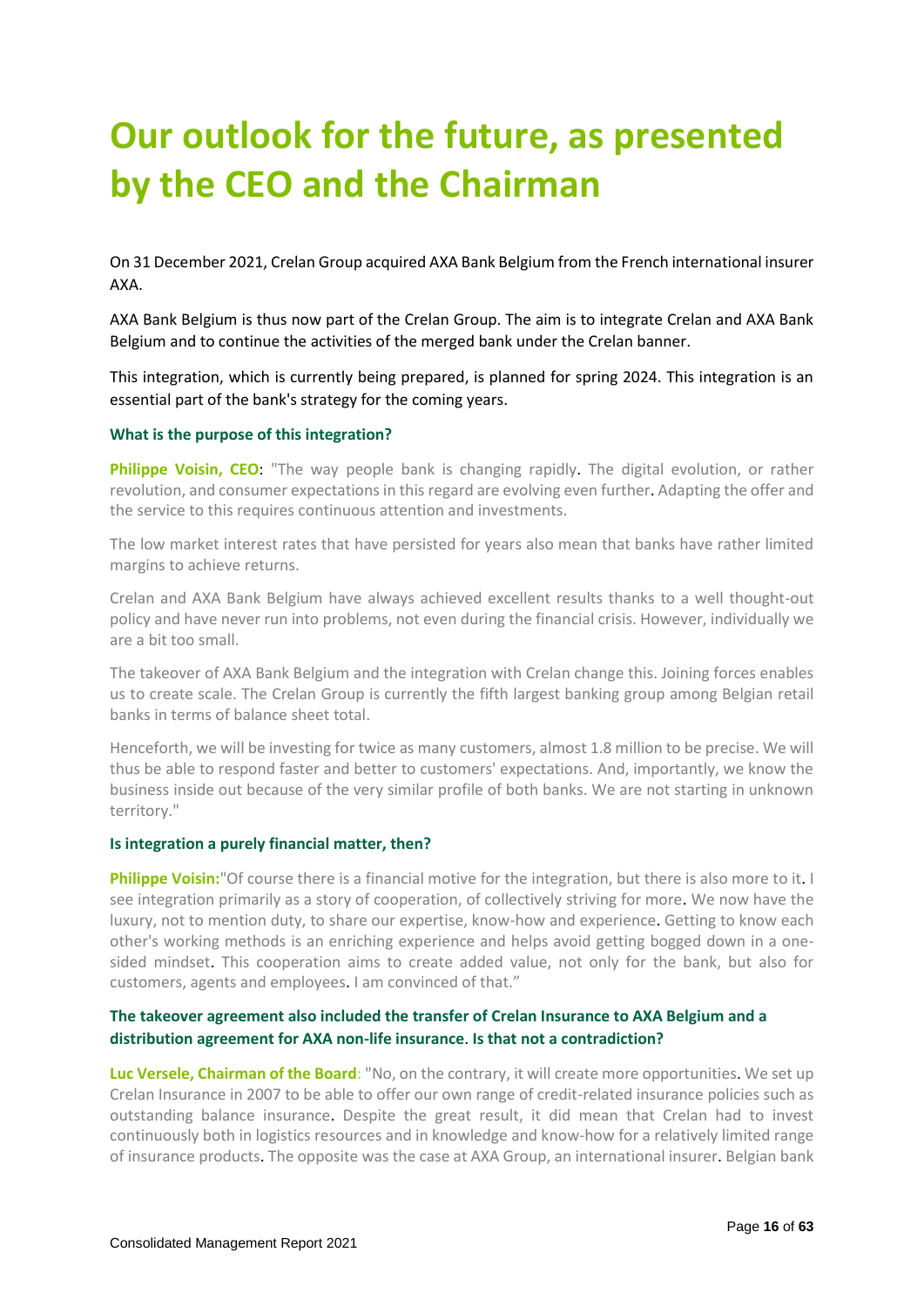# Our outlook for the future, as presented by the CEO and the Chairman

On 31 December 2021, Crelan Group acquired AXA Bank Belgium from the French international insurer AXA.

AXA Bank Belgium is thus now part of the Crelan Group. The aim is to integrate Crelan and AXA Bank Belgium and to continue the activities of the merged bank under the Crelan banner.

This integration, which is currently being prepared, is planned for spring 2024. This integration is an essential part of the bank's strategy for the coming years.

**What is the purpose of this integration?**

**Philippe Voisin, CEO**: "The way people bank is changing rapidly. The digital evolution, or rather revolution, and consumer expectations in this regard are evolving even further. Adapting the offer and the service to this requires continuous attention and investments.

The low market interest rates that have persisted for years also mean that banks have rather limited margins to achieve returns.

Crelan and AXA Bank Belgium have always achieved excellent results thanks to a well thought-out policy and have never run into problems, not even during the financial crisis. However, individually we are a bit too small.

The takeover of AXA Bank Belgium and the integration with Crelan change this. Joining forces enables us to create scale. The Crelan Group is currently the fifth largest banking group among Belgian retail banks in terms of balance sheet total.

Henceforth, we will be investing for twice as many customers, almost 1.8 million to be precise. We will thus be able to respond faster and better to customers' expectations. And, importantly, we know the business inside out because of the very similar profile of both banks. We are not starting in unknown territory."

**Is integration a purely financial matter, then?**

**Philippe Voisin:**"Of course there is a financial motive for the integration, but there is also more to it. I see integration primarily as a story of cooperation, of collectively striving for more. We now have the luxury, not to mention duty, to share our expertise, know-how and experience. Getting to know each other's working methods is an enriching experience and helps avoid getting bogged down in a one-sided mindset. This cooperation aims to create added value, not only for the bank, but also for customers, agents and employees. I am convinced of that."

**The takeover agreement also included the transfer of Crelan Insurance to AXA Belgium and a distribution agreement for AXA non-life insurance. Is that not a contradiction?**

**Luc Versele, Chairman of the Board**: "No, on the contrary, it will create more opportunities. We set up Crelan Insurance in 2007 to be able to offer our own range of credit-related insurance policies such as outstanding balance insurance. Despite the great result, it did mean that Crelan had to invest continuously both in logistics resources and in knowledge and know-how for a relatively limited range of insurance products. The opposite was the case at AXA Group, an international insurer. Belgian bank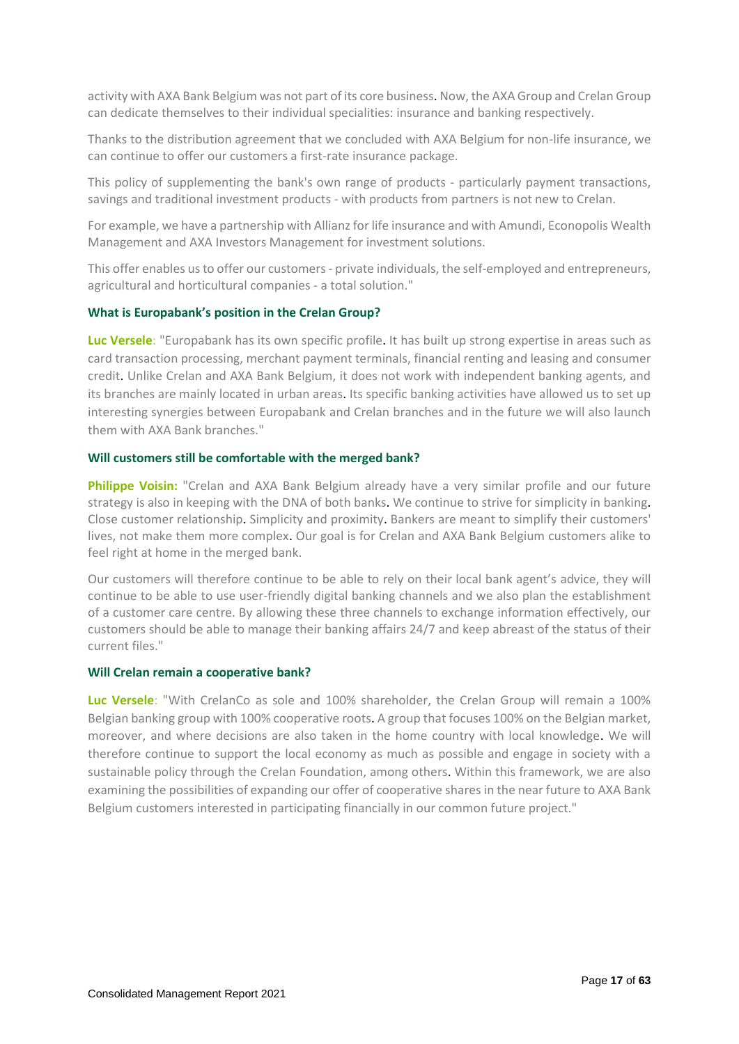activity with AXA Bank Belgium was not part of its core business. Now, the AXA Group and Crelan Group can dedicate themselves to their individual specialities: insurance and banking respectively.

Thanks to the distribution agreement that we concluded with AXA Belgium for non-life insurance, we can continue to offer our customers a first-rate insurance package.

This policy of supplementing the bank's own range of products - particularly payment transactions, savings and traditional investment products - with products from partners is not new to Crelan.

For example, we have a partnership with Allianz for life insurance and with Amundi, Econopolis Wealth Management and AXA Investors Management for investment solutions.

This offer enables us to offer our customers - private individuals, the self-employed and entrepreneurs, agricultural and horticultural companies - a total solution."

#### What is Europabank's position in the Crelan Group?

**Luc Versele**: "Europabank has its own specific profile. It has built up strong expertise in areas such as card transaction processing, merchant payment terminals, financial renting and leasing and consumer credit. Unlike Crelan and AXA Bank Belgium, it does not work with independent banking agents, and its branches are mainly located in urban areas. Its specific banking activities have allowed us to set up interesting synergies between Europabank and Crelan branches and in the future we will also launch them with AXA Bank branches."

#### Will customers still be comfortable with the merged bank?

**Philippe Voisin:** "Crelan and AXA Bank Belgium already have a very similar profile and our future strategy is also in keeping with the DNA of both banks. We continue to strive for simplicity in banking. Close customer relationship. Simplicity and proximity. Bankers are meant to simplify their customers' lives, not make them more complex. Our goal is for Crelan and AXA Bank Belgium customers alike to feel right at home in the merged bank.

Our customers will therefore continue to be able to rely on their local bank agent's advice, they will continue to be able to use user-friendly digital banking channels and we also plan the establishment of a customer care centre. By allowing these three channels to exchange information effectively, our customers should be able to manage their banking affairs 24/7 and keep abreast of the status of their current files."

#### Will Crelan remain a cooperative bank?

**Luc Versele**: "With CrelanCo as sole and 100% shareholder, the Crelan Group will remain a 100% Belgian banking group with 100% cooperative roots. A group that focuses 100% on the Belgian market, moreover, and where decisions are also taken in the home country with local knowledge. We will therefore continue to support the local economy as much as possible and engage in society with a sustainable policy through the Crelan Foundation, among others. Within this framework, we are also examining the possibilities of expanding our offer of cooperative shares in the near future to AXA Bank Belgium customers interested in participating financially in our common future project."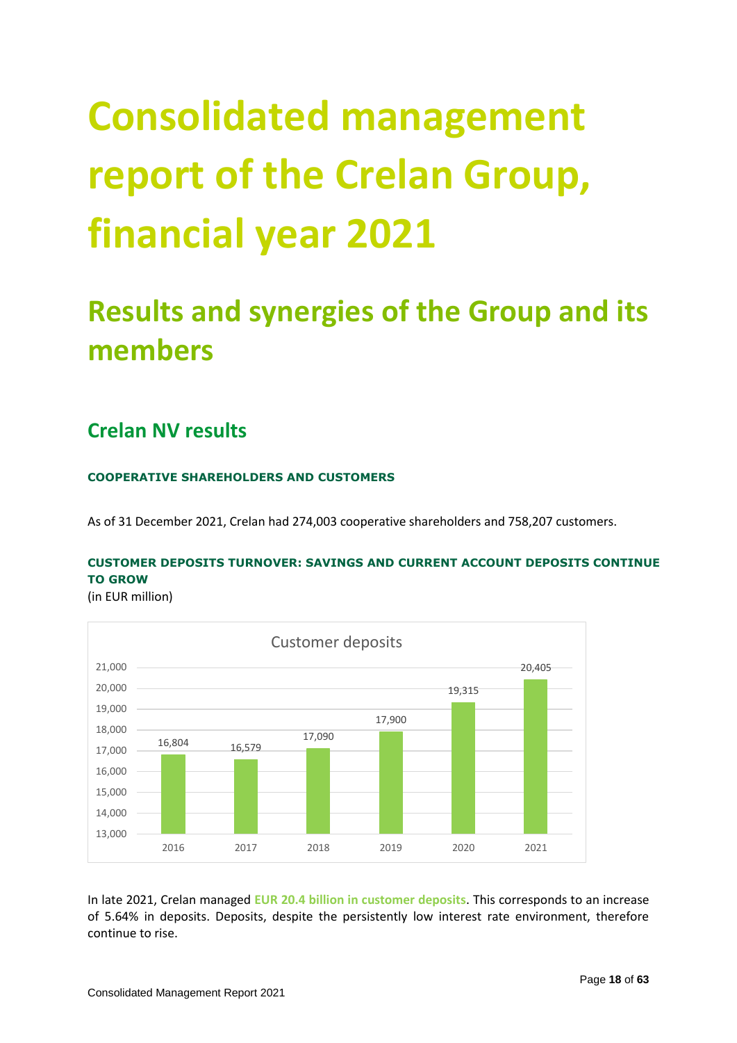# Consolidated management report of the Crelan Group, financial year 2021

## Results and synergies of the Group and its members

### Crelan NV results

#### COOPERATIVE SHAREHOLDERS AND CUSTOMERS

As of 31 December 2021, Crelan had 274,003 cooperative shareholders and 758,207 customers.

#### CUSTOMER DEPOSITS TURNOVER: SAVINGS AND CURRENT ACCOUNT DEPOSITS CONTINUE TO GROW

(in EUR million)

Customer deposits

| Year | Customer deposits |
|---|---|
| 2016 | 16,804 |
| 2017 | 16,579 |
| 2018 | 17,090 |
| 2019 | 17,900 |
| 2020 | 19,315 |
| 2021 | 20,405 |

In late 2021, Crelan managed **EUR 20.4 billion in customer deposits**. This corresponds to an increase of 5.64% in deposits. Deposits, despite the persistently low interest rate environment, therefore continue to rise.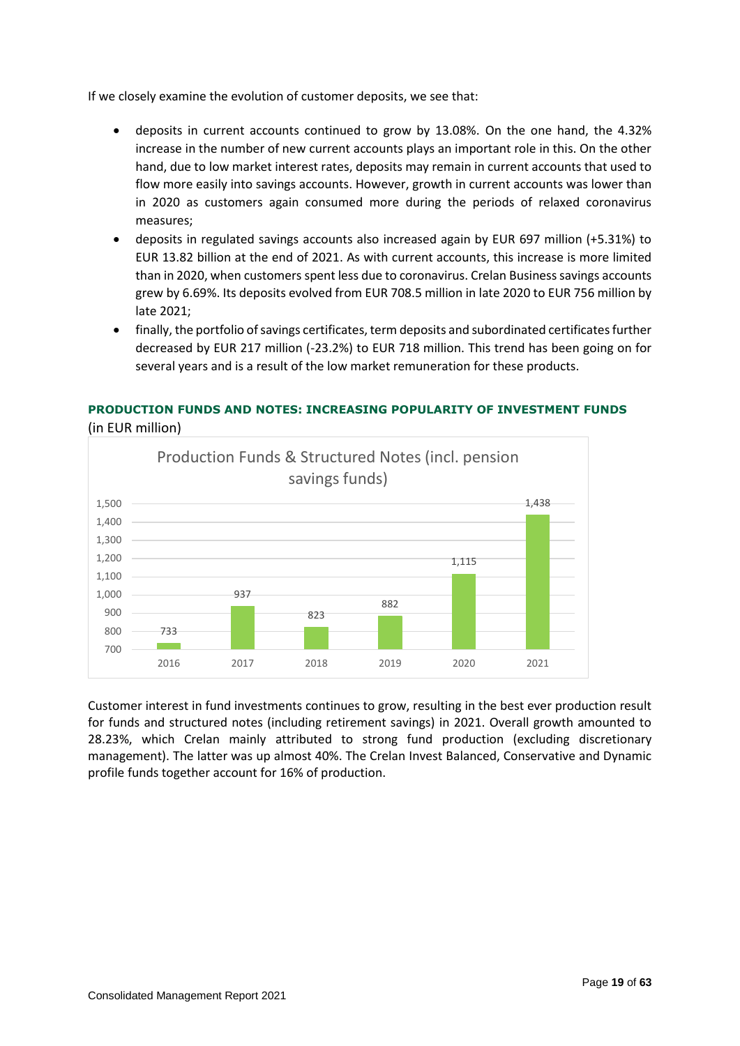If we closely examine the evolution of customer deposits, we see that:

- deposits in current accounts continued to grow by 13.08%. On the one hand, the 4.32% increase in the number of new current accounts plays an important role in this. On the other hand, due to low market interest rates, deposits may remain in current accounts that used to flow more easily into savings accounts. However, growth in current accounts was lower than in 2020 as customers again consumed more during the periods of relaxed coronavirus measures;
- deposits in regulated savings accounts also increased again by EUR 697 million (+5.31%) to EUR 13.82 billion at the end of 2021. As with current accounts, this increase is more limited than in 2020, when customers spent less due to coronavirus. Crelan Business savings accounts grew by 6.69%. Its deposits evolved from EUR 708.5 million in late 2020 to EUR 756 million by late 2021;
- finally, the portfolio of savings certificates, term deposits and subordinated certificates further decreased by EUR 217 million (-23.2%) to EUR 718 million. This trend has been going on for several years and is a result of the low market remuneration for these products.

### PRODUCTION FUNDS AND NOTES: INCREASING POPULARITY OF INVESTMENT FUNDS

(in EUR million)

Production Funds & Structured Notes (incl. pension savings funds)

| 2016 | 2017 | 2018 | 2019 | 2020 | 2021 |
|---|---|---|---|---|---|
| 733 | 937 | 823 | 882 | 1,115 | 1,438 |

Customer interest in fund investments continues to grow, resulting in the best ever production result for funds and structured notes (including retirement savings) in 2021. Overall growth amounted to 28.23%, which Crelan mainly attributed to strong fund production (excluding discretionary management). The latter was up almost 40%. The Crelan Invest Balanced, Conservative and Dynamic profile funds together account for 16% of production.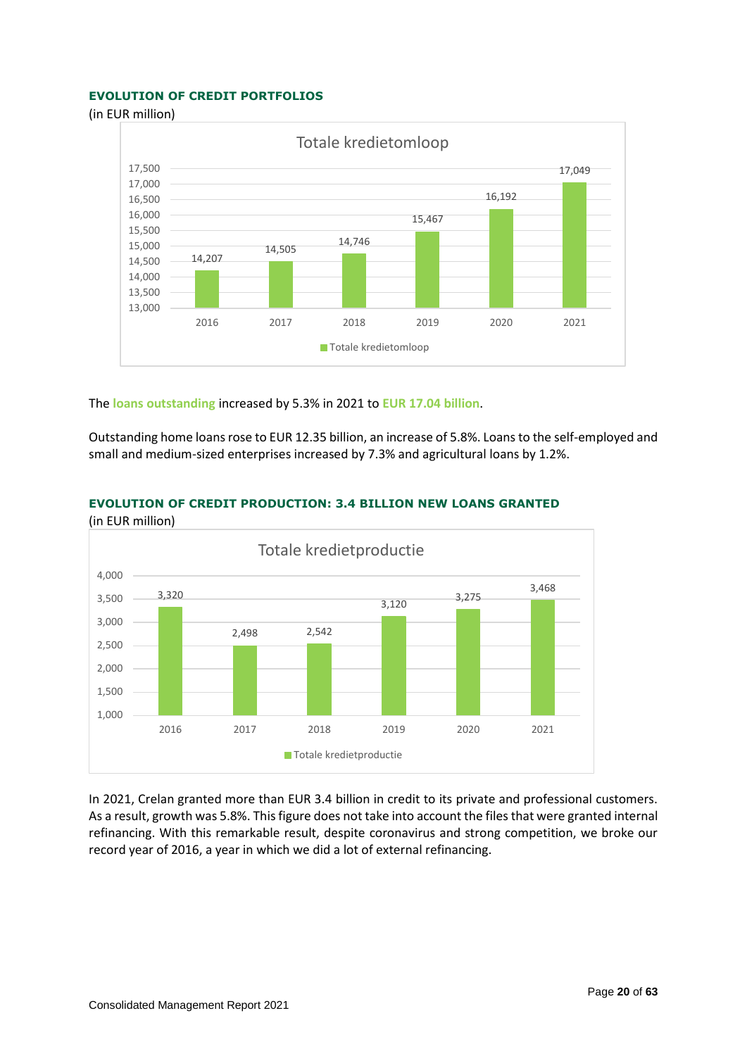**EVOLUTION OF CREDIT PORTFOLIOS**

(in EUR million)

Totale kredietomloop

| Year | Totale kredietomloop |
|---|---|
| 2016 | 14,207 |
| 2017 | 14,505 |
| 2018 | 14,746 |
| 2019 | 15,467 |
| 2020 | 16,192 |
| 2021 | 17,049 |

The **loans outstanding** increased by 5.3% in 2021 to **EUR 17.04 billion**.

Outstanding home loans rose to EUR 12.35 billion, an increase of 5.8%. Loans to the self-employed and small and medium-sized enterprises increased by 7.3% and agricultural loans by 1.2%.

**EVOLUTION OF CREDIT PRODUCTION: 3.4 BILLION NEW LOANS GRANTED**

(in EUR million)

Totale kredietproductie

| Year | Totale kredietproductie |
|---|---|
| 2016 | 3,320 |
| 2017 | 2,498 |
| 2018 | 2,542 |
| 2019 | 3,120 |
| 2020 | 3,275 |
| 2021 | 3,468 |

In 2021, Crelan granted more than EUR 3.4 billion in credit to its private and professional customers. As a result, growth was 5.8%. This figure does not take into account the files that were granted internal refinancing. With this remarkable result, despite coronavirus and strong competition, we broke our record year of 2016, a year in which we did a lot of external refinancing.

Consolidated Management Report 2021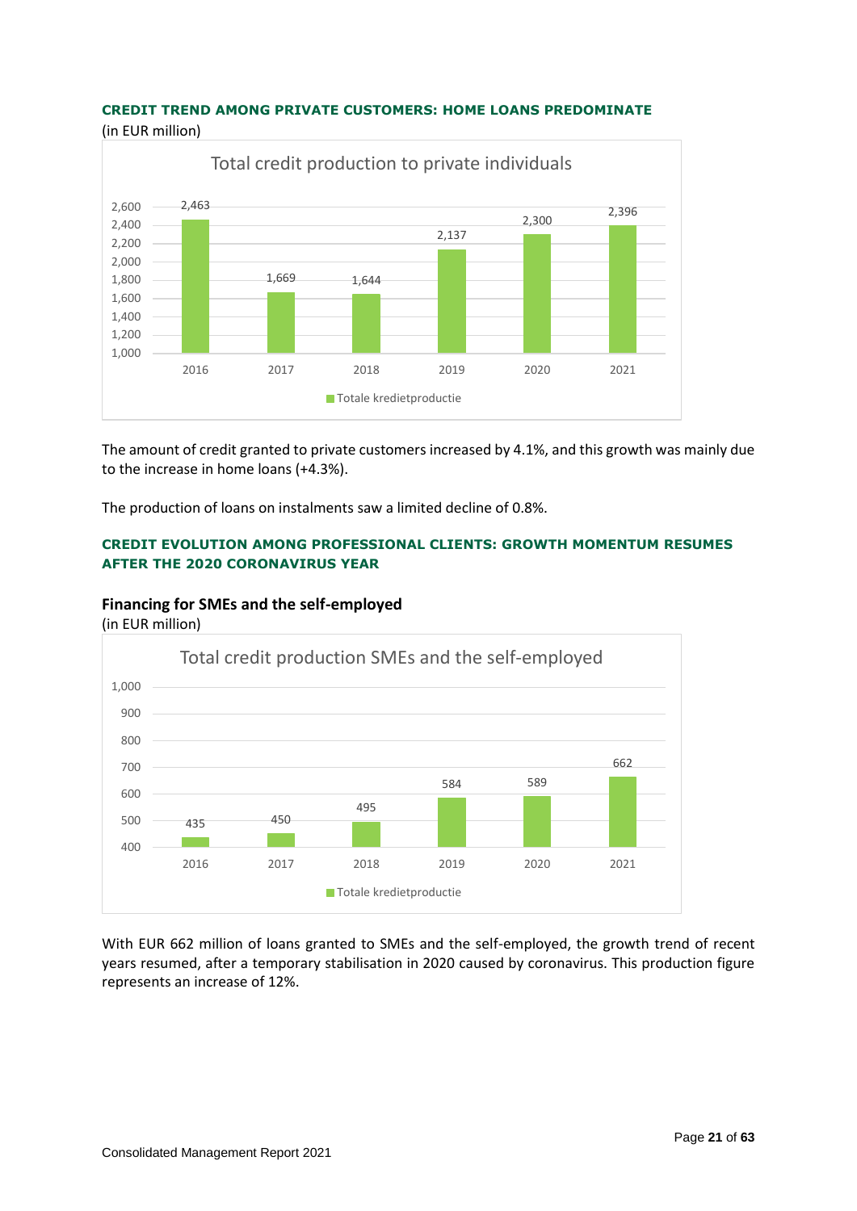### CREDIT TREND AMONG PRIVATE CUSTOMERS: HOME LOANS PREDOMINATE

(in EUR million)

**Total credit production to private individuals**

| Year | Totale kredietproductie |
|---|---|
| 2016 | 2,463 |
| 2017 | 1,669 |
| 2018 | 1,644 |
| 2019 | 2,137 |
| 2020 | 2,300 |
| 2021 | 2,396 |

The amount of credit granted to private customers increased by 4.1%, and this growth was mainly due to the increase in home loans (+4.3%).

The production of loans on instalments saw a limited decline of 0.8%.

### CREDIT EVOLUTION AMONG PROFESSIONAL CLIENTS: GROWTH MOMENTUM RESUMES AFTER THE 2020 CORONAVIRUS YEAR

**Financing for SMEs and the self-employed**

(in EUR million)

**Total credit production SMEs and the self-employed**

| Year | Totale kredietproductie |
|---|---|
| 2016 | 435 |
| 2017 | 450 |
| 2018 | 495 |
| 2019 | 584 |
| 2020 | 589 |
| 2021 | 662 |

With EUR 662 million of loans granted to SMEs and the self-employed, the growth trend of recent years resumed, after a temporary stabilisation in 2020 caused by coronavirus. This production figure represents an increase of 12%.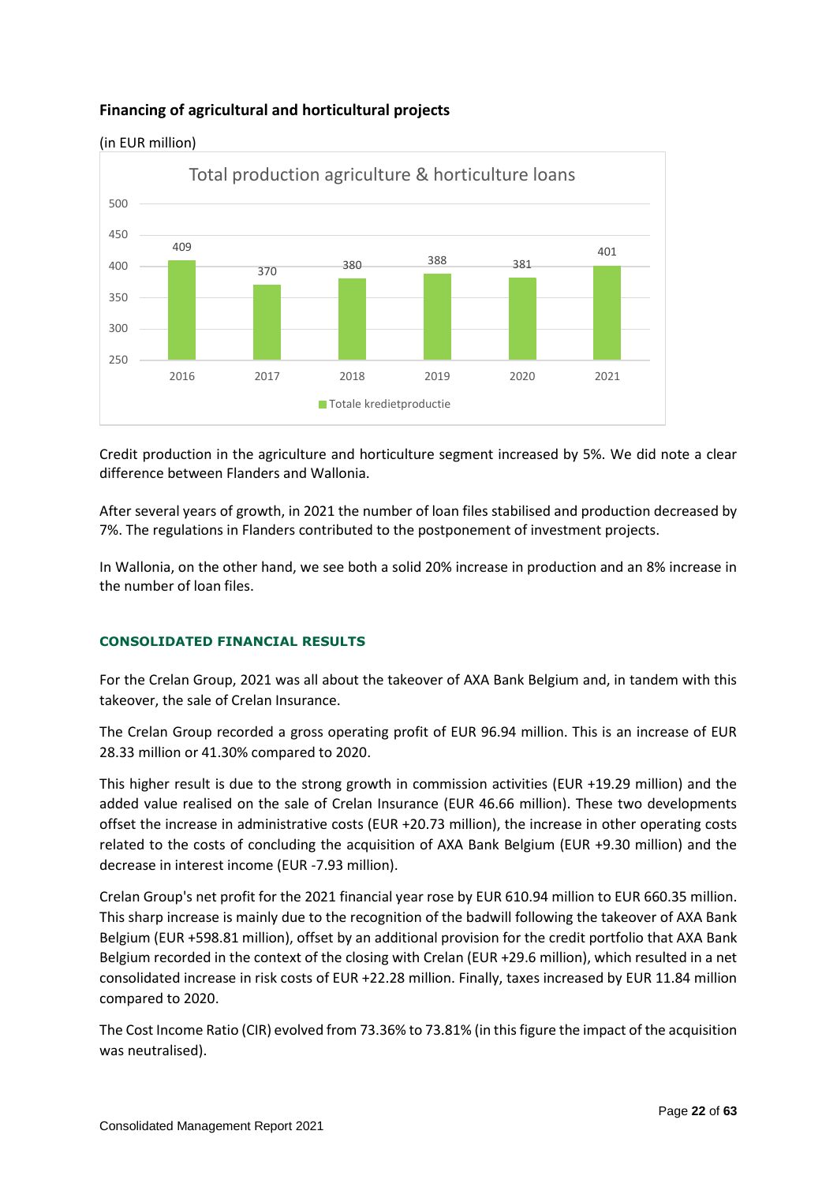### Financing of agricultural and horticultural projects

(in EUR million)

**Total production agriculture & horticulture loans**

| Year | Totale kredietproductie |
|---|---|
| 2016 | 409 |
| 2017 | 370 |
| 2018 | 380 |
| 2019 | 388 |
| 2020 | 381 |
| 2021 | 401 |

Credit production in the agriculture and horticulture segment increased by 5%. We did note a clear difference between Flanders and Wallonia.

After several years of growth, in 2021 the number of loan files stabilised and production decreased by 7%. The regulations in Flanders contributed to the postponement of investment projects.

In Wallonia, on the other hand, we see both a solid 20% increase in production and an 8% increase in the number of loan files.

## CONSOLIDATED FINANCIAL RESULTS

For the Crelan Group, 2021 was all about the takeover of AXA Bank Belgium and, in tandem with this takeover, the sale of Crelan Insurance.

The Crelan Group recorded a gross operating profit of EUR 96.94 million. This is an increase of EUR 28.33 million or 41.30% compared to 2020.

This higher result is due to the strong growth in commission activities (EUR +19.29 million) and the added value realised on the sale of Crelan Insurance (EUR 46.66 million). These two developments offset the increase in administrative costs (EUR +20.73 million), the increase in other operating costs related to the costs of concluding the acquisition of AXA Bank Belgium (EUR +9.30 million) and the decrease in interest income (EUR -7.93 million).

Crelan Group's net profit for the 2021 financial year rose by EUR 610.94 million to EUR 660.35 million. This sharp increase is mainly due to the recognition of the badwill following the takeover of AXA Bank Belgium (EUR +598.81 million), offset by an additional provision for the credit portfolio that AXA Bank Belgium recorded in the context of the closing with Crelan (EUR +29.6 million), which resulted in a net consolidated increase in risk costs of EUR +22.28 million. Finally, taxes increased by EUR 11.84 million compared to 2020.

The Cost Income Ratio (CIR) evolved from 73.36% to 73.81% (in this figure the impact of the acquisition was neutralised).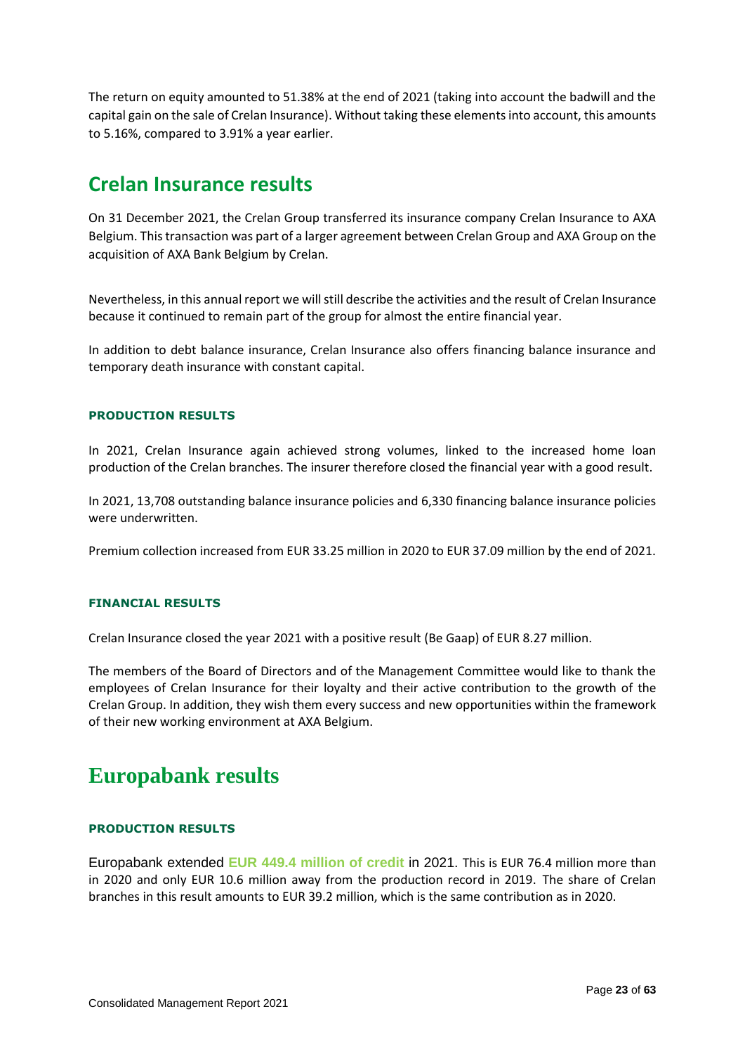The return on equity amounted to 51.38% at the end of 2021 (taking into account the badwill and the capital gain on the sale of Crelan Insurance). Without taking these elements into account, this amounts to 5.16%, compared to 3.91% a year earlier.

## Crelan Insurance results

On 31 December 2021, the Crelan Group transferred its insurance company Crelan Insurance to AXA Belgium. This transaction was part of a larger agreement between Crelan Group and AXA Group on the acquisition of AXA Bank Belgium by Crelan.

Nevertheless, in this annual report we will still describe the activities and the result of Crelan Insurance because it continued to remain part of the group for almost the entire financial year.

In addition to debt balance insurance, Crelan Insurance also offers financing balance insurance and temporary death insurance with constant capital.

#### PRODUCTION RESULTS

In 2021, Crelan Insurance again achieved strong volumes, linked to the increased home loan production of the Crelan branches. The insurer therefore closed the financial year with a good result.

In 2021, 13,708 outstanding balance insurance policies and 6,330 financing balance insurance policies were underwritten.

Premium collection increased from EUR 33.25 million in 2020 to EUR 37.09 million by the end of 2021.

#### FINANCIAL RESULTS

Crelan Insurance closed the year 2021 with a positive result (Be Gaap) of EUR 8.27 million.

The members of the Board of Directors and of the Management Committee would like to thank the employees of Crelan Insurance for their loyalty and their active contribution to the growth of the Crelan Group. In addition, they wish them every success and new opportunities within the framework of their new working environment at AXA Belgium.

## Europabank results

#### PRODUCTION RESULTS

Europabank extended **EUR 449.4 million of credit** in 2021. This is EUR 76.4 million more than in 2020 and only EUR 10.6 million away from the production record in 2019. The share of Crelan branches in this result amounts to EUR 39.2 million, which is the same contribution as in 2020.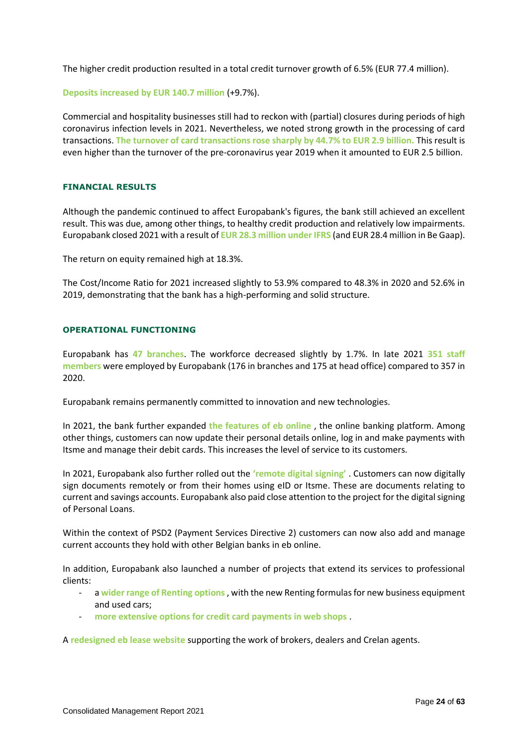The higher credit production resulted in a total credit turnover growth of 6.5% (EUR 77.4 million).

**Deposits increased by EUR 140.7 million** (+9.7%).

Commercial and hospitality businesses still had to reckon with (partial) closures during periods of high coronavirus infection levels in 2021. Nevertheless, we noted strong growth in the processing of card transactions. **The turnover of card transactions rose sharply by 44.7% to EUR 2.9 billion.** This result is even higher than the turnover of the pre-coronavirus year 2019 when it amounted to EUR 2.5 billion.

## FINANCIAL RESULTS

Although the pandemic continued to affect Europabank's figures, the bank still achieved an excellent result. This was due, among other things, to healthy credit production and relatively low impairments. Europabank closed 2021 with a result of **EUR 28.3 million under IFRS** (and EUR 28.4 million in Be Gaap).

The return on equity remained high at 18.3%.

The Cost/Income Ratio for 2021 increased slightly to 53.9% compared to 48.3% in 2020 and 52.6% in 2019, demonstrating that the bank has a high-performing and solid structure.

## OPERATIONAL FUNCTIONING

Europabank has **47 branches**. The workforce decreased slightly by 1.7%. In late 2021 **351 staff members** were employed by Europabank (176 in branches and 175 at head office) compared to 357 in 2020.

Europabank remains permanently committed to innovation and new technologies.

In 2021, the bank further expanded **the features of eb online** , the online banking platform. Among other things, customers can now update their personal details online, log in and make payments with Itsme and manage their debit cards. This increases the level of service to its customers.

In 2021, Europabank also further rolled out the **'remote digital signing'** . Customers can now digitally sign documents remotely or from their homes using eID or Itsme. These are documents relating to current and savings accounts. Europabank also paid close attention to the project for the digital signing of Personal Loans.

Within the context of PSD2 (Payment Services Directive 2) customers can now also add and manage current accounts they hold with other Belgian banks in eb online.

In addition, Europabank also launched a number of projects that extend its services to professional clients:

- a **wider range of Renting options** , with the new Renting formulas for new business equipment and used cars;
- **more extensive options for credit card payments in web shops** .

A **redesigned eb lease website** supporting the work of brokers, dealers and Crelan agents.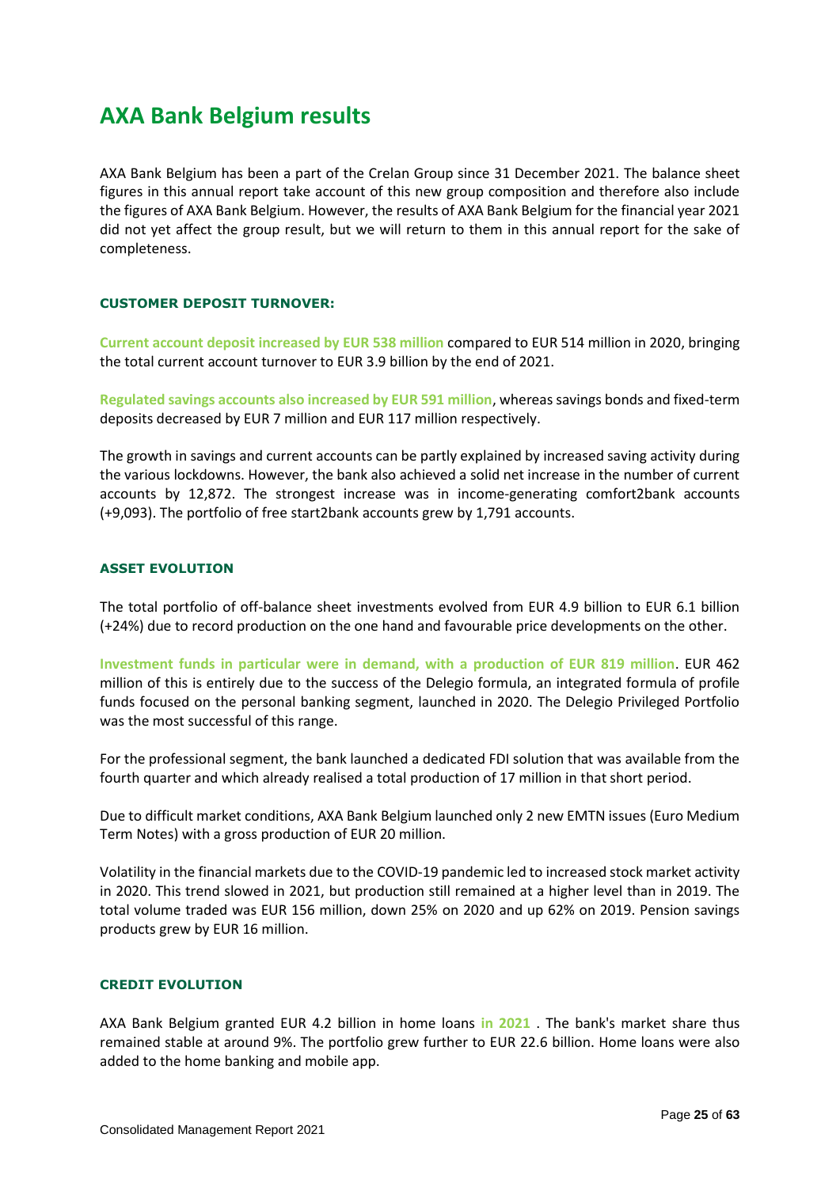# AXA Bank Belgium results

AXA Bank Belgium has been a part of the Crelan Group since 31 December 2021. The balance sheet figures in this annual report take account of this new group composition and therefore also include the figures of AXA Bank Belgium. However, the results of AXA Bank Belgium for the financial year 2021 did not yet affect the group result, but we will return to them in this annual report for the sake of completeness.

### CUSTOMER DEPOSIT TURNOVER:

**Current account deposit increased by EUR 538 million** compared to EUR 514 million in 2020, bringing the total current account turnover to EUR 3.9 billion by the end of 2021.

**Regulated savings accounts also increased by EUR 591 million**, whereas savings bonds and fixed-term deposits decreased by EUR 7 million and EUR 117 million respectively.

The growth in savings and current accounts can be partly explained by increased saving activity during the various lockdowns. However, the bank also achieved a solid net increase in the number of current accounts by 12,872. The strongest increase was in income-generating comfort2bank accounts (+9,093). The portfolio of free start2bank accounts grew by 1,791 accounts.

### ASSET EVOLUTION

The total portfolio of off-balance sheet investments evolved from EUR 4.9 billion to EUR 6.1 billion (+24%) due to record production on the one hand and favourable price developments on the other.

**Investment funds in particular were in demand, with a production of EUR 819 million**. EUR 462 million of this is entirely due to the success of the Delegio formula, an integrated formula of profile funds focused on the personal banking segment, launched in 2020. The Delegio Privileged Portfolio was the most successful of this range.

For the professional segment, the bank launched a dedicated FDI solution that was available from the fourth quarter and which already realised a total production of 17 million in that short period.

Due to difficult market conditions, AXA Bank Belgium launched only 2 new EMTN issues (Euro Medium Term Notes) with a gross production of EUR 20 million.

Volatility in the financial markets due to the COVID-19 pandemic led to increased stock market activity in 2020. This trend slowed in 2021, but production still remained at a higher level than in 2019. The total volume traded was EUR 156 million, down 25% on 2020 and up 62% on 2019. Pension savings products grew by EUR 16 million.

### CREDIT EVOLUTION

AXA Bank Belgium granted EUR 4.2 billion in home loans **in 2021** . The bank's market share thus remained stable at around 9%. The portfolio grew further to EUR 22.6 billion. Home loans were also added to the home banking and mobile app.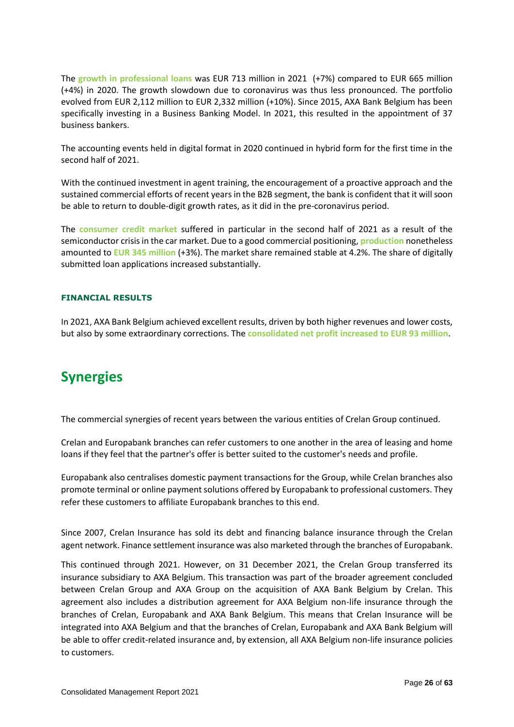The **growth in professional loans** was EUR 713 million in 2021 (+7%) compared to EUR 665 million (+4%) in 2020. The growth slowdown due to coronavirus was thus less pronounced. The portfolio evolved from EUR 2,112 million to EUR 2,332 million (+10%). Since 2015, AXA Bank Belgium has been specifically investing in a Business Banking Model. In 2021, this resulted in the appointment of 37 business bankers.

The accounting events held in digital format in 2020 continued in hybrid form for the first time in the second half of 2021.

With the continued investment in agent training, the encouragement of a proactive approach and the sustained commercial efforts of recent years in the B2B segment, the bank is confident that it will soon be able to return to double-digit growth rates, as it did in the pre-coronavirus period.

The **consumer credit market** suffered in particular in the second half of 2021 as a result of the semiconductor crisis in the car market. Due to a good commercial positioning, **production** nonetheless amounted to **EUR 345 million** (+3%). The market share remained stable at 4.2%. The share of digitally submitted loan applications increased substantially.

#### FINANCIAL RESULTS

In 2021, AXA Bank Belgium achieved excellent results, driven by both higher revenues and lower costs, but also by some extraordinary corrections. The **consolidated net profit increased to EUR 93 million**.

## Synergies

The commercial synergies of recent years between the various entities of Crelan Group continued.

Crelan and Europabank branches can refer customers to one another in the area of leasing and home loans if they feel that the partner's offer is better suited to the customer's needs and profile.

Europabank also centralises domestic payment transactions for the Group, while Crelan branches also promote terminal or online payment solutions offered by Europabank to professional customers. They refer these customers to affiliate Europabank branches to this end.

Since 2007, Crelan Insurance has sold its debt and financing balance insurance through the Crelan agent network. Finance settlement insurance was also marketed through the branches of Europabank.

This continued through 2021. However, on 31 December 2021, the Crelan Group transferred its insurance subsidiary to AXA Belgium. This transaction was part of the broader agreement concluded between Crelan Group and AXA Group on the acquisition of AXA Bank Belgium by Crelan. This agreement also includes a distribution agreement for AXA Belgium non-life insurance through the branches of Crelan, Europabank and AXA Bank Belgium. This means that Crelan Insurance will be integrated into AXA Belgium and that the branches of Crelan, Europabank and AXA Bank Belgium will be able to offer credit-related insurance and, by extension, all AXA Belgium non-life insurance policies to customers.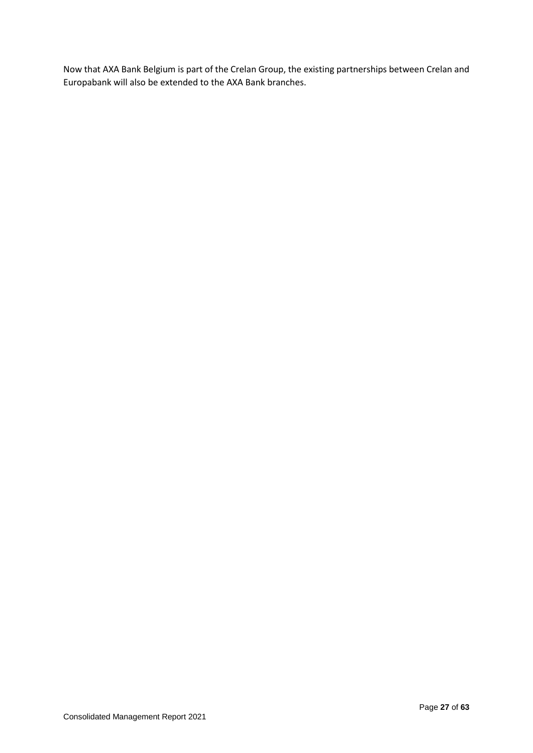Now that AXA Bank Belgium is part of the Crelan Group, the existing partnerships between Crelan and Europabank will also be extended to the AXA Bank branches.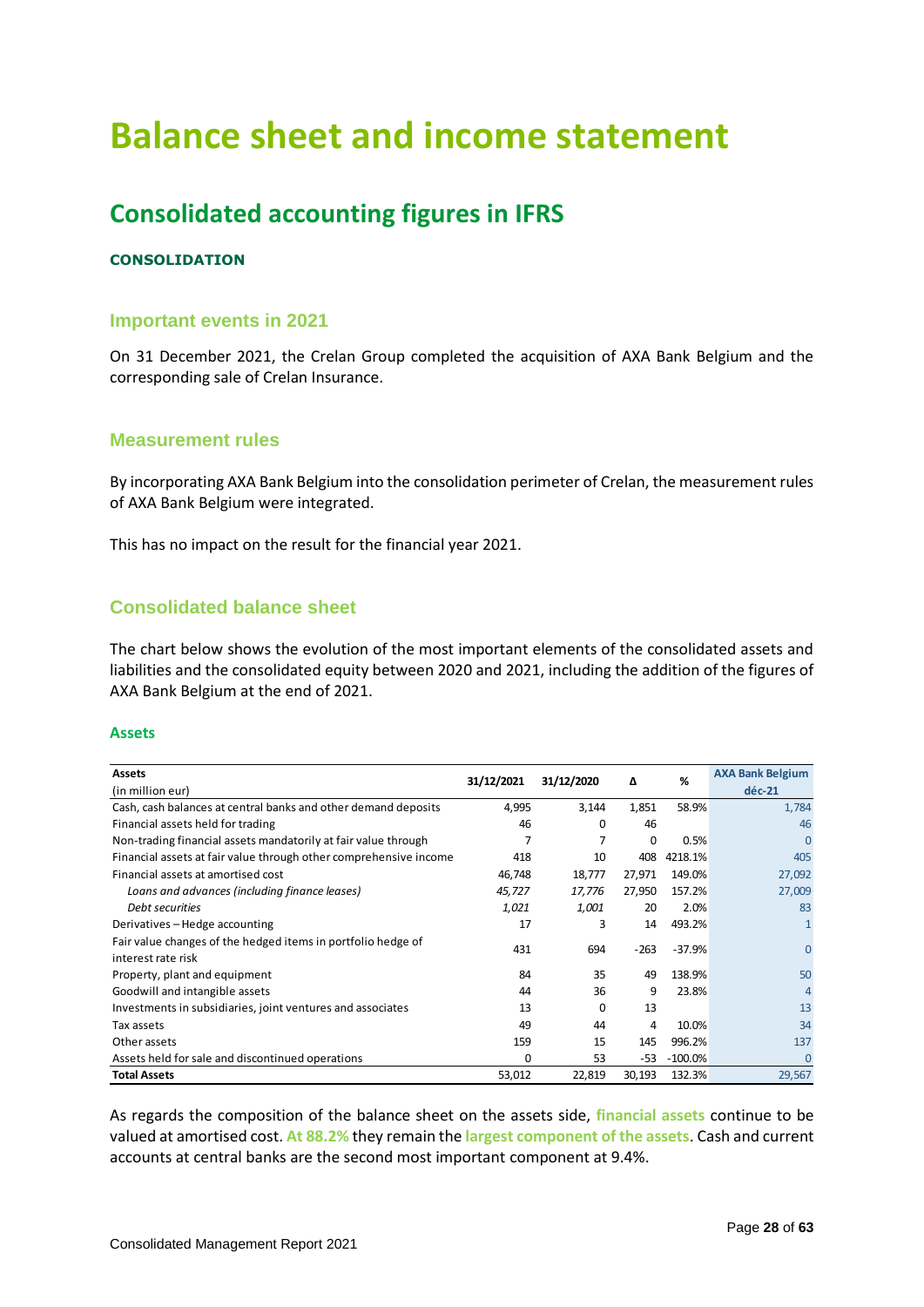# Balance sheet and income statement

## Consolidated accounting figures in IFRS

**CONSOLIDATION**

### Important events in 2021

On 31 December 2021, the Crelan Group completed the acquisition of AXA Bank Belgium and the corresponding sale of Crelan Insurance.

### Measurement rules

By incorporating AXA Bank Belgium into the consolidation perimeter of Crelan, the measurement rules of AXA Bank Belgium were integrated.

This has no impact on the result for the financial year 2021.

### Consolidated balance sheet

The chart below shows the evolution of the most important elements of the consolidated assets and liabilities and the consolidated equity between 2020 and 2021, including the addition of the figures of AXA Bank Belgium at the end of 2021.

#### Assets

| **Assets** (in million eur) | 31/12/2021 | 31/12/2020 | Δ | % | AXA Bank Belgium déc-21 |
|---|---|---|---|---|---|
| Cash, cash balances at central banks and other demand deposits | 4,995 | 3,144 | 1,851 | 58.9% | 1,784 |
| Financial assets held for trading | 46 | 0 | 46 | | 46 |
| Non-trading financial assets mandatorily at fair value through | 7 | 7 | 0 | 0.5% | 0 |
| Financial assets at fair value through other comprehensive income | 418 | 10 | 408 | 4218.1% | 405 |
| Financial assets at amortised cost | 46,748 | 18,777 | 27,971 | 149.0% | 27,092 |
| *Loans and advances (including finance leases)* | *45,727* | *17,776* | 27,950 | 157.2% | 27,009 |
| *Debt securities* | *1,021* | *1,001* | 20 | 2.0% | 83 |
| Derivatives – Hedge accounting | 17 | 3 | 14 | 493.2% | 1 |
| Fair value changes of the hedged items in portfolio hedge of interest rate risk | 431 | 694 | -263 | -37.9% | 0 |
| Property, plant and equipment | 84 | 35 | 49 | 138.9% | 50 |
| Goodwill and intangible assets | 44 | 36 | 9 | 23.8% | 4 |
| Investments in subsidiaries, joint ventures and associates | 13 | 0 | 13 | | 13 |
| Tax assets | 49 | 44 | 4 | 10.0% | 34 |
| Other assets | 159 | 15 | 145 | 996.2% | 137 |
| Assets held for sale and discontinued operations | 0 | 53 | -53 | -100.0% | 0 |
| **Total Assets** | 53,012 | 22,819 | 30,193 | 132.3% | 29,567 |

As regards the composition of the balance sheet on the assets side, **financial assets** continue to be valued at amortised cost. **At 88.2%** they remain the **largest component of the assets**. Cash and current accounts at central banks are the second most important component at 9.4%.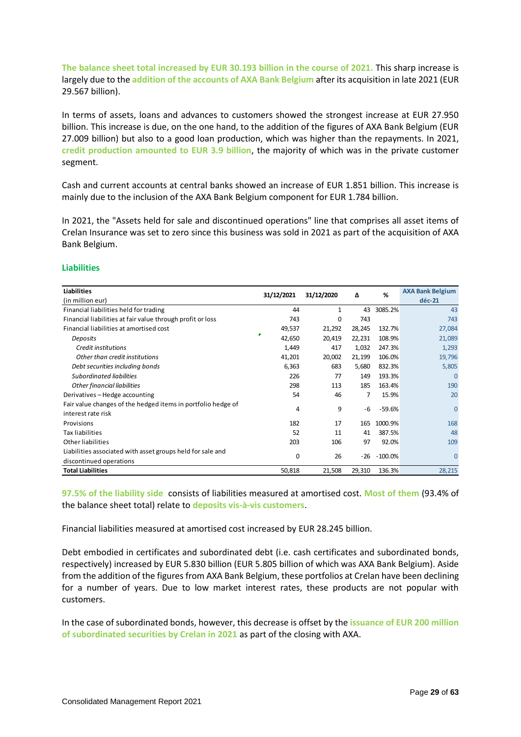**The balance sheet total increased by EUR 30.193 billion in the course of 2021.** This sharp increase is largely due to the **addition of the accounts of AXA Bank Belgium** after its acquisition in late 2021 (EUR 29.567 billion).

In terms of assets, loans and advances to customers showed the strongest increase at EUR 27.950 billion. This increase is due, on the one hand, to the addition of the figures of AXA Bank Belgium (EUR 27.009 billion) but also to a good loan production, which was higher than the repayments. In 2021, **credit production amounted to EUR 3.9 billion**, the majority of which was in the private customer segment.

Cash and current accounts at central banks showed an increase of EUR 1.851 billion. This increase is mainly due to the inclusion of the AXA Bank Belgium component for EUR 1.784 billion.

In 2021, the "Assets held for sale and discontinued operations" line that comprises all asset items of Crelan Insurance was set to zero since this business was sold in 2021 as part of the acquisition of AXA Bank Belgium.

## Liabilities

| **Liabilities** (in million eur) | 31/12/2021 | 31/12/2020 | Δ | % | AXA Bank Belgium déc-21 |
|---|---|---|---|---|---|
| Financial liabilities held for trading | 44 | 1 | 43 | 3085.2% | 43 |
| Financial liabilities at fair value through profit or loss | 743 | 0 | 743 | | 743 |
| Financial liabilities at amortised cost | 49,537 | 21,292 | 28,245 | 132.7% | 27,084 |
| *Deposits* | 42,650 | 20,419 | 22,231 | 108.9% | 21,089 |
| *Credit institutions* | 1,449 | 417 | 1,032 | 247.3% | 1,293 |
| *Other than credit institutions* | 41,201 | 20,002 | 21,199 | 106.0% | 19,796 |
| *Debt securities including bonds* | 6,363 | 683 | 5,680 | 832.3% | 5,805 |
| *Subordinated liabilities* | 226 | 77 | 149 | 193.3% | 0 |
| *Other financial liabilities* | 298 | 113 | 185 | 163.4% | 190 |
| Derivatives – Hedge accounting | 54 | 46 | 7 | 15.9% | 20 |
| Fair value changes of the hedged items in portfolio hedge of interest rate risk | 4 | 9 | -6 | -59.6% | 0 |
| Provisions | 182 | 17 | 165 | 1000.9% | 168 |
| Tax liabilities | 52 | 11 | 41 | 387.5% | 48 |
| Other liabilities | 203 | 106 | 97 | 92.0% | 109 |
| Liabilities associated with asset groups held for sale and discontinued operations | 0 | 26 | -26 | -100.0% | 0 |
| **Total Liabilities** | 50,818 | 21,508 | 29,310 | 136.3% | 28,215 |

**97.5% of the liability side** consists of liabilities measured at amortised cost. **Most of them** (93.4% of the balance sheet total) relate to **deposits vis-à-vis customers**.

Financial liabilities measured at amortised cost increased by EUR 28.245 billion.

Debt embodied in certificates and subordinated debt (i.e. cash certificates and subordinated bonds, respectively) increased by EUR 5.830 billion (EUR 5.805 billion of which was AXA Bank Belgium). Aside from the addition of the figures from AXA Bank Belgium, these portfolios at Crelan have been declining for a number of years. Due to low market interest rates, these products are not popular with customers.

In the case of subordinated bonds, however, this decrease is offset by the **issuance of EUR 200 million of subordinated securities by Crelan in 2021** as part of the closing with AXA.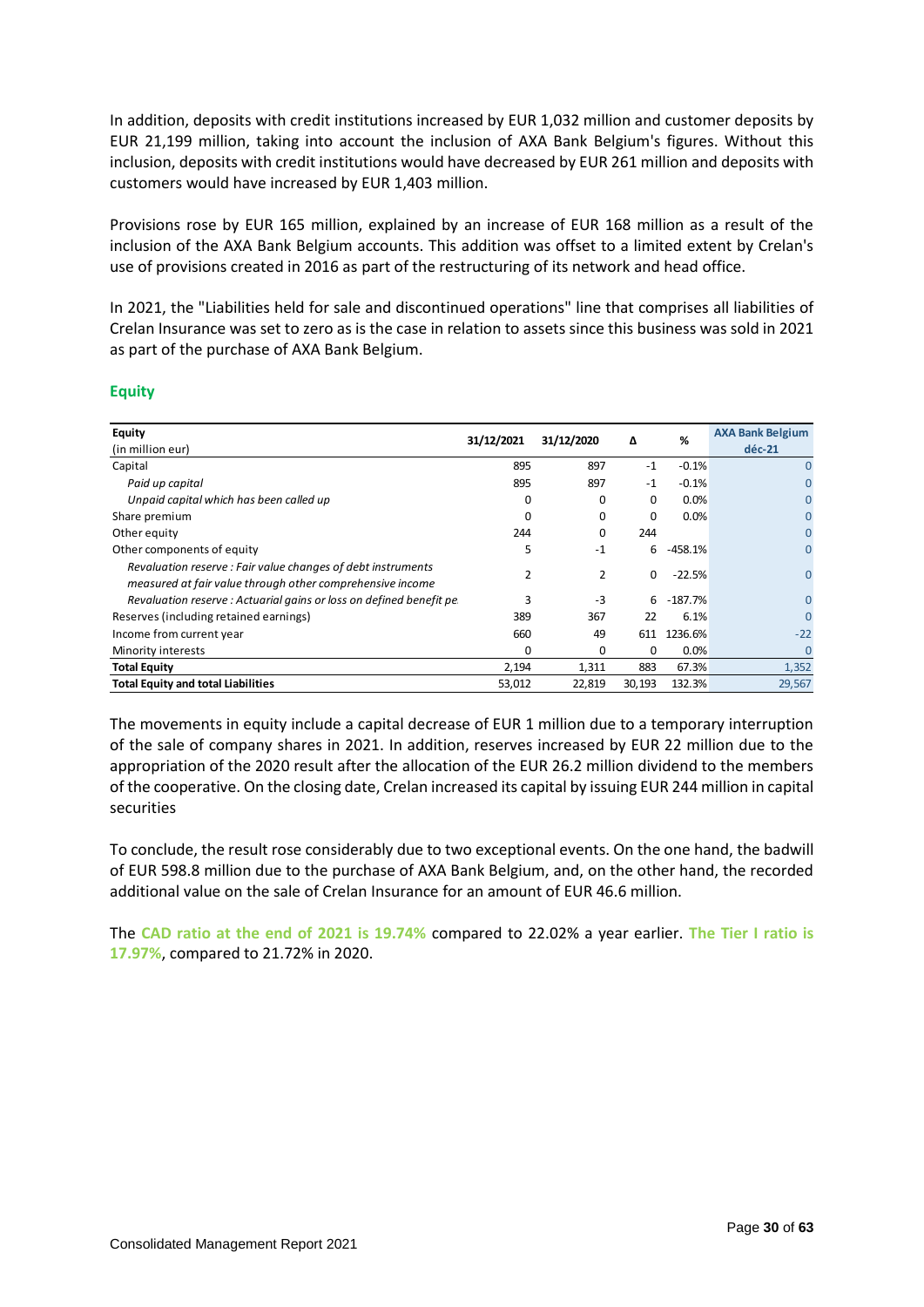In addition, deposits with credit institutions increased by EUR 1,032 million and customer deposits by EUR 21,199 million, taking into account the inclusion of AXA Bank Belgium's figures. Without this inclusion, deposits with credit institutions would have decreased by EUR 261 million and deposits with customers would have increased by EUR 1,403 million.

Provisions rose by EUR 165 million, explained by an increase of EUR 168 million as a result of the inclusion of the AXA Bank Belgium accounts. This addition was offset to a limited extent by Crelan's use of provisions created in 2016 as part of the restructuring of its network and head office.

In 2021, the "Liabilities held for sale and discontinued operations" line that comprises all liabilities of Crelan Insurance was set to zero as is the case in relation to assets since this business was sold in 2021 as part of the purchase of AXA Bank Belgium.

## Equity

| **Equity** (in million eur) | 31/12/2021 | 31/12/2020 | Δ | % | AXA Bank Belgium déc-21 |
|---|---|---|---|---|---|
| Capital | 895 | 897 | -1 | -0.1% | 0 |
| *Paid up capital* | 895 | 897 | -1 | -0.1% | 0 |
| *Unpaid capital which has been called up* | 0 | 0 | 0 | 0.0% | 0 |
| Share premium | 0 | 0 | 0 | 0.0% | 0 |
| Other equity | 244 | 0 | 244 | | 0 |
| Other components of equity | 5 | -1 | 6 | -458.1% | 0 |
| *Revaluation reserve : Fair value changes of debt instruments measured at fair value through other comprehensive income* | 2 | 2 | 0 | -22.5% | 0 |
| *Revaluation reserve : Actuarial gains or loss on defined benefit pe* | 3 | -3 | 6 | -187.7% | 0 |
| Reserves (including retained earnings) | 389 | 367 | 22 | 6.1% | 0 |
| Income from current year | 660 | 49 | 611 | 1236.6% | -22 |
| Minority interests | 0 | 0 | 0 | 0.0% | 0 |
| **Total Equity** | 2,194 | 1,311 | 883 | 67.3% | 1,352 |
| **Total Equity and total Liabilities** | 53,012 | 22,819 | 30,193 | 132.3% | 29,567 |

The movements in equity include a capital decrease of EUR 1 million due to a temporary interruption of the sale of company shares in 2021. In addition, reserves increased by EUR 22 million due to the appropriation of the 2020 result after the allocation of the EUR 26.2 million dividend to the members of the cooperative. On the closing date, Crelan increased its capital by issuing EUR 244 million in capital securities

To conclude, the result rose considerably due to two exceptional events. On the one hand, the badwill of EUR 598.8 million due to the purchase of AXA Bank Belgium, and, on the other hand, the recorded additional value on the sale of Crelan Insurance for an amount of EUR 46.6 million.

The **CAD ratio at the end of 2021 is 19.74%** compared to 22.02% a year earlier. **The Tier I ratio is 17.97%**, compared to 21.72% in 2020.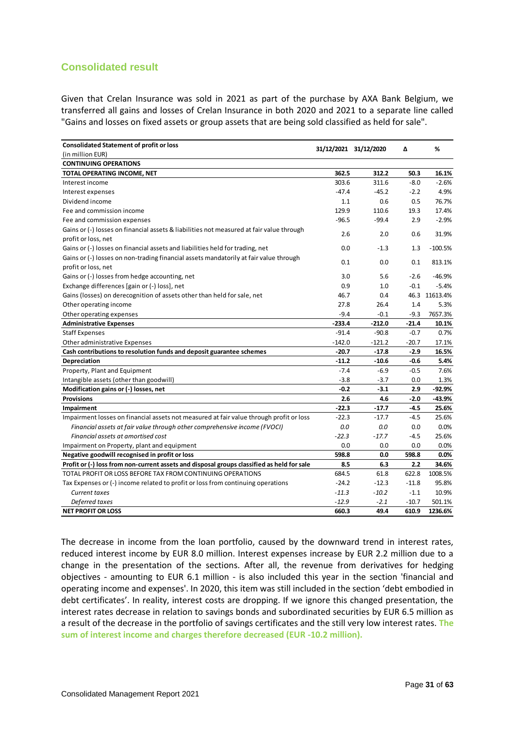## Consolidated result

Given that Crelan Insurance was sold in 2021 as part of the purchase by AXA Bank Belgium, we transferred all gains and losses of Crelan Insurance in both 2020 and 2021 to a separate line called "Gains and losses on fixed assets or group assets that are being sold classified as held for sale".

| **Consolidated Statement of profit or loss** (in million EUR) | **31/12/2021** | **31/12/2020** | **Δ** | **%** |
|---|---|---|---|---|
| **CONTINUING OPERATIONS** | | | | |
| **TOTAL OPERATING INCOME, NET** | **362.5** | **312.2** | **50.3** | **16.1%** |
| Interest income | 303.6 | 311.6 | -8.0 | -2.6% |
| Interest expenses | -47.4 | -45.2 | -2.2 | 4.9% |
| Dividend income | 1.1 | 0.6 | 0.5 | 76.7% |
| Fee and commission income | 129.9 | 110.6 | 19.3 | 17.4% |
| Fee and commission expenses | -96.5 | -99.4 | 2.9 | -2.9% |
| Gains or (-) losses on financial assets & liabilities not measured at fair value through profit or loss, net | 2.6 | 2.0 | 0.6 | 31.9% |
| Gains or (-) losses on financial assets and liabilities held for trading, net | 0.0 | -1.3 | 1.3 | -100.5% |
| Gains or (-) losses on non-trading financial assets mandatorily at fair value through profit or loss, net | 0.1 | 0.0 | 0.1 | 813.1% |
| Gains or (-) losses from hedge accounting, net | 3.0 | 5.6 | -2.6 | -46.9% |
| Exchange differences [gain or (-) loss], net | 0.9 | 1.0 | -0.1 | -5.4% |
| Gains (losses) on derecognition of assets other than held for sale, net | 46.7 | 0.4 | 46.3 | 11613.4% |
| Other operating income | 27.8 | 26.4 | 1.4 | 5.3% |
| Other operating expenses | -9.4 | -0.1 | -9.3 | 7657.3% |
| **Administrative Expenses** | **-233.4** | **-212.0** | **-21.4** | **10.1%** |
| Staff Expenses | -91.4 | -90.8 | -0.7 | 0.7% |
| Other administrative Expenses | -142.0 | -121.2 | -20.7 | 17.1% |
| **Cash contributions to resolution funds and deposit guarantee schemes** | **-20.7** | **-17.8** | **-2.9** | **16.5%** |
| **Depreciation** | **-11.2** | **-10.6** | **-0.6** | **5.4%** |
| Property, Plant and Equipment | -7.4 | -6.9 | -0.5 | 7.6% |
| Intangible assets (other than goodwill) | -3.8 | -3.7 | 0.0 | 1.3% |
| **Modification gains or (-) losses, net** | **-0.2** | **-3.1** | **2.9** | **-92.9%** |
| **Provisions** | **2.6** | **4.6** | **-2.0** | **-43.9%** |
| **Impairment** | **-22.3** | **-17.7** | **-4.5** | **25.6%** |
| Impairment losses on financial assets not measured at fair value through profit or loss | -22.3 | -17.7 | -4.5 | 25.6% |
| *Financial assets at fair value through other comprehensive income (FVOCI)* | *0.0* | *0.0* | 0.0 | 0.0% |
| *Financial assets at amortised cost* | *-22.3* | *-17.7* | -4.5 | 25.6% |
| Impairment on Property, plant and equipment | 0.0 | 0.0 | 0.0 | 0.0% |
| **Negative goodwill recognised in profit or loss** | **598.8** | **0.0** | **598.8** | **0.0%** |
| **Profit or (-) loss from non-current assets and disposal groups classified as held for sale** | **8.5** | **6.3** | **2.2** | **34.6%** |
| TOTAL PROFIT OR LOSS BEFORE TAX FROM CONTINUING OPERATIONS | 684.5 | 61.8 | 622.8 | 1008.5% |
| Tax Expenses or (-) income related to profit or loss from continuing operations | -24.2 | -12.3 | -11.8 | 95.8% |
| *Current taxes* | *-11.3* | *-10.2* | -1.1 | 10.9% |
| *Deferred taxes* | *-12.9* | *-2.1* | -10.7 | 501.1% |
| **NET PROFIT OR LOSS** | **660.3** | **49.4** | **610.9** | **1236.6%** |

The decrease in income from the loan portfolio, caused by the downward trend in interest rates, reduced interest income by EUR 8.0 million. Interest expenses increase by EUR 2.2 million due to a change in the presentation of the sections. After all, the revenue from derivatives for hedging objectives - amounting to EUR 6.1 million - is also included this year in the section 'financial and operating income and expenses'. In 2020, this item was still included in the section 'debt embodied in debt certificates'. In reality, interest costs are dropping. If we ignore this changed presentation, the interest rates decrease in relation to savings bonds and subordinated securities by EUR 6.5 million as a result of the decrease in the portfolio of savings certificates and the still very low interest rates. **The sum of interest income and charges therefore decreased (EUR -10.2 million).**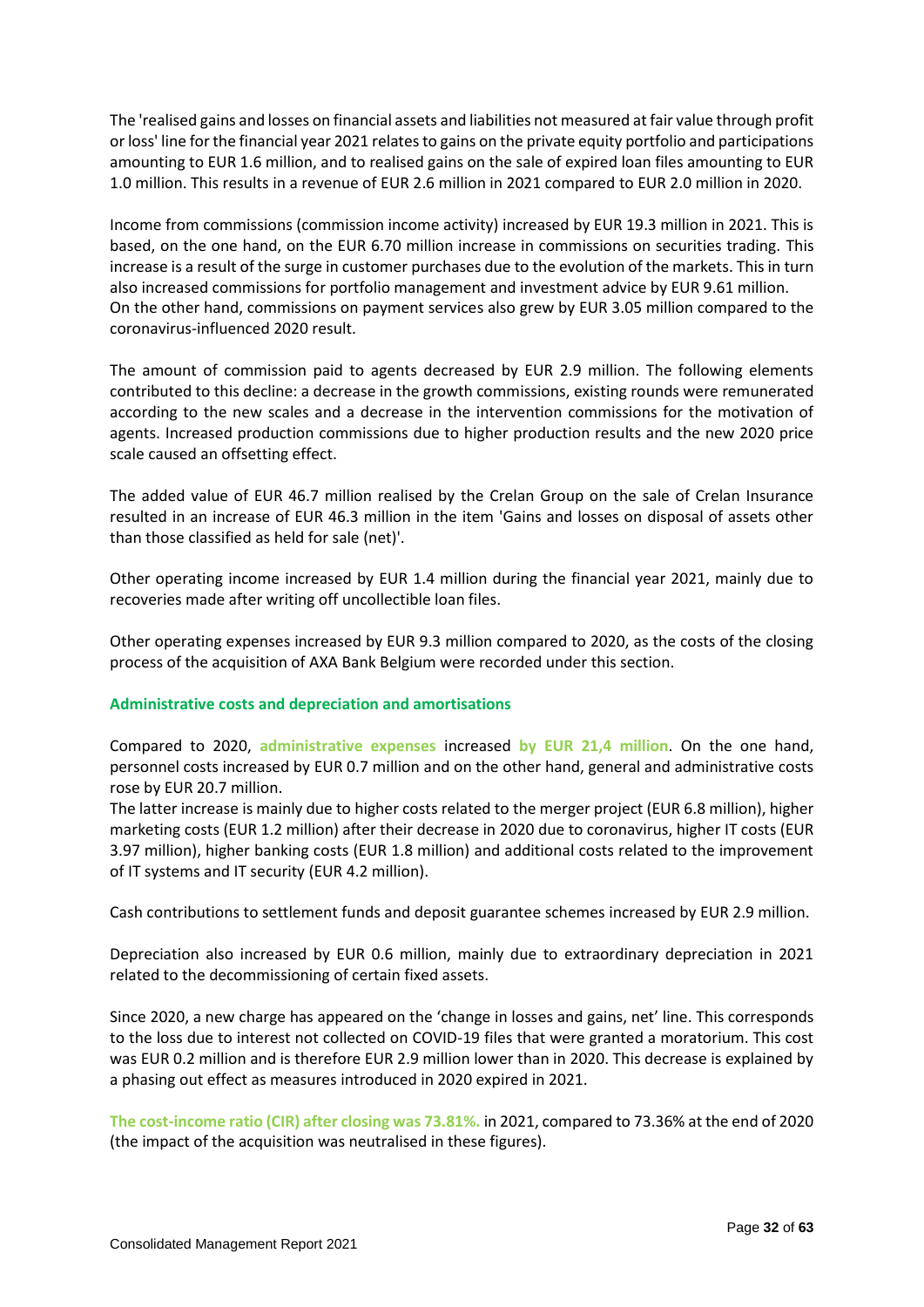The 'realised gains and losses on financial assets and liabilities not measured at fair value through profit or loss' line for the financial year 2021 relates to gains on the private equity portfolio and participations amounting to EUR 1.6 million, and to realised gains on the sale of expired loan files amounting to EUR 1.0 million. This results in a revenue of EUR 2.6 million in 2021 compared to EUR 2.0 million in 2020.

Income from commissions (commission income activity) increased by EUR 19.3 million in 2021. This is based, on the one hand, on the EUR 6.70 million increase in commissions on securities trading. This increase is a result of the surge in customer purchases due to the evolution of the markets. This in turn also increased commissions for portfolio management and investment advice by EUR 9.61 million.
On the other hand, commissions on payment services also grew by EUR 3.05 million compared to the coronavirus-influenced 2020 result.

The amount of commission paid to agents decreased by EUR 2.9 million. The following elements contributed to this decline: a decrease in the growth commissions, existing rounds were remunerated according to the new scales and a decrease in the intervention commissions for the motivation of agents. Increased production commissions due to higher production results and the new 2020 price scale caused an offsetting effect.

The added value of EUR 46.7 million realised by the Crelan Group on the sale of Crelan Insurance resulted in an increase of EUR 46.3 million in the item 'Gains and losses on disposal of assets other than those classified as held for sale (net)'.

Other operating income increased by EUR 1.4 million during the financial year 2021, mainly due to recoveries made after writing off uncollectible loan files.

Other operating expenses increased by EUR 9.3 million compared to 2020, as the costs of the closing process of the acquisition of AXA Bank Belgium were recorded under this section.

### Administrative costs and depreciation and amortisations

Compared to 2020, **administrative expenses** increased **by EUR 21,4 million**. On the one hand, personnel costs increased by EUR 0.7 million and on the other hand, general and administrative costs rose by EUR 20.7 million.
The latter increase is mainly due to higher costs related to the merger project (EUR 6.8 million), higher marketing costs (EUR 1.2 million) after their decrease in 2020 due to coronavirus, higher IT costs (EUR 3.97 million), higher banking costs (EUR 1.8 million) and additional costs related to the improvement of IT systems and IT security (EUR 4.2 million).

Cash contributions to settlement funds and deposit guarantee schemes increased by EUR 2.9 million.

Depreciation also increased by EUR 0.6 million, mainly due to extraordinary depreciation in 2021 related to the decommissioning of certain fixed assets.

Since 2020, a new charge has appeared on the 'change in losses and gains, net' line. This corresponds to the loss due to interest not collected on COVID-19 files that were granted a moratorium. This cost was EUR 0.2 million and is therefore EUR 2.9 million lower than in 2020. This decrease is explained by a phasing out effect as measures introduced in 2020 expired in 2021.

**The cost-income ratio (CIR) after closing was 73.81%.** in 2021, compared to 73.36% at the end of 2020 (the impact of the acquisition was neutralised in these figures).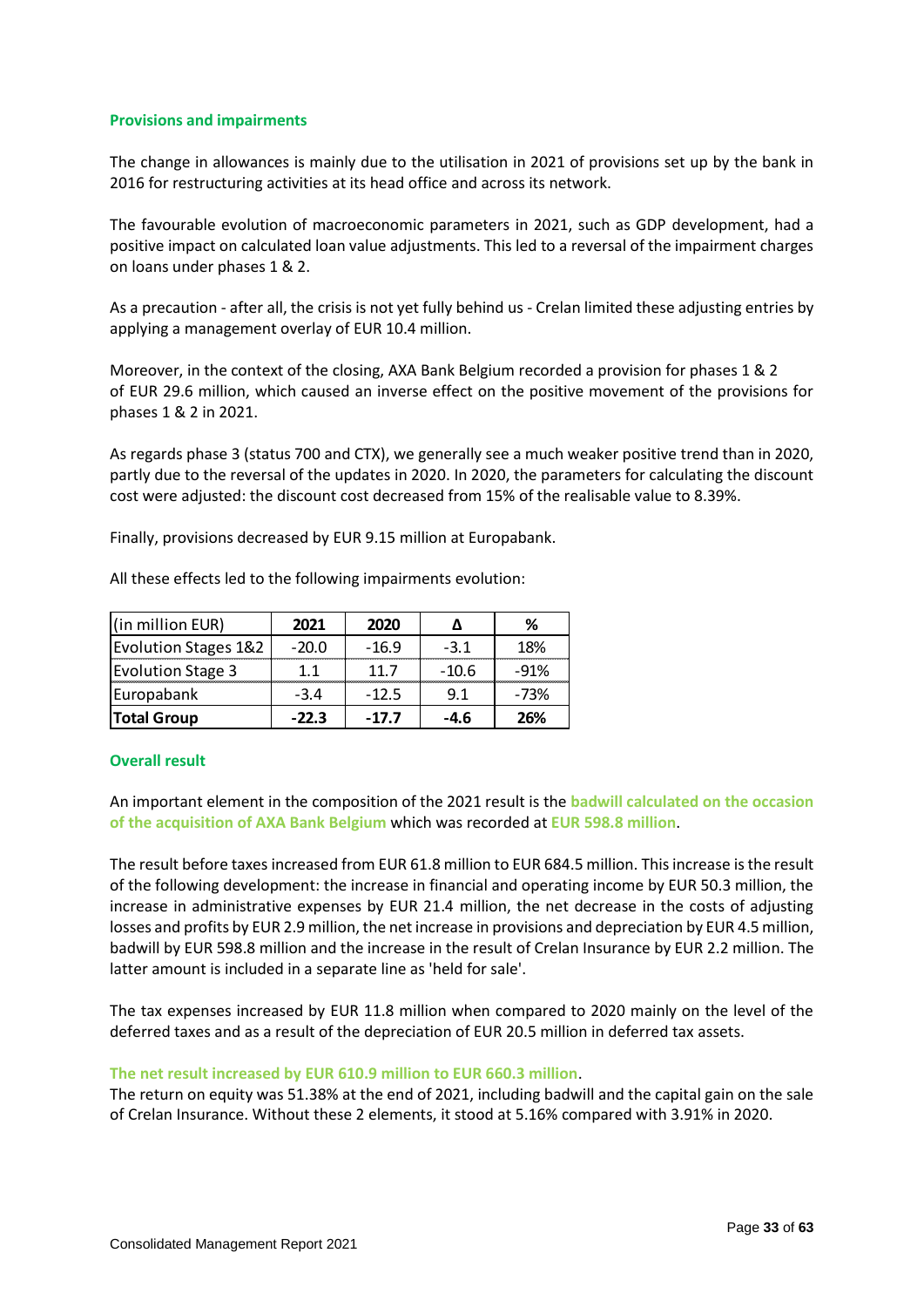### Provisions and impairments

The change in allowances is mainly due to the utilisation in 2021 of provisions set up by the bank in 2016 for restructuring activities at its head office and across its network.

The favourable evolution of macroeconomic parameters in 2021, such as GDP development, had a positive impact on calculated loan value adjustments. This led to a reversal of the impairment charges on loans under phases 1 & 2.

As a precaution - after all, the crisis is not yet fully behind us - Crelan limited these adjusting entries by applying a management overlay of EUR 10.4 million.

Moreover, in the context of the closing, AXA Bank Belgium recorded a provision for phases 1 & 2 of EUR 29.6 million, which caused an inverse effect on the positive movement of the provisions for phases 1 & 2 in 2021.

As regards phase 3 (status 700 and CTX), we generally see a much weaker positive trend than in 2020, partly due to the reversal of the updates in 2020. In 2020, the parameters for calculating the discount cost were adjusted: the discount cost decreased from 15% of the realisable value to 8.39%.

Finally, provisions decreased by EUR 9.15 million at Europabank.

All these effects led to the following impairments evolution:

| (in million EUR) | 2021 | 2020 | Δ | % |
|---|---|---|---|---|
| Evolution Stages 1&2 | -20.0 | -16.9 | -3.1 | 18% |
| Evolution Stage 3 | 1.1 | 11.7 | -10.6 | -91% |
| Europabank | -3.4 | -12.5 | 9.1 | -73% |
| **Total Group** | **-22.3** | **-17.7** | **-4.6** | **26%** |

### Overall result

An important element in the composition of the 2021 result is the **badwill calculated on the occasion of the acquisition of AXA Bank Belgium** which was recorded at **EUR 598.8 million**.

The result before taxes increased from EUR 61.8 million to EUR 684.5 million. This increase is the result of the following development: the increase in financial and operating income by EUR 50.3 million, the increase in administrative expenses by EUR 21.4 million, the net decrease in the costs of adjusting losses and profits by EUR 2.9 million, the net increase in provisions and depreciation by EUR 4.5 million, badwill by EUR 598.8 million and the increase in the result of Crelan Insurance by EUR 2.2 million. The latter amount is included in a separate line as 'held for sale'.

The tax expenses increased by EUR 11.8 million when compared to 2020 mainly on the level of the deferred taxes and as a result of the depreciation of EUR 20.5 million in deferred tax assets.

**The net result increased by EUR 610.9 million to EUR 660.3 million.**
The return on equity was 51.38% at the end of 2021, including badwill and the capital gain on the sale of Crelan Insurance. Without these 2 elements, it stood at 5.16% compared with 3.91% in 2020.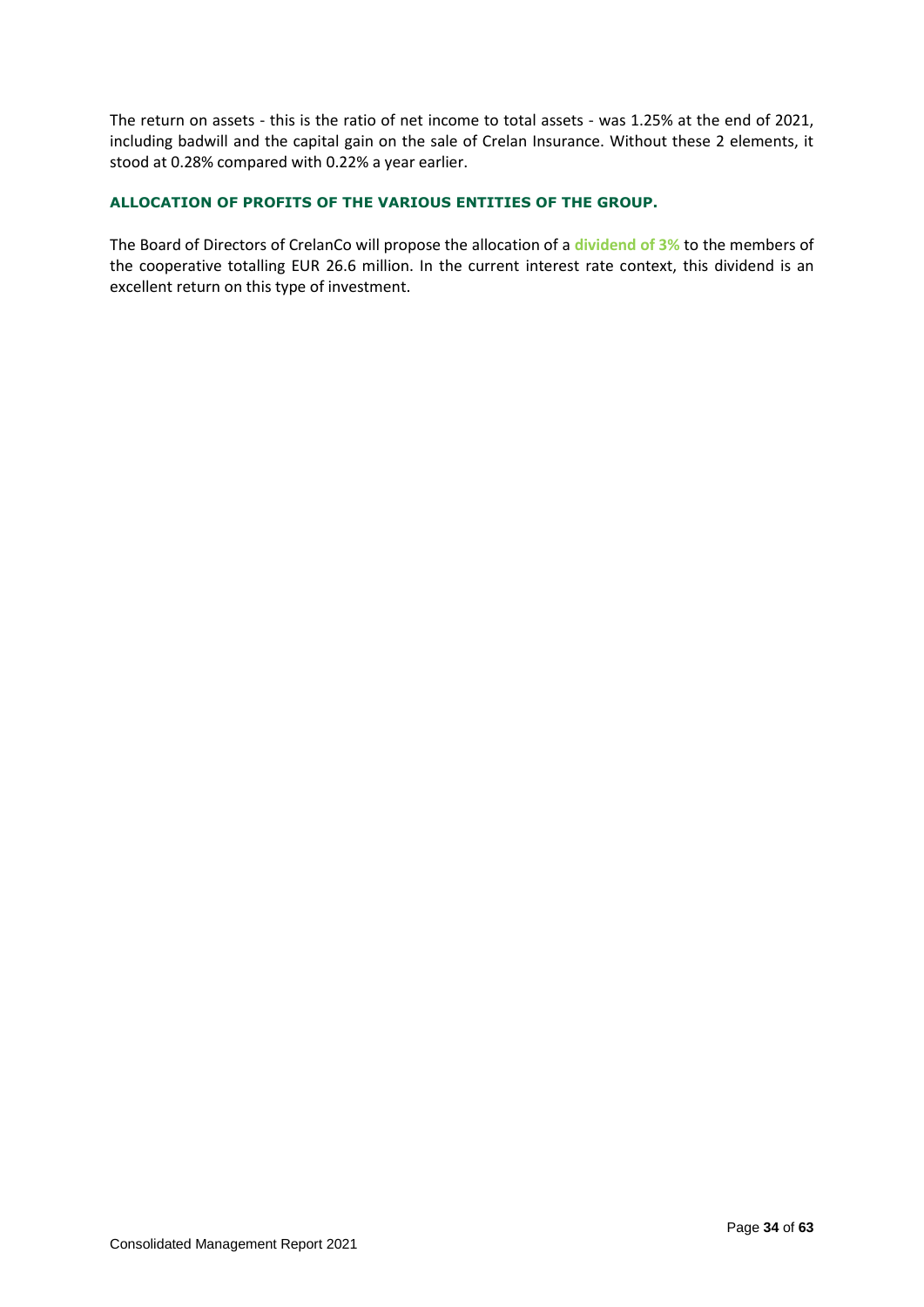The return on assets - this is the ratio of net income to total assets - was 1.25% at the end of 2021, including badwill and the capital gain on the sale of Crelan Insurance. Without these 2 elements, it stood at 0.28% compared with 0.22% a year earlier.

### ALLOCATION OF PROFITS OF THE VARIOUS ENTITIES OF THE GROUP.

The Board of Directors of CrelanCo will propose the allocation of a **dividend of 3%** to the members of the cooperative totalling EUR 26.6 million. In the current interest rate context, this dividend is an excellent return on this type of investment.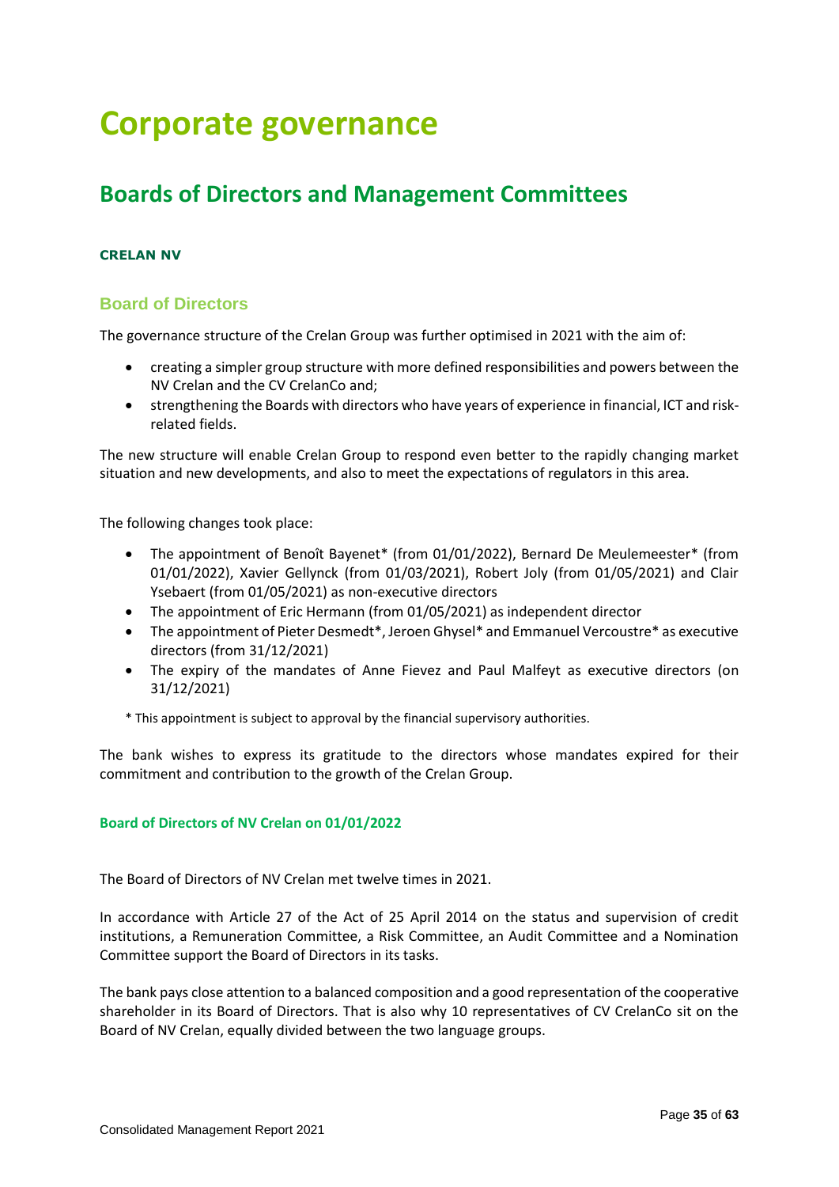# Corporate governance

## Boards of Directors and Management Committees

#### CRELAN NV

### Board of Directors

The governance structure of the Crelan Group was further optimised in 2021 with the aim of:

- creating a simpler group structure with more defined responsibilities and powers between the NV Crelan and the CV CrelanCo and;
- strengthening the Boards with directors who have years of experience in financial, ICT and risk-related fields.

The new structure will enable Crelan Group to respond even better to the rapidly changing market situation and new developments, and also to meet the expectations of regulators in this area.

The following changes took place:

- The appointment of Benoît Bayenet* (from 01/01/2022), Bernard De Meulemeester* (from 01/01/2022), Xavier Gellynck (from 01/03/2021), Robert Joly (from 01/05/2021) and Clair Ysebaert (from 01/05/2021) as non-executive directors
- The appointment of Eric Hermann (from 01/05/2021) as independent director
- The appointment of Pieter Desmedt*, Jeroen Ghysel* and Emmanuel Vercoustre* as executive directors (from 31/12/2021)
- The expiry of the mandates of Anne Fievez and Paul Malfeyt as executive directors (on 31/12/2021)

\* This appointment is subject to approval by the financial supervisory authorities.

The bank wishes to express its gratitude to the directors whose mandates expired for their commitment and contribution to the growth of the Crelan Group.

#### Board of Directors of NV Crelan on 01/01/2022

The Board of Directors of NV Crelan met twelve times in 2021.

In accordance with Article 27 of the Act of 25 April 2014 on the status and supervision of credit institutions, a Remuneration Committee, a Risk Committee, an Audit Committee and a Nomination Committee support the Board of Directors in its tasks.

The bank pays close attention to a balanced composition and a good representation of the cooperative shareholder in its Board of Directors. That is also why 10 representatives of CV CrelanCo sit on the Board of NV Crelan, equally divided between the two language groups.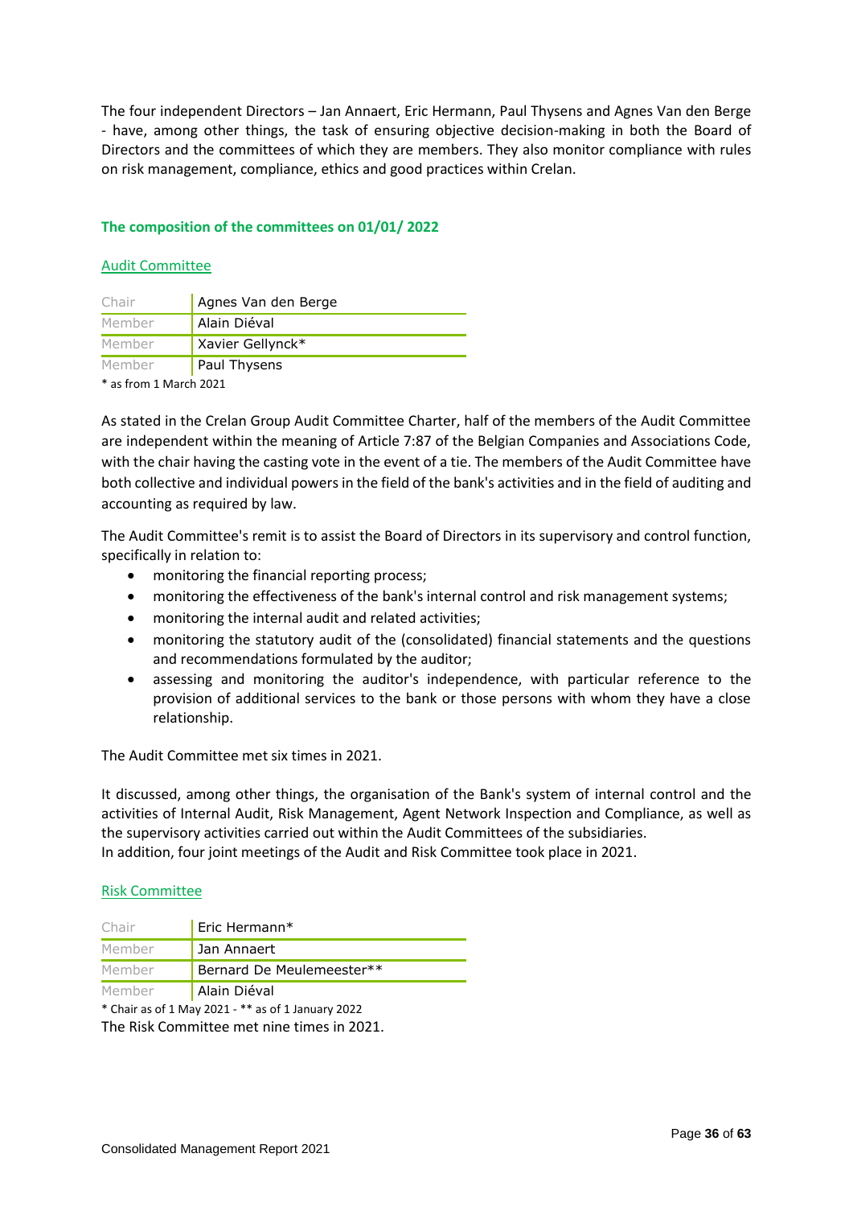The four independent Directors – Jan Annaert, Eric Hermann, Paul Thysens and Agnes Van den Berge - have, among other things, the task of ensuring objective decision-making in both the Board of Directors and the committees of which they are members. They also monitor compliance with rules on risk management, compliance, ethics and good practices within Crelan.

### The composition of the committees on 01/01/ 2022

#### Audit Committee

| | |
|---|---|
| Chair | Agnes Van den Berge |
| Member | Alain Diéval |
| Member | Xavier Gellynck* |
| Member | Paul Thysens |

* as from 1 March 2021

As stated in the Crelan Group Audit Committee Charter, half of the members of the Audit Committee are independent within the meaning of Article 7:87 of the Belgian Companies and Associations Code, with the chair having the casting vote in the event of a tie. The members of the Audit Committee have both collective and individual powers in the field of the bank's activities and in the field of auditing and accounting as required by law.

The Audit Committee's remit is to assist the Board of Directors in its supervisory and control function, specifically in relation to:

- monitoring the financial reporting process;
- monitoring the effectiveness of the bank's internal control and risk management systems;
- monitoring the internal audit and related activities;
- monitoring the statutory audit of the (consolidated) financial statements and the questions and recommendations formulated by the auditor;
- assessing and monitoring the auditor's independence, with particular reference to the provision of additional services to the bank or those persons with whom they have a close relationship.

The Audit Committee met six times in 2021.

It discussed, among other things, the organisation of the Bank's system of internal control and the activities of Internal Audit, Risk Management, Agent Network Inspection and Compliance, as well as the supervisory activities carried out within the Audit Committees of the subsidiaries.
In addition, four joint meetings of the Audit and Risk Committee took place in 2021.

#### Risk Committee

| | |
|---|---|
| Chair | Eric Hermann* |
| Member | Jan Annaert |
| Member | Bernard De Meulemeester** |
| Member | Alain Diéval |

* Chair as of 1 May 2021 - ** as of 1 January 2022

The Risk Committee met nine times in 2021.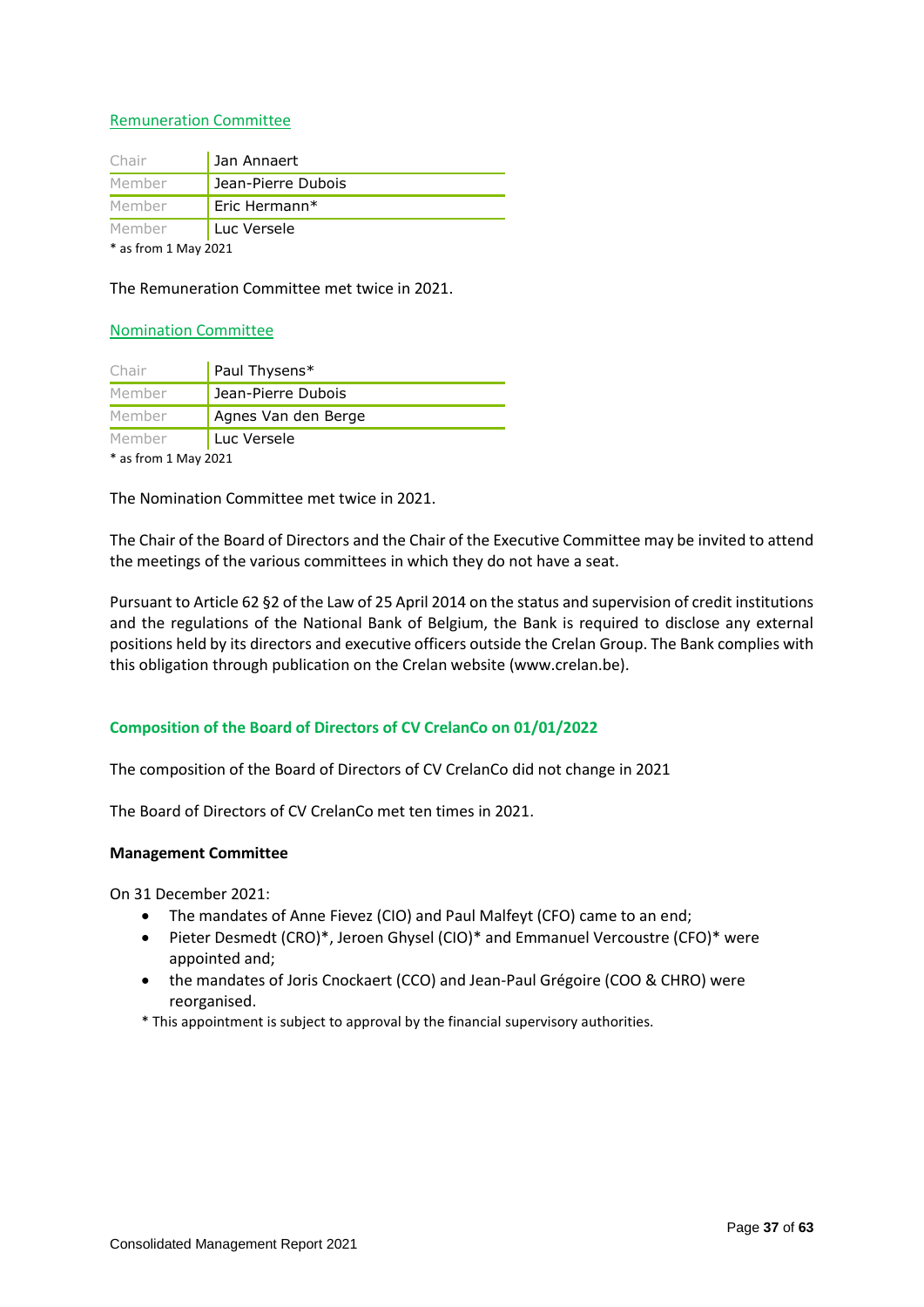Remuneration Committee

| Chair | Jan Annaert |
|---|---|
| Member | Jean-Pierre Dubois |
| Member | Eric Hermann* |
| Member | Luc Versele |

* as from 1 May 2021

The Remuneration Committee met twice in 2021.

Nomination Committee

| Chair | Paul Thysens* |
|---|---|
| Member | Jean-Pierre Dubois |
| Member | Agnes Van den Berge |
| Member | Luc Versele |

* as from 1 May 2021

The Nomination Committee met twice in 2021.

The Chair of the Board of Directors and the Chair of the Executive Committee may be invited to attend the meetings of the various committees in which they do not have a seat.

Pursuant to Article 62 §2 of the Law of 25 April 2014 on the status and supervision of credit institutions and the regulations of the National Bank of Belgium, the Bank is required to disclose any external positions held by its directors and executive officers outside the Crelan Group. The Bank complies with this obligation through publication on the Crelan website (www.crelan.be).

## Composition of the Board of Directors of CV CrelanCo on 01/01/2022

The composition of the Board of Directors of CV CrelanCo did not change in 2021

The Board of Directors of CV CrelanCo met ten times in 2021.

**Management Committee**

On 31 December 2021:

- The mandates of Anne Fievez (CIO) and Paul Malfeyt (CFO) came to an end;
- Pieter Desmedt (CRO)*, Jeroen Ghysel (CIO)* and Emmanuel Vercoustre (CFO)* were appointed and;
- the mandates of Joris Cnockaert (CCO) and Jean-Paul Grégoire (COO & CHRO) were reorganised.

* This appointment is subject to approval by the financial supervisory authorities.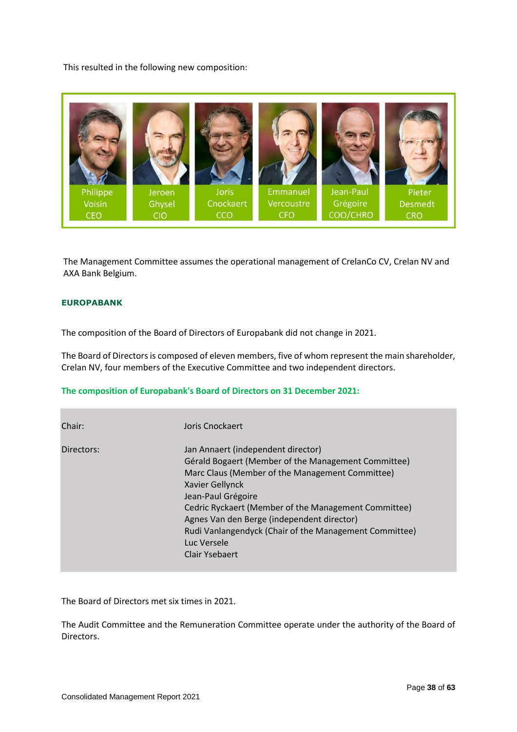This resulted in the following new composition:

| Philippe Voisin | Jeroen Ghysel | Joris Cnockaert | Emmanuel Vercoustre | Jean-Paul Grégoire | Pieter Desmedt |
|---|---|---|---|---|---|
| CEO | CIO | CCO | CFO | COO/CHRO | CRO |

The Management Committee assumes the operational management of CrelanCo CV, Crelan NV and AXA Bank Belgium.

## EUROPABANK

The composition of the Board of Directors of Europabank did not change in 2021.

The Board of Directors is composed of eleven members, five of whom represent the main shareholder, Crelan NV, four members of the Executive Committee and two independent directors.

### The composition of Europabank's Board of Directors on 31 December 2021:

| | |
|---|---|
| Chair: | Joris Cnockaert |
| Directors: | Jan Annaert (independent director)<br>Gérald Bogaert (Member of the Management Committee)<br>Marc Claus (Member of the Management Committee)<br>Xavier Gellynck<br>Jean-Paul Grégoire<br>Cedric Ryckaert (Member of the Management Committee)<br>Agnes Van den Berge (independent director)<br>Rudi Vanlangendyck (Chair of the Management Committee)<br>Luc Versele<br>Clair Ysebaert |

The Board of Directors met six times in 2021.

The Audit Committee and the Remuneration Committee operate under the authority of the Board of Directors.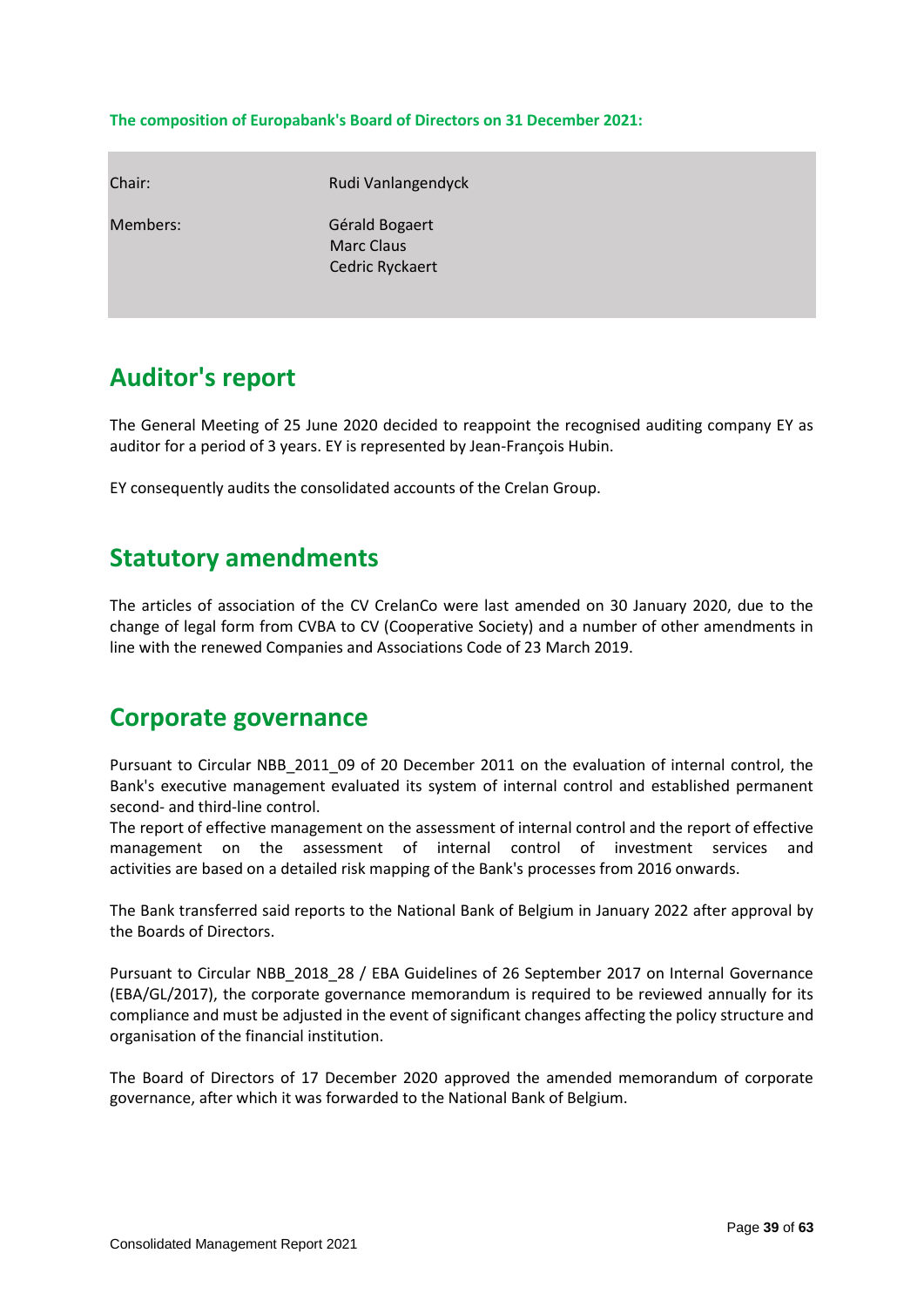**The composition of Europabank's Board of Directors on 31 December 2021:**

| | |
|---|---|
| Chair: | Rudi Vanlangendyck |
| Members: | Gérald Bogaert<br>Marc Claus<br>Cedric Ryckaert |

## Auditor's report

The General Meeting of 25 June 2020 decided to reappoint the recognised auditing company EY as auditor for a period of 3 years. EY is represented by Jean-François Hubin.

EY consequently audits the consolidated accounts of the Crelan Group.

## Statutory amendments

The articles of association of the CV CrelanCo were last amended on 30 January 2020, due to the change of legal form from CVBA to CV (Cooperative Society) and a number of other amendments in line with the renewed Companies and Associations Code of 23 March 2019.

## Corporate governance

Pursuant to Circular NBB_2011_09 of 20 December 2011 on the evaluation of internal control, the Bank's executive management evaluated its system of internal control and established permanent second- and third-line control.
The report of effective management on the assessment of internal control and the report of effective management on the assessment of internal control of investment services and activities are based on a detailed risk mapping of the Bank's processes from 2016 onwards.

The Bank transferred said reports to the National Bank of Belgium in January 2022 after approval by the Boards of Directors.

Pursuant to Circular NBB_2018_28 / EBA Guidelines of 26 September 2017 on Internal Governance (EBA/GL/2017), the corporate governance memorandum is required to be reviewed annually for its compliance and must be adjusted in the event of significant changes affecting the policy structure and organisation of the financial institution.

The Board of Directors of 17 December 2020 approved the amended memorandum of corporate governance, after which it was forwarded to the National Bank of Belgium.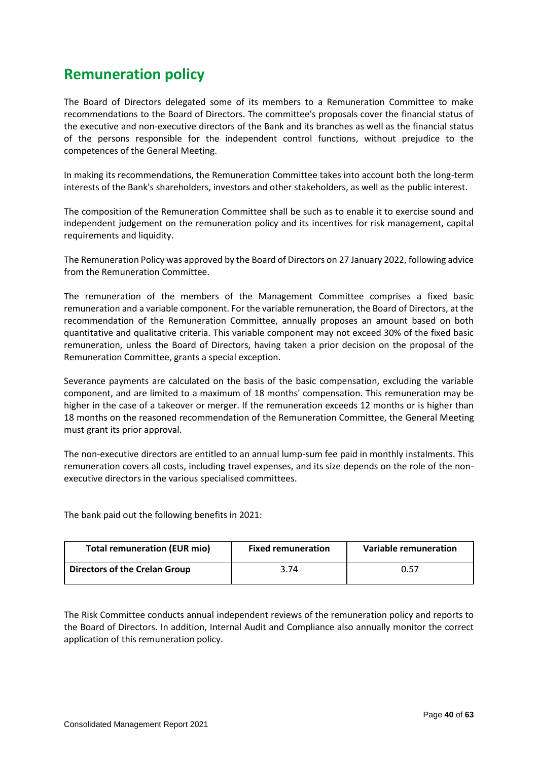# Remuneration policy

The Board of Directors delegated some of its members to a Remuneration Committee to make recommendations to the Board of Directors. The committee's proposals cover the financial status of the executive and non-executive directors of the Bank and its branches as well as the financial status of the persons responsible for the independent control functions, without prejudice to the competences of the General Meeting.

In making its recommendations, the Remuneration Committee takes into account both the long-term interests of the Bank's shareholders, investors and other stakeholders, as well as the public interest.

The composition of the Remuneration Committee shall be such as to enable it to exercise sound and independent judgement on the remuneration policy and its incentives for risk management, capital requirements and liquidity.

The Remuneration Policy was approved by the Board of Directors on 27 January 2022, following advice from the Remuneration Committee.

The remuneration of the members of the Management Committee comprises a fixed basic remuneration and a variable component. For the variable remuneration, the Board of Directors, at the recommendation of the Remuneration Committee, annually proposes an amount based on both quantitative and qualitative criteria. This variable component may not exceed 30% of the fixed basic remuneration, unless the Board of Directors, having taken a prior decision on the proposal of the Remuneration Committee, grants a special exception.

Severance payments are calculated on the basis of the basic compensation, excluding the variable component, and are limited to a maximum of 18 months' compensation. This remuneration may be higher in the case of a takeover or merger. If the remuneration exceeds 12 months or is higher than 18 months on the reasoned recommendation of the Remuneration Committee, the General Meeting must grant its prior approval.

The non-executive directors are entitled to an annual lump-sum fee paid in monthly instalments. This remuneration covers all costs, including travel expenses, and its size depends on the role of the non-executive directors in the various specialised committees.

The bank paid out the following benefits in 2021:

| Total remuneration (EUR mio) | Fixed remuneration | Variable remuneration |
|---|---|---|
| **Directors of the Crelan Group** | 3.74 | 0.57 |

The Risk Committee conducts annual independent reviews of the remuneration policy and reports to the Board of Directors. In addition, Internal Audit and Compliance also annually monitor the correct application of this remuneration policy.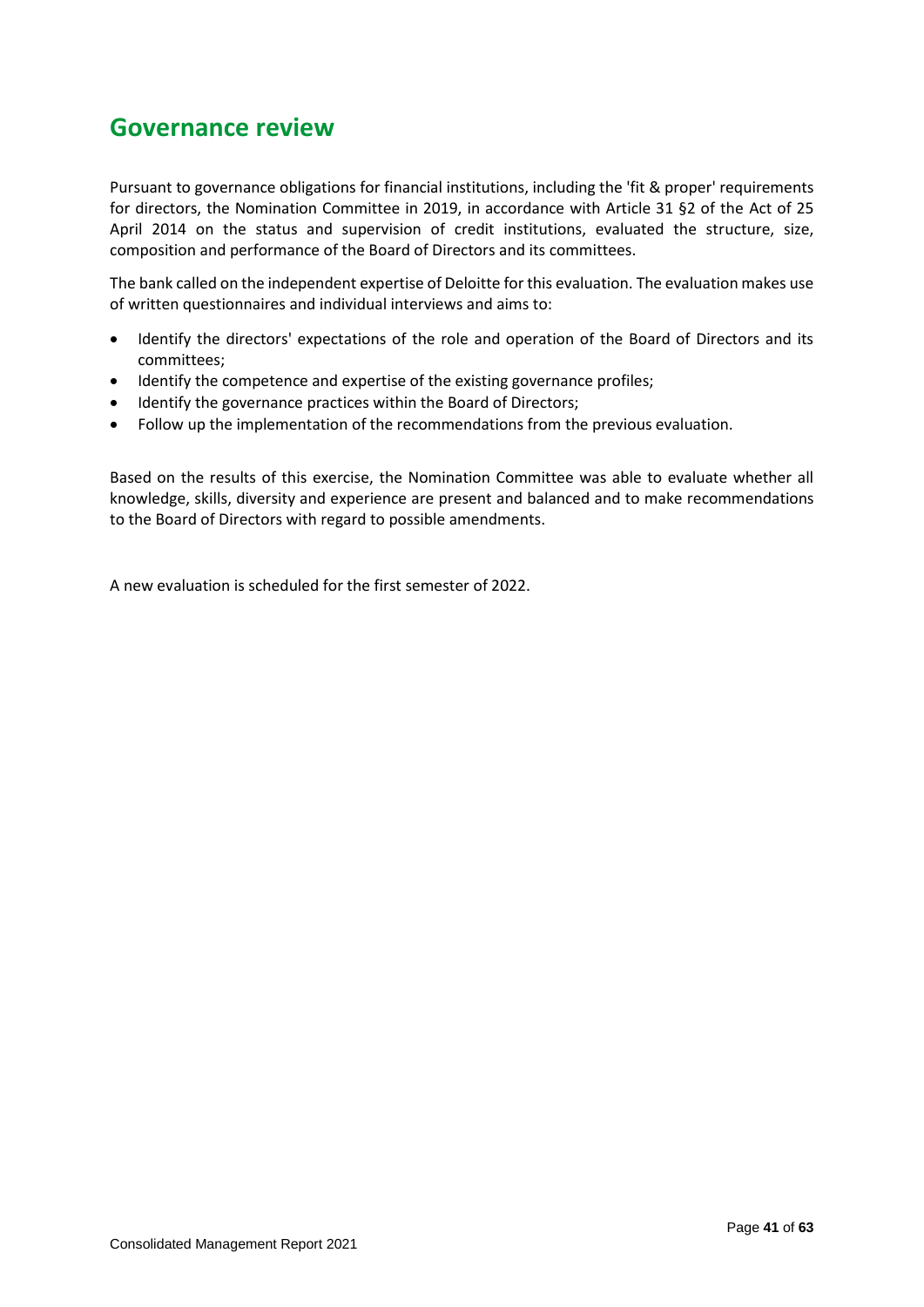# Governance review

Pursuant to governance obligations for financial institutions, including the 'fit & proper' requirements for directors, the Nomination Committee in 2019, in accordance with Article 31 §2 of the Act of 25 April 2014 on the status and supervision of credit institutions, evaluated the structure, size, composition and performance of the Board of Directors and its committees.

The bank called on the independent expertise of Deloitte for this evaluation. The evaluation makes use of written questionnaires and individual interviews and aims to:

- Identify the directors' expectations of the role and operation of the Board of Directors and its committees;
- Identify the competence and expertise of the existing governance profiles;
- Identify the governance practices within the Board of Directors;
- Follow up the implementation of the recommendations from the previous evaluation.

Based on the results of this exercise, the Nomination Committee was able to evaluate whether all knowledge, skills, diversity and experience are present and balanced and to make recommendations to the Board of Directors with regard to possible amendments.

A new evaluation is scheduled for the first semester of 2022.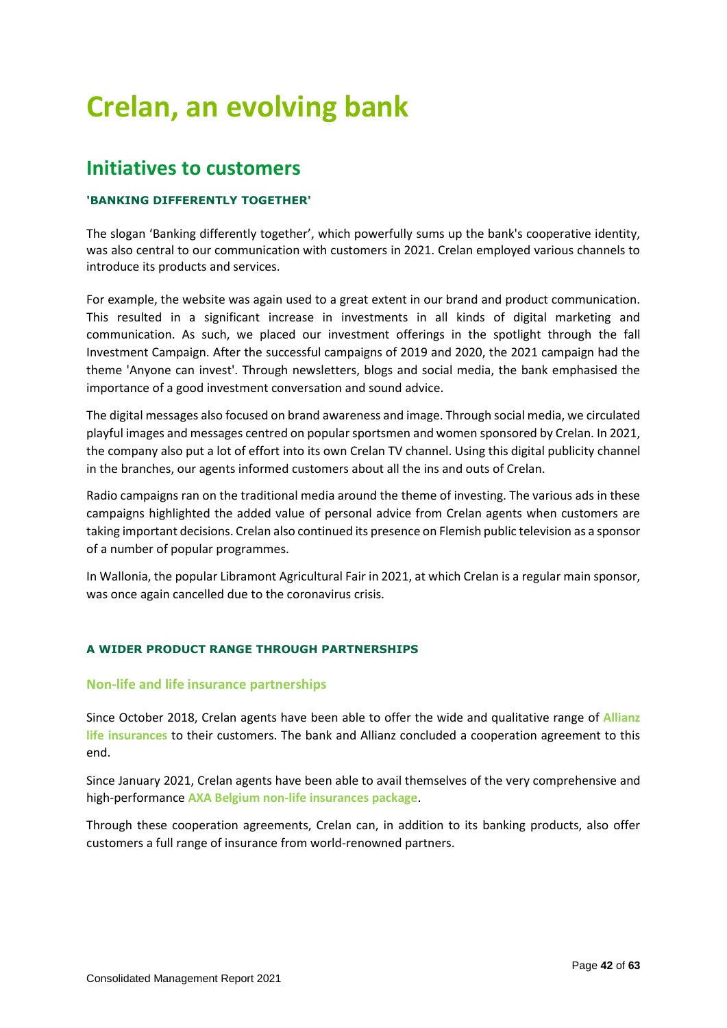# Crelan, an evolving bank

## Initiatives to customers

#### 'BANKING DIFFERENTLY TOGETHER'

The slogan 'Banking differently together', which powerfully sums up the bank's cooperative identity, was also central to our communication with customers in 2021. Crelan employed various channels to introduce its products and services.

For example, the website was again used to a great extent in our brand and product communication. This resulted in a significant increase in investments in all kinds of digital marketing and communication. As such, we placed our investment offerings in the spotlight through the fall Investment Campaign. After the successful campaigns of 2019 and 2020, the 2021 campaign had the theme 'Anyone can invest'. Through newsletters, blogs and social media, the bank emphasised the importance of a good investment conversation and sound advice.

The digital messages also focused on brand awareness and image. Through social media, we circulated playful images and messages centred on popular sportsmen and women sponsored by Crelan. In 2021, the company also put a lot of effort into its own Crelan TV channel. Using this digital publicity channel in the branches, our agents informed customers about all the ins and outs of Crelan.

Radio campaigns ran on the traditional media around the theme of investing. The various ads in these campaigns highlighted the added value of personal advice from Crelan agents when customers are taking important decisions. Crelan also continued its presence on Flemish public television as a sponsor of a number of popular programmes.

In Wallonia, the popular Libramont Agricultural Fair in 2021, at which Crelan is a regular main sponsor, was once again cancelled due to the coronavirus crisis.

#### A WIDER PRODUCT RANGE THROUGH PARTNERSHIPS

### Non-life and life insurance partnerships

Since October 2018, Crelan agents have been able to offer the wide and qualitative range of **Allianz life insurances** to their customers. The bank and Allianz concluded a cooperation agreement to this end.

Since January 2021, Crelan agents have been able to avail themselves of the very comprehensive and high-performance **AXA Belgium non-life insurances package**.

Through these cooperation agreements, Crelan can, in addition to its banking products, also offer customers a full range of insurance from world-renowned partners.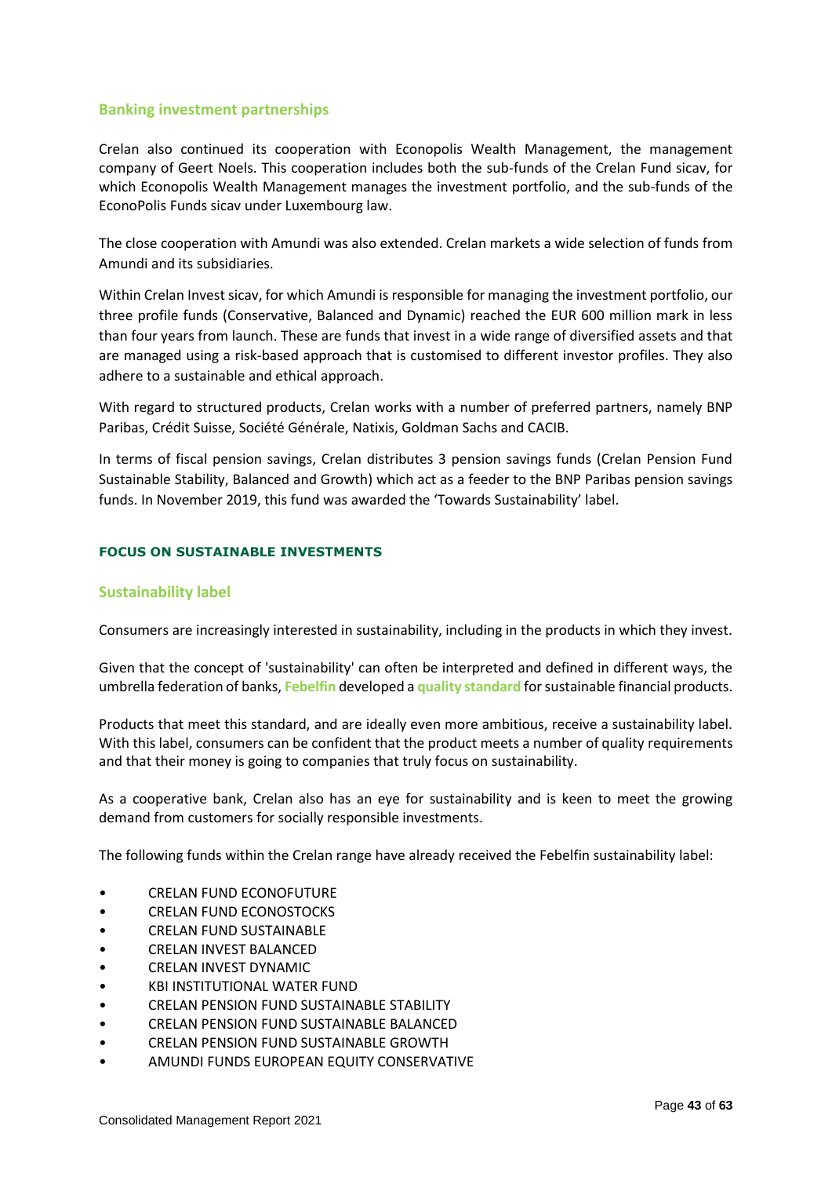### Banking investment partnerships

Crelan also continued its cooperation with Econopolis Wealth Management, the management company of Geert Noels. This cooperation includes both the sub-funds of the Crelan Fund sicav, for which Econopolis Wealth Management manages the investment portfolio, and the sub-funds of the EconoPolis Funds sicav under Luxembourg law.

The close cooperation with Amundi was also extended. Crelan markets a wide selection of funds from Amundi and its subsidiaries.

Within Crelan Invest sicav, for which Amundi is responsible for managing the investment portfolio, our three profile funds (Conservative, Balanced and Dynamic) reached the EUR 600 million mark in less than four years from launch. These are funds that invest in a wide range of diversified assets and that are managed using a risk-based approach that is customised to different investor profiles. They also adhere to a sustainable and ethical approach.

With regard to structured products, Crelan works with a number of preferred partners, namely BNP Paribas, Crédit Suisse, Société Générale, Natixis, Goldman Sachs and CACIB.

In terms of fiscal pension savings, Crelan distributes 3 pension savings funds (Crelan Pension Fund Sustainable Stability, Balanced and Growth) which act as a feeder to the BNP Paribas pension savings funds. In November 2019, this fund was awarded the 'Towards Sustainability' label.

## FOCUS ON SUSTAINABLE INVESTMENTS

### Sustainability label

Consumers are increasingly interested in sustainability, including in the products in which they invest.

Given that the concept of 'sustainability' can often be interpreted and defined in different ways, the umbrella federation of banks, **Febelfin** developed a **quality standard** for sustainable financial products.

Products that meet this standard, and are ideally even more ambitious, receive a sustainability label. With this label, consumers can be confident that the product meets a number of quality requirements and that their money is going to companies that truly focus on sustainability.

As a cooperative bank, Crelan also has an eye for sustainability and is keen to meet the growing demand from customers for socially responsible investments.

The following funds within the Crelan range have already received the Febelfin sustainability label:

- CRELAN FUND ECONOFUTURE
- CRELAN FUND ECONOSTOCKS
- CRELAN FUND SUSTAINABLE
- CRELAN INVEST BALANCED
- CRELAN INVEST DYNAMIC
- KBI INSTITUTIONAL WATER FUND
- CRELAN PENSION FUND SUSTAINABLE STABILITY
- CRELAN PENSION FUND SUSTAINABLE BALANCED
- CRELAN PENSION FUND SUSTAINABLE GROWTH
- AMUNDI FUNDS EUROPEAN EQUITY CONSERVATIVE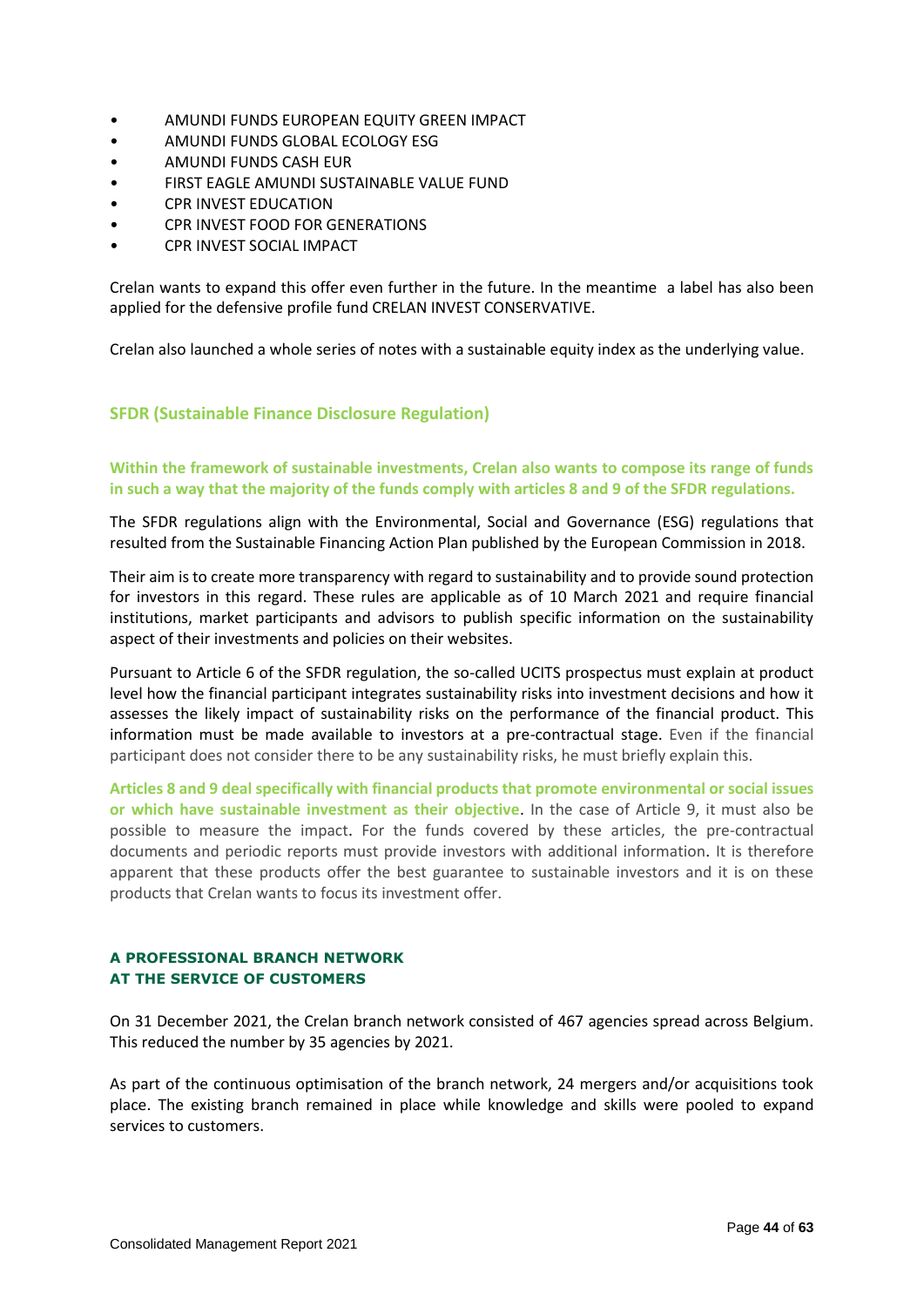- AMUNDI FUNDS EUROPEAN EQUITY GREEN IMPACT
- AMUNDI FUNDS GLOBAL ECOLOGY ESG
- AMUNDI FUNDS CASH EUR
- FIRST EAGLE AMUNDI SUSTAINABLE VALUE FUND
- CPR INVEST EDUCATION
- CPR INVEST FOOD FOR GENERATIONS
- CPR INVEST SOCIAL IMPACT

Crelan wants to expand this offer even further in the future. In the meantime a label has also been applied for the defensive profile fund CRELAN INVEST CONSERVATIVE.

Crelan also launched a whole series of notes with a sustainable equity index as the underlying value.

### SFDR (Sustainable Finance Disclosure Regulation)

**Within the framework of sustainable investments, Crelan also wants to compose its range of funds in such a way that the majority of the funds comply with articles 8 and 9 of the SFDR regulations.**

The SFDR regulations align with the Environmental, Social and Governance (ESG) regulations that resulted from the Sustainable Financing Action Plan published by the European Commission in 2018.

Their aim is to create more transparency with regard to sustainability and to provide sound protection for investors in this regard. These rules are applicable as of 10 March 2021 and require financial institutions, market participants and advisors to publish specific information on the sustainability aspect of their investments and policies on their websites.

Pursuant to Article 6 of the SFDR regulation, the so-called UCITS prospectus must explain at product level how the financial participant integrates sustainability risks into investment decisions and how it assesses the likely impact of sustainability risks on the performance of the financial product. This information must be made available to investors at a pre-contractual stage. Even if the financial participant does not consider there to be any sustainability risks, he must briefly explain this.

**Articles 8 and 9 deal specifically with financial products that promote environmental or social issues or which have sustainable investment as their objective**. In the case of Article 9, it must also be possible to measure the impact. For the funds covered by these articles, the pre-contractual documents and periodic reports must provide investors with additional information. It is therefore apparent that these products offer the best guarantee to sustainable investors and it is on these products that Crelan wants to focus its investment offer.

## A PROFESSIONAL BRANCH NETWORK AT THE SERVICE OF CUSTOMERS

On 31 December 2021, the Crelan branch network consisted of 467 agencies spread across Belgium. This reduced the number by 35 agencies by 2021.

As part of the continuous optimisation of the branch network, 24 mergers and/or acquisitions took place. The existing branch remained in place while knowledge and skills were pooled to expand services to customers.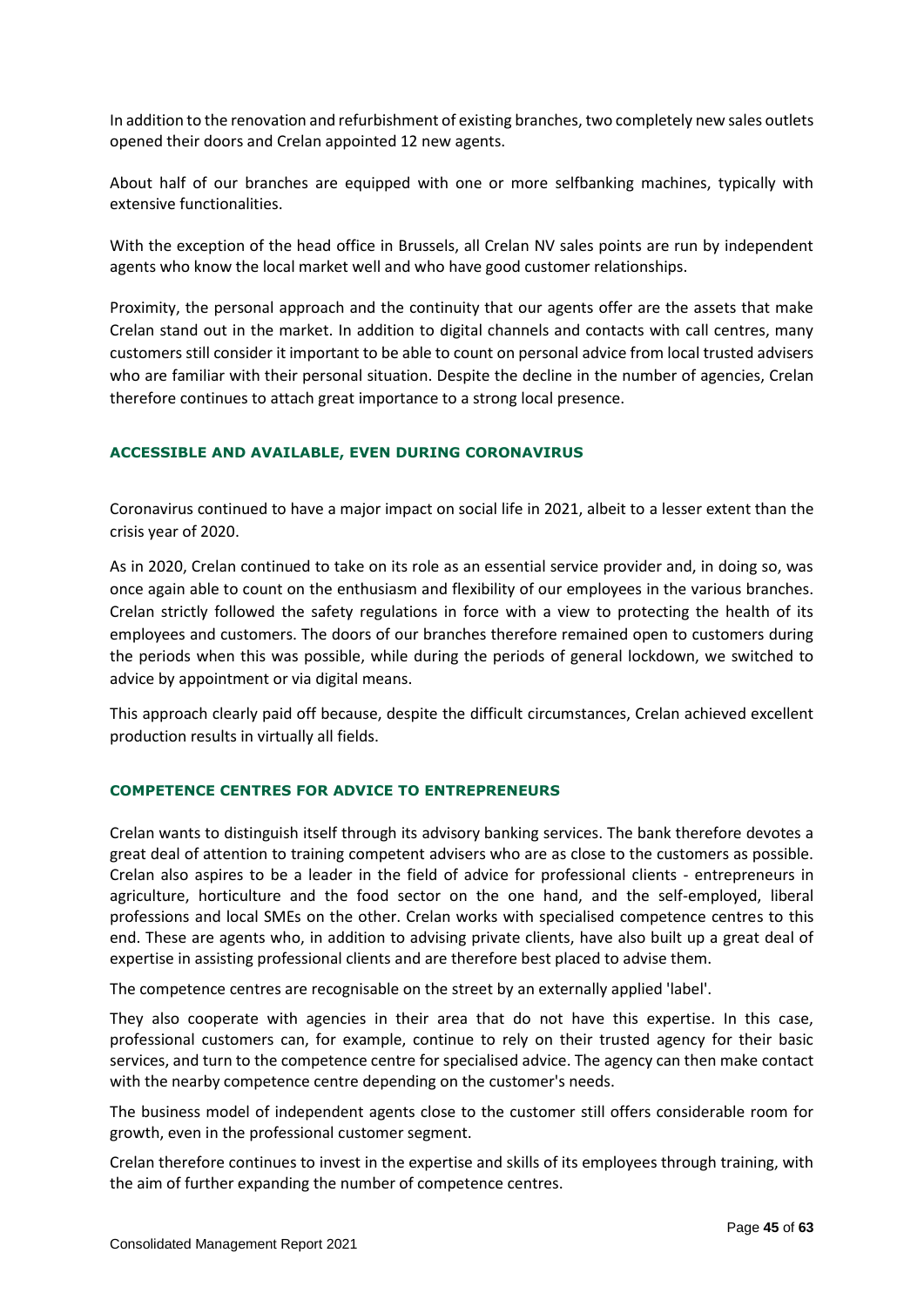In addition to the renovation and refurbishment of existing branches, two completely new sales outlets opened their doors and Crelan appointed 12 new agents.

About half of our branches are equipped with one or more selfbanking machines, typically with extensive functionalities.

With the exception of the head office in Brussels, all Crelan NV sales points are run by independent agents who know the local market well and who have good customer relationships.

Proximity, the personal approach and the continuity that our agents offer are the assets that make Crelan stand out in the market. In addition to digital channels and contacts with call centres, many customers still consider it important to be able to count on personal advice from local trusted advisers who are familiar with their personal situation. Despite the decline in the number of agencies, Crelan therefore continues to attach great importance to a strong local presence.

## ACCESSIBLE AND AVAILABLE, EVEN DURING CORONAVIRUS

Coronavirus continued to have a major impact on social life in 2021, albeit to a lesser extent than the crisis year of 2020.

As in 2020, Crelan continued to take on its role as an essential service provider and, in doing so, was once again able to count on the enthusiasm and flexibility of our employees in the various branches. Crelan strictly followed the safety regulations in force with a view to protecting the health of its employees and customers. The doors of our branches therefore remained open to customers during the periods when this was possible, while during the periods of general lockdown, we switched to advice by appointment or via digital means.

This approach clearly paid off because, despite the difficult circumstances, Crelan achieved excellent production results in virtually all fields.

## COMPETENCE CENTRES FOR ADVICE TO ENTREPRENEURS

Crelan wants to distinguish itself through its advisory banking services. The bank therefore devotes a great deal of attention to training competent advisers who are as close to the customers as possible. Crelan also aspires to be a leader in the field of advice for professional clients - entrepreneurs in agriculture, horticulture and the food sector on the one hand, and the self-employed, liberal professions and local SMEs on the other. Crelan works with specialised competence centres to this end. These are agents who, in addition to advising private clients, have also built up a great deal of expertise in assisting professional clients and are therefore best placed to advise them.

The competence centres are recognisable on the street by an externally applied 'label'.

They also cooperate with agencies in their area that do not have this expertise. In this case, professional customers can, for example, continue to rely on their trusted agency for their basic services, and turn to the competence centre for specialised advice. The agency can then make contact with the nearby competence centre depending on the customer's needs.

The business model of independent agents close to the customer still offers considerable room for growth, even in the professional customer segment.

Crelan therefore continues to invest in the expertise and skills of its employees through training, with the aim of further expanding the number of competence centres.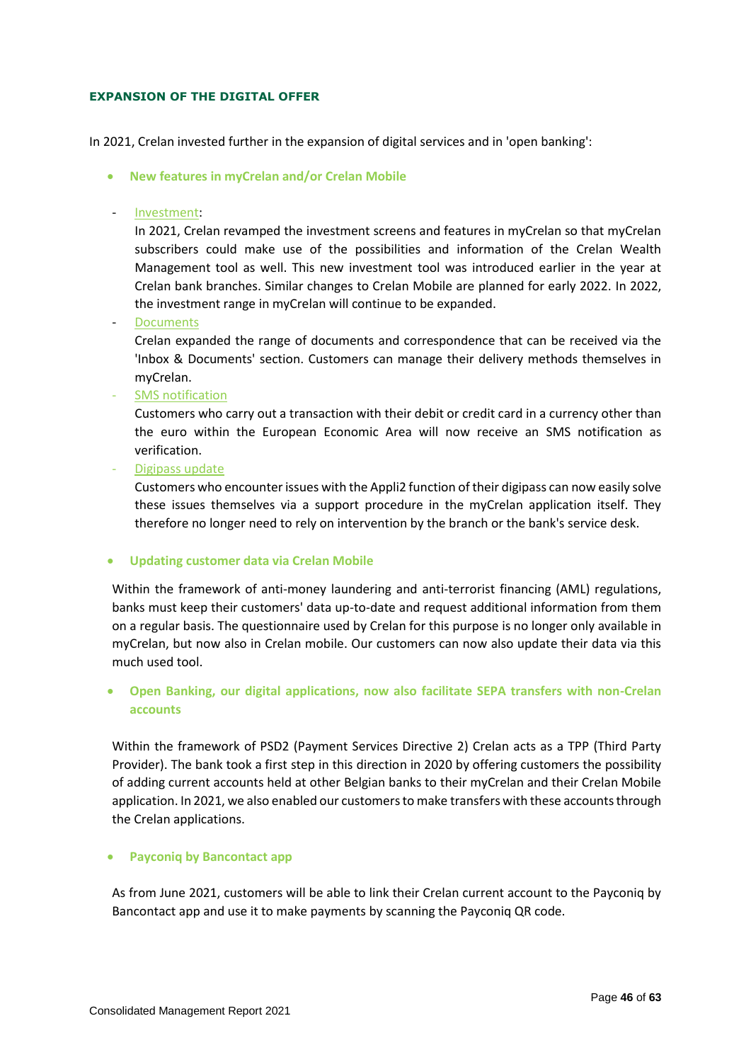### EXPANSION OF THE DIGITAL OFFER

In 2021, Crelan invested further in the expansion of digital services and in 'open banking':

- **New features in myCrelan and/or Crelan Mobile**

  - Investment:

    In 2021, Crelan revamped the investment screens and features in myCrelan so that myCrelan subscribers could make use of the possibilities and information of the Crelan Wealth Management tool as well. This new investment tool was introduced earlier in the year at Crelan bank branches. Similar changes to Crelan Mobile are planned for early 2022. In 2022, the investment range in myCrelan will continue to be expanded.

  - Documents

    Crelan expanded the range of documents and correspondence that can be received via the 'Inbox & Documents' section. Customers can manage their delivery methods themselves in myCrelan.

  - SMS notification

    Customers who carry out a transaction with their debit or credit card in a currency other than the euro within the European Economic Area will now receive an SMS notification as verification.

  - Digipass update

    Customers who encounter issues with the Appli2 function of their digipass can now easily solve these issues themselves via a support procedure in the myCrelan application itself. They therefore no longer need to rely on intervention by the branch or the bank's service desk.

- **Updating customer data via Crelan Mobile**

  Within the framework of anti-money laundering and anti-terrorist financing (AML) regulations, banks must keep their customers' data up-to-date and request additional information from them on a regular basis. The questionnaire used by Crelan for this purpose is no longer only available in myCrelan, but now also in Crelan mobile. Our customers can now also update their data via this much used tool.

- **Open Banking, our digital applications, now also facilitate SEPA transfers with non-Crelan accounts**

  Within the framework of PSD2 (Payment Services Directive 2) Crelan acts as a TPP (Third Party Provider). The bank took a first step in this direction in 2020 by offering customers the possibility of adding current accounts held at other Belgian banks to their myCrelan and their Crelan Mobile application. In 2021, we also enabled our customers to make transfers with these accounts through the Crelan applications.

- **Payconiq by Bancontact app**

  As from June 2021, customers will be able to link their Crelan current account to the Payconiq by Bancontact app and use it to make payments by scanning the Payconiq QR code.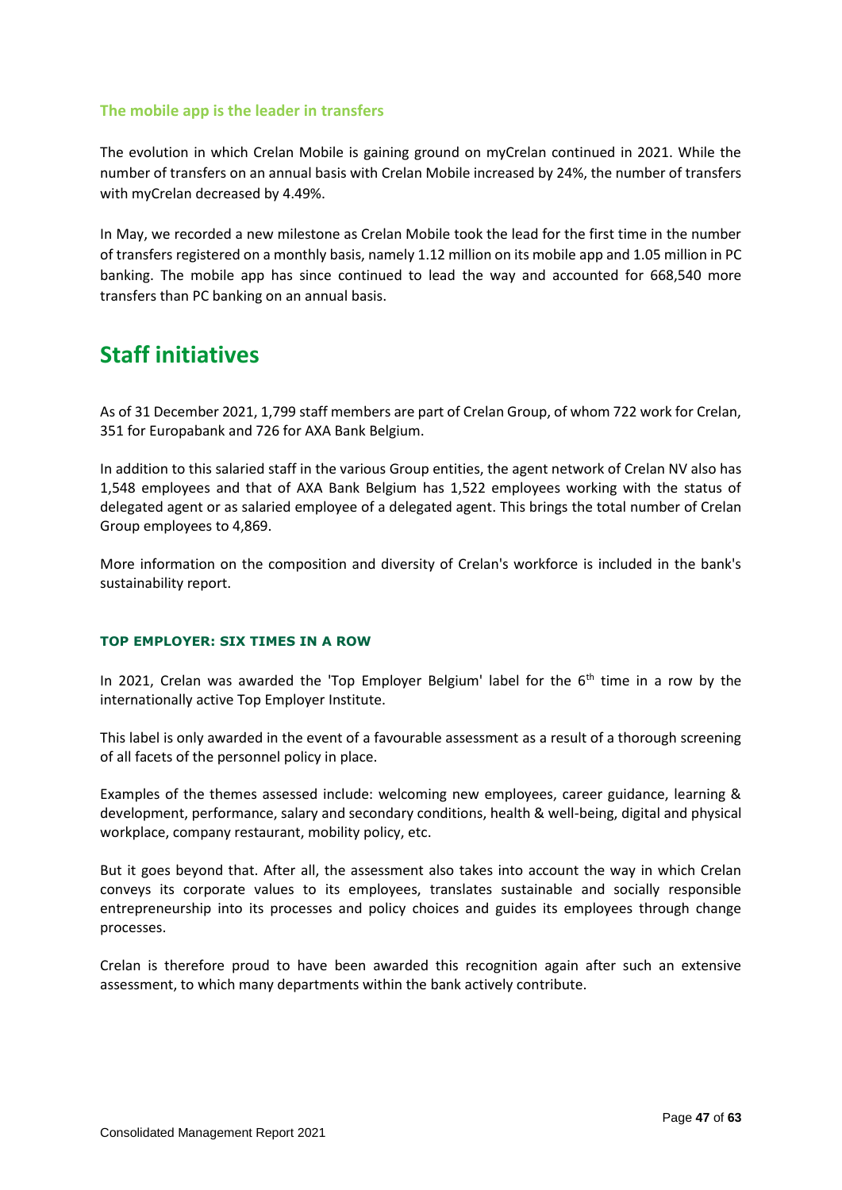### The mobile app is the leader in transfers

The evolution in which Crelan Mobile is gaining ground on myCrelan continued in 2021. While the number of transfers on an annual basis with Crelan Mobile increased by 24%, the number of transfers with myCrelan decreased by 4.49%.

In May, we recorded a new milestone as Crelan Mobile took the lead for the first time in the number of transfers registered on a monthly basis, namely 1.12 million on its mobile app and 1.05 million in PC banking. The mobile app has since continued to lead the way and accounted for 668,540 more transfers than PC banking on an annual basis.

## Staff initiatives

As of 31 December 2021, 1,799 staff members are part of Crelan Group, of whom 722 work for Crelan, 351 for Europabank and 726 for AXA Bank Belgium.

In addition to this salaried staff in the various Group entities, the agent network of Crelan NV also has 1,548 employees and that of AXA Bank Belgium has 1,522 employees working with the status of delegated agent or as salaried employee of a delegated agent. This brings the total number of Crelan Group employees to 4,869.

More information on the composition and diversity of Crelan's workforce is included in the bank's sustainability report.

#### TOP EMPLOYER: SIX TIMES IN A ROW

In 2021, Crelan was awarded the 'Top Employer Belgium' label for the 6th time in a row by the internationally active Top Employer Institute.

This label is only awarded in the event of a favourable assessment as a result of a thorough screening of all facets of the personnel policy in place.

Examples of the themes assessed include: welcoming new employees, career guidance, learning & development, performance, salary and secondary conditions, health & well-being, digital and physical workplace, company restaurant, mobility policy, etc.

But it goes beyond that. After all, the assessment also takes into account the way in which Crelan conveys its corporate values to its employees, translates sustainable and socially responsible entrepreneurship into its processes and policy choices and guides its employees through change processes.

Crelan is therefore proud to have been awarded this recognition again after such an extensive assessment, to which many departments within the bank actively contribute.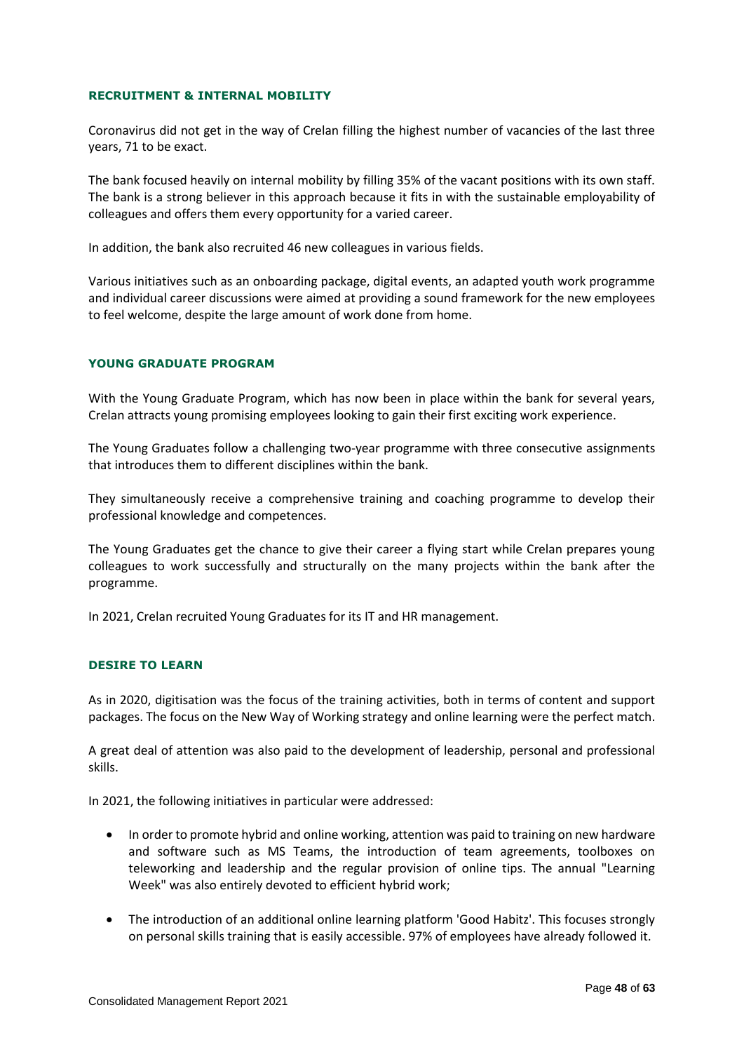## RECRUITMENT & INTERNAL MOBILITY

Coronavirus did not get in the way of Crelan filling the highest number of vacancies of the last three years, 71 to be exact.

The bank focused heavily on internal mobility by filling 35% of the vacant positions with its own staff. The bank is a strong believer in this approach because it fits in with the sustainable employability of colleagues and offers them every opportunity for a varied career.

In addition, the bank also recruited 46 new colleagues in various fields.

Various initiatives such as an onboarding package, digital events, an adapted youth work programme and individual career discussions were aimed at providing a sound framework for the new employees to feel welcome, despite the large amount of work done from home.

## YOUNG GRADUATE PROGRAM

With the Young Graduate Program, which has now been in place within the bank for several years, Crelan attracts young promising employees looking to gain their first exciting work experience.

The Young Graduates follow a challenging two-year programme with three consecutive assignments that introduces them to different disciplines within the bank.

They simultaneously receive a comprehensive training and coaching programme to develop their professional knowledge and competences.

The Young Graduates get the chance to give their career a flying start while Crelan prepares young colleagues to work successfully and structurally on the many projects within the bank after the programme.

In 2021, Crelan recruited Young Graduates for its IT and HR management.

## DESIRE TO LEARN

As in 2020, digitisation was the focus of the training activities, both in terms of content and support packages. The focus on the New Way of Working strategy and online learning were the perfect match.

A great deal of attention was also paid to the development of leadership, personal and professional skills.

In 2021, the following initiatives in particular were addressed:

- In order to promote hybrid and online working, attention was paid to training on new hardware and software such as MS Teams, the introduction of team agreements, toolboxes on teleworking and leadership and the regular provision of online tips. The annual "Learning Week" was also entirely devoted to efficient hybrid work;
- The introduction of an additional online learning platform 'Good Habitz'. This focuses strongly on personal skills training that is easily accessible. 97% of employees have already followed it.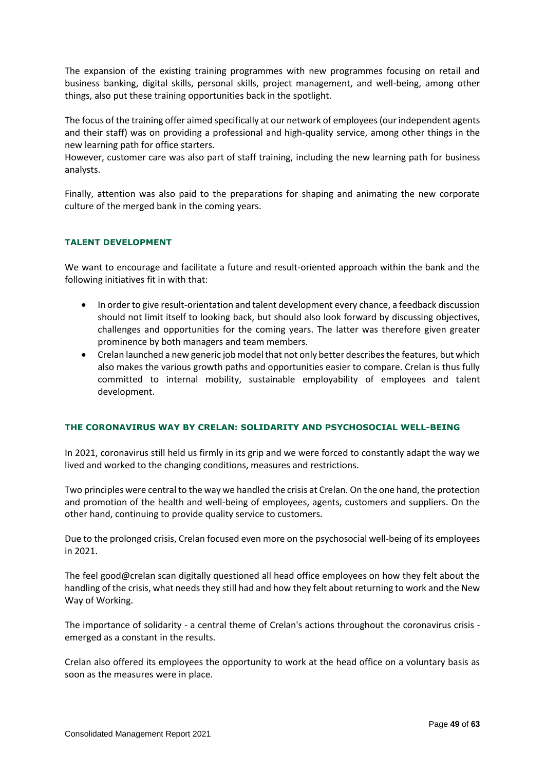The expansion of the existing training programmes with new programmes focusing on retail and business banking, digital skills, personal skills, project management, and well-being, among other things, also put these training opportunities back in the spotlight.

The focus of the training offer aimed specifically at our network of employees (our independent agents and their staff) was on providing a professional and high-quality service, among other things in the new learning path for office starters.
However, customer care was also part of staff training, including the new learning path for business analysts.

Finally, attention was also paid to the preparations for shaping and animating the new corporate culture of the merged bank in the coming years.

### TALENT DEVELOPMENT

We want to encourage and facilitate a future and result-oriented approach within the bank and the following initiatives fit in with that:

- In order to give result-orientation and talent development every chance, a feedback discussion should not limit itself to looking back, but should also look forward by discussing objectives, challenges and opportunities for the coming years. The latter was therefore given greater prominence by both managers and team members.
- Crelan launched a new generic job model that not only better describes the features, but which also makes the various growth paths and opportunities easier to compare. Crelan is thus fully committed to internal mobility, sustainable employability of employees and talent development.

### THE CORONAVIRUS WAY BY CRELAN: SOLIDARITY AND PSYCHOSOCIAL WELL-BEING

In 2021, coronavirus still held us firmly in its grip and we were forced to constantly adapt the way we lived and worked to the changing conditions, measures and restrictions.

Two principles were central to the way we handled the crisis at Crelan. On the one hand, the protection and promotion of the health and well-being of employees, agents, customers and suppliers. On the other hand, continuing to provide quality service to customers.

Due to the prolonged crisis, Crelan focused even more on the psychosocial well-being of its employees in 2021.

The feel good@crelan scan digitally questioned all head office employees on how they felt about the handling of the crisis, what needs they still had and how they felt about returning to work and the New Way of Working.

The importance of solidarity - a central theme of Crelan's actions throughout the coronavirus crisis - emerged as a constant in the results.

Crelan also offered its employees the opportunity to work at the head office on a voluntary basis as soon as the measures were in place.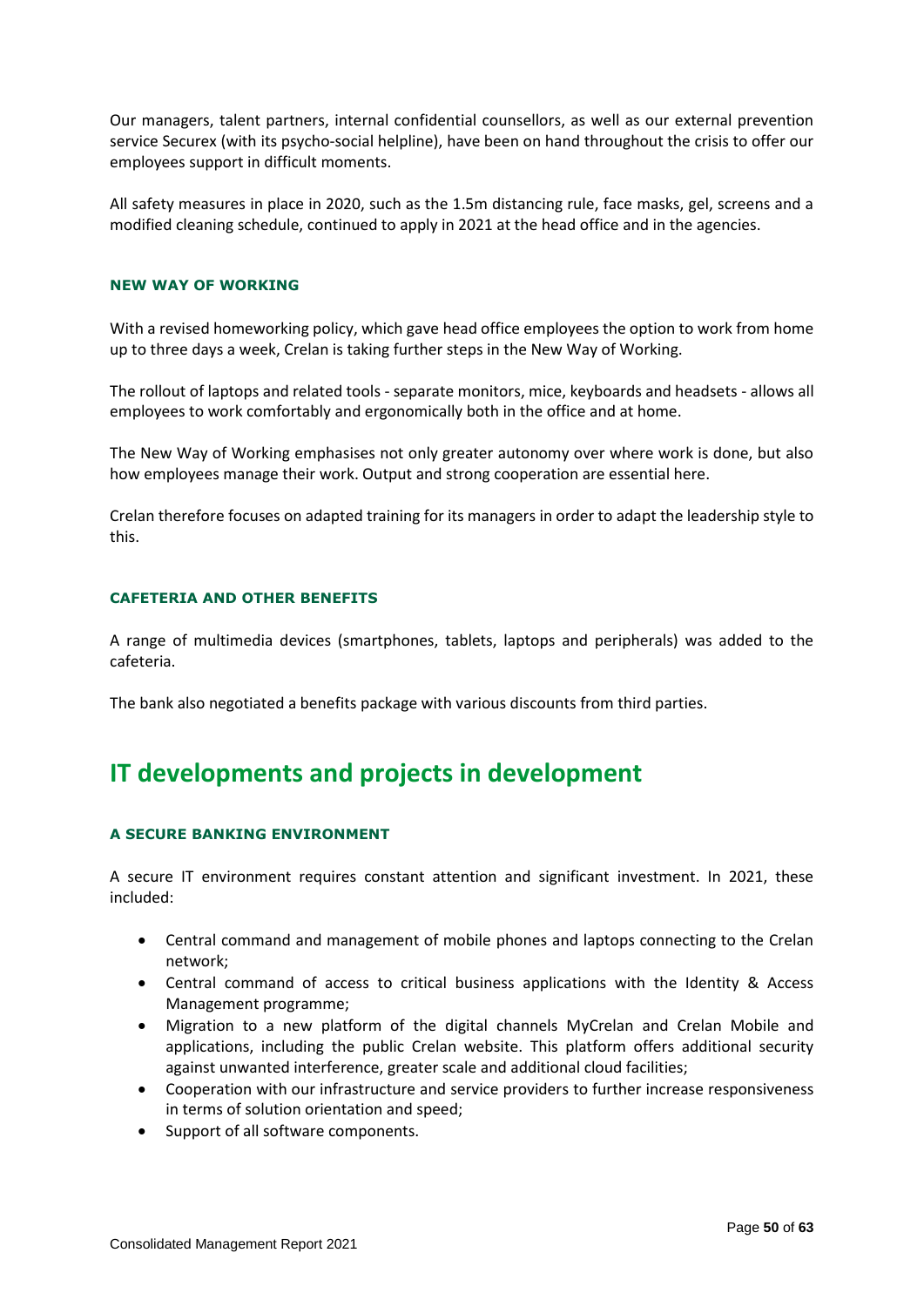Our managers, talent partners, internal confidential counsellors, as well as our external prevention service Securex (with its psycho-social helpline), have been on hand throughout the crisis to offer our employees support in difficult moments.

All safety measures in place in 2020, such as the 1.5m distancing rule, face masks, gel, screens and a modified cleaning schedule, continued to apply in 2021 at the head office and in the agencies.

### NEW WAY OF WORKING

With a revised homeworking policy, which gave head office employees the option to work from home up to three days a week, Crelan is taking further steps in the New Way of Working.

The rollout of laptops and related tools - separate monitors, mice, keyboards and headsets - allows all employees to work comfortably and ergonomically both in the office and at home.

The New Way of Working emphasises not only greater autonomy over where work is done, but also how employees manage their work. Output and strong cooperation are essential here.

Crelan therefore focuses on adapted training for its managers in order to adapt the leadership style to this.

### CAFETERIA AND OTHER BENEFITS

A range of multimedia devices (smartphones, tablets, laptops and peripherals) was added to the cafeteria.

The bank also negotiated a benefits package with various discounts from third parties.

## IT developments and projects in development

### A SECURE BANKING ENVIRONMENT

A secure IT environment requires constant attention and significant investment. In 2021, these included:

- Central command and management of mobile phones and laptops connecting to the Crelan network;
- Central command of access to critical business applications with the Identity & Access Management programme;
- Migration to a new platform of the digital channels MyCrelan and Crelan Mobile and applications, including the public Crelan website. This platform offers additional security against unwanted interference, greater scale and additional cloud facilities;
- Cooperation with our infrastructure and service providers to further increase responsiveness in terms of solution orientation and speed;
- Support of all software components.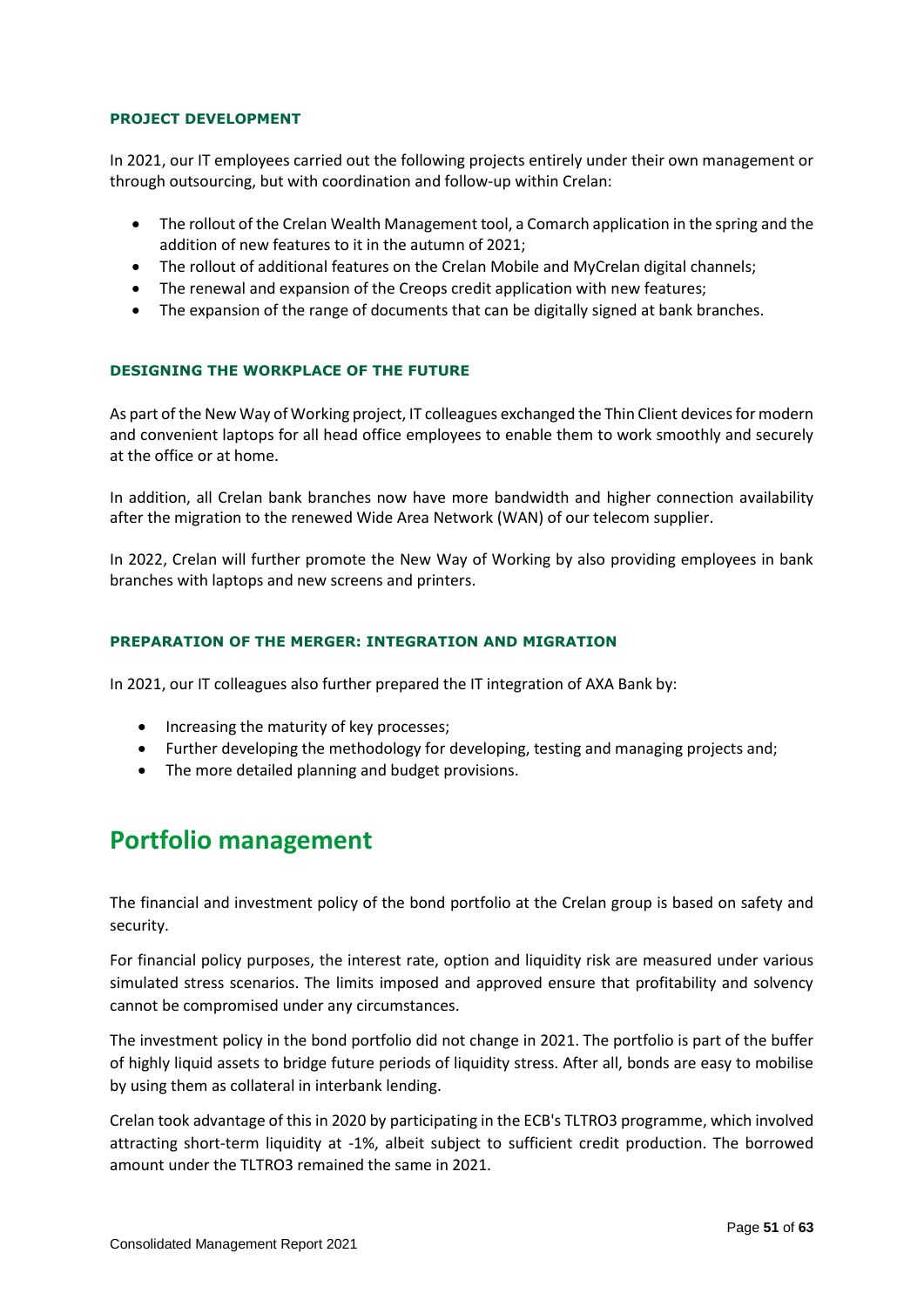### PROJECT DEVELOPMENT

In 2021, our IT employees carried out the following projects entirely under their own management or through outsourcing, but with coordination and follow-up within Crelan:

- The rollout of the Crelan Wealth Management tool, a Comarch application in the spring and the addition of new features to it in the autumn of 2021;
- The rollout of additional features on the Crelan Mobile and MyCrelan digital channels;
- The renewal and expansion of the Creops credit application with new features;
- The expansion of the range of documents that can be digitally signed at bank branches.

### DESIGNING THE WORKPLACE OF THE FUTURE

As part of the New Way of Working project, IT colleagues exchanged the Thin Client devices for modern and convenient laptops for all head office employees to enable them to work smoothly and securely at the office or at home.

In addition, all Crelan bank branches now have more bandwidth and higher connection availability after the migration to the renewed Wide Area Network (WAN) of our telecom supplier.

In 2022, Crelan will further promote the New Way of Working by also providing employees in bank branches with laptops and new screens and printers.

### PREPARATION OF THE MERGER: INTEGRATION AND MIGRATION

In 2021, our IT colleagues also further prepared the IT integration of AXA Bank by:

- Increasing the maturity of key processes;
- Further developing the methodology for developing, testing and managing projects and;
- The more detailed planning and budget provisions.

## Portfolio management

The financial and investment policy of the bond portfolio at the Crelan group is based on safety and security.

For financial policy purposes, the interest rate, option and liquidity risk are measured under various simulated stress scenarios. The limits imposed and approved ensure that profitability and solvency cannot be compromised under any circumstances.

The investment policy in the bond portfolio did not change in 2021. The portfolio is part of the buffer of highly liquid assets to bridge future periods of liquidity stress. After all, bonds are easy to mobilise by using them as collateral in interbank lending.

Crelan took advantage of this in 2020 by participating in the ECB's TLTRO3 programme, which involved attracting short-term liquidity at -1%, albeit subject to sufficient credit production. The borrowed amount under the TLTRO3 remained the same in 2021.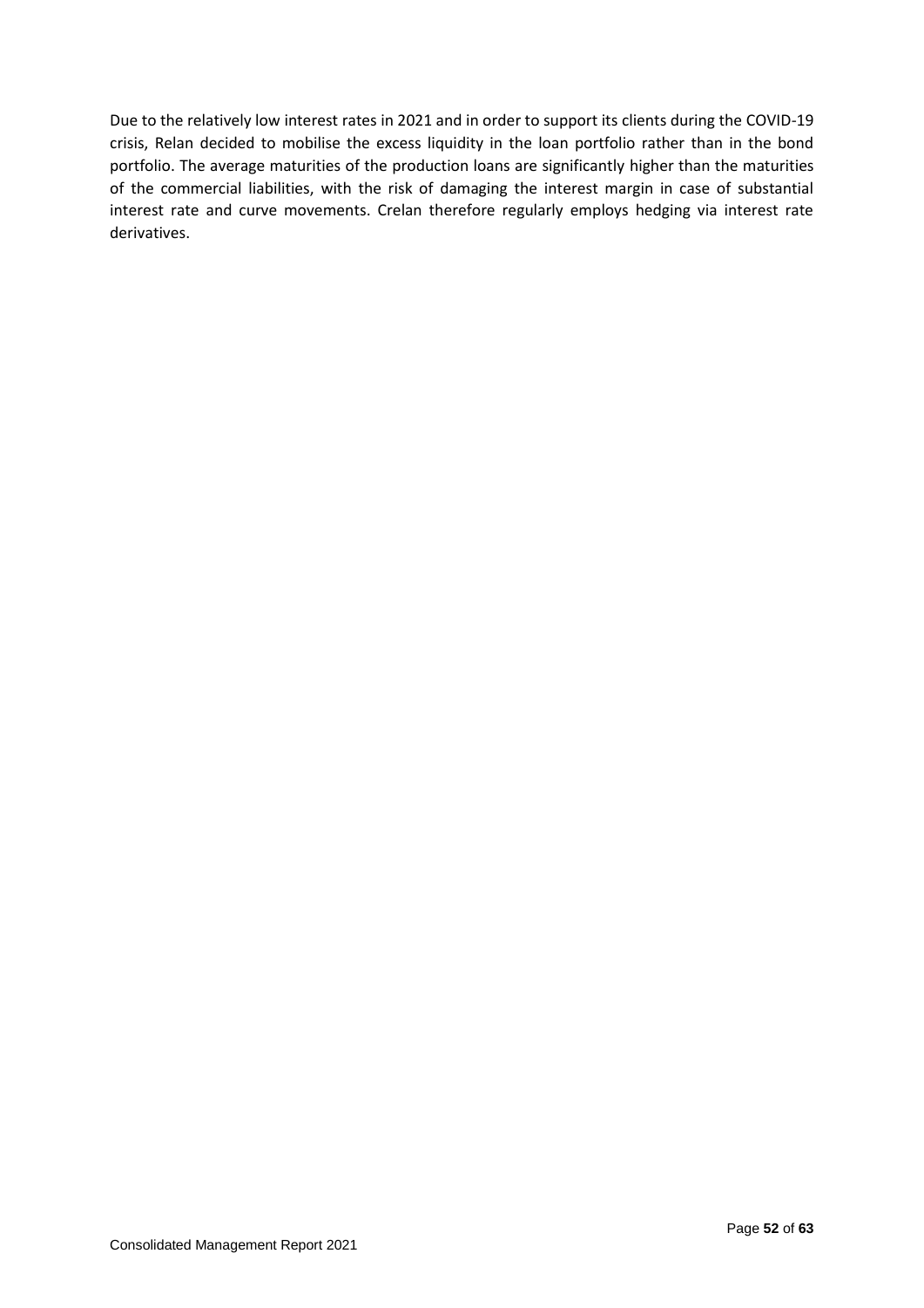Due to the relatively low interest rates in 2021 and in order to support its clients during the COVID-19 crisis, Relan decided to mobilise the excess liquidity in the loan portfolio rather than in the bond portfolio. The average maturities of the production loans are significantly higher than the maturities of the commercial liabilities, with the risk of damaging the interest margin in case of substantial interest rate and curve movements. Crelan therefore regularly employs hedging via interest rate derivatives.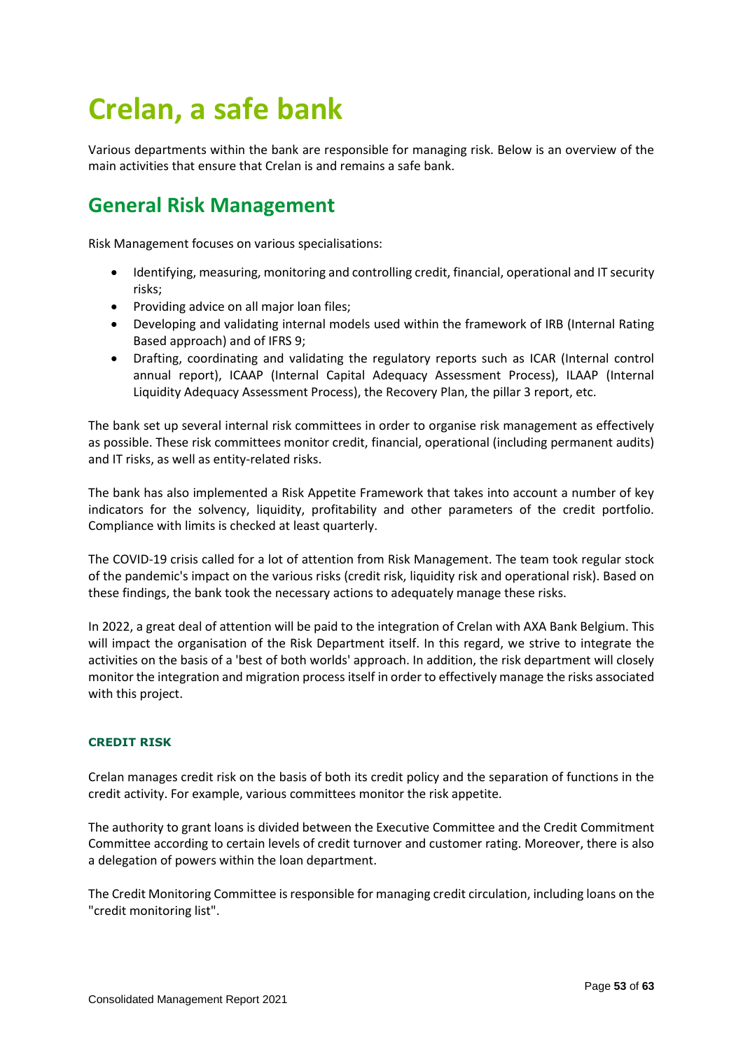# Crelan, a safe bank

Various departments within the bank are responsible for managing risk. Below is an overview of the main activities that ensure that Crelan is and remains a safe bank.

## General Risk Management

Risk Management focuses on various specialisations:

- Identifying, measuring, monitoring and controlling credit, financial, operational and IT security risks;
- Providing advice on all major loan files;
- Developing and validating internal models used within the framework of IRB (Internal Rating Based approach) and of IFRS 9;
- Drafting, coordinating and validating the regulatory reports such as ICAR (Internal control annual report), ICAAP (Internal Capital Adequacy Assessment Process), ILAAP (Internal Liquidity Adequacy Assessment Process), the Recovery Plan, the pillar 3 report, etc.

The bank set up several internal risk committees in order to organise risk management as effectively as possible. These risk committees monitor credit, financial, operational (including permanent audits) and IT risks, as well as entity-related risks.

The bank has also implemented a Risk Appetite Framework that takes into account a number of key indicators for the solvency, liquidity, profitability and other parameters of the credit portfolio. Compliance with limits is checked at least quarterly.

The COVID-19 crisis called for a lot of attention from Risk Management. The team took regular stock of the pandemic's impact on the various risks (credit risk, liquidity risk and operational risk). Based on these findings, the bank took the necessary actions to adequately manage these risks.

In 2022, a great deal of attention will be paid to the integration of Crelan with AXA Bank Belgium. This will impact the organisation of the Risk Department itself. In this regard, we strive to integrate the activities on the basis of a 'best of both worlds' approach. In addition, the risk department will closely monitor the integration and migration process itself in order to effectively manage the risks associated with this project.

### CREDIT RISK

Crelan manages credit risk on the basis of both its credit policy and the separation of functions in the credit activity. For example, various committees monitor the risk appetite.

The authority to grant loans is divided between the Executive Committee and the Credit Commitment Committee according to certain levels of credit turnover and customer rating. Moreover, there is also a delegation of powers within the loan department.

The Credit Monitoring Committee is responsible for managing credit circulation, including loans on the "credit monitoring list".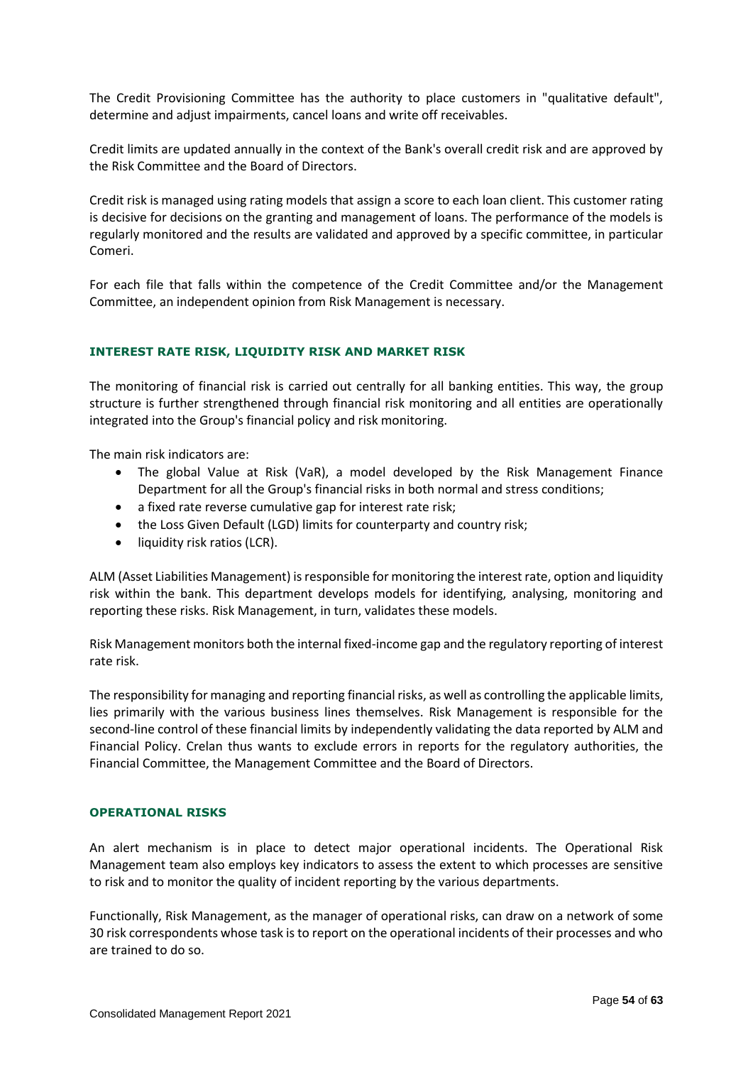The Credit Provisioning Committee has the authority to place customers in "qualitative default", determine and adjust impairments, cancel loans and write off receivables.

Credit limits are updated annually in the context of the Bank's overall credit risk and are approved by the Risk Committee and the Board of Directors.

Credit risk is managed using rating models that assign a score to each loan client. This customer rating is decisive for decisions on the granting and management of loans. The performance of the models is regularly monitored and the results are validated and approved by a specific committee, in particular Comeri.

For each file that falls within the competence of the Credit Committee and/or the Management Committee, an independent opinion from Risk Management is necessary.

## INTEREST RATE RISK, LIQUIDITY RISK AND MARKET RISK

The monitoring of financial risk is carried out centrally for all banking entities. This way, the group structure is further strengthened through financial risk monitoring and all entities are operationally integrated into the Group's financial policy and risk monitoring.

The main risk indicators are:

- The global Value at Risk (VaR), a model developed by the Risk Management Finance Department for all the Group's financial risks in both normal and stress conditions;
- a fixed rate reverse cumulative gap for interest rate risk;
- the Loss Given Default (LGD) limits for counterparty and country risk;
- liquidity risk ratios (LCR).

ALM (Asset Liabilities Management) is responsible for monitoring the interest rate, option and liquidity risk within the bank. This department develops models for identifying, analysing, monitoring and reporting these risks. Risk Management, in turn, validates these models.

Risk Management monitors both the internal fixed-income gap and the regulatory reporting of interest rate risk.

The responsibility for managing and reporting financial risks, as well as controlling the applicable limits, lies primarily with the various business lines themselves. Risk Management is responsible for the second-line control of these financial limits by independently validating the data reported by ALM and Financial Policy. Crelan thus wants to exclude errors in reports for the regulatory authorities, the Financial Committee, the Management Committee and the Board of Directors.

## OPERATIONAL RISKS

An alert mechanism is in place to detect major operational incidents. The Operational Risk Management team also employs key indicators to assess the extent to which processes are sensitive to risk and to monitor the quality of incident reporting by the various departments.

Functionally, Risk Management, as the manager of operational risks, can draw on a network of some 30 risk correspondents whose task is to report on the operational incidents of their processes and who are trained to do so.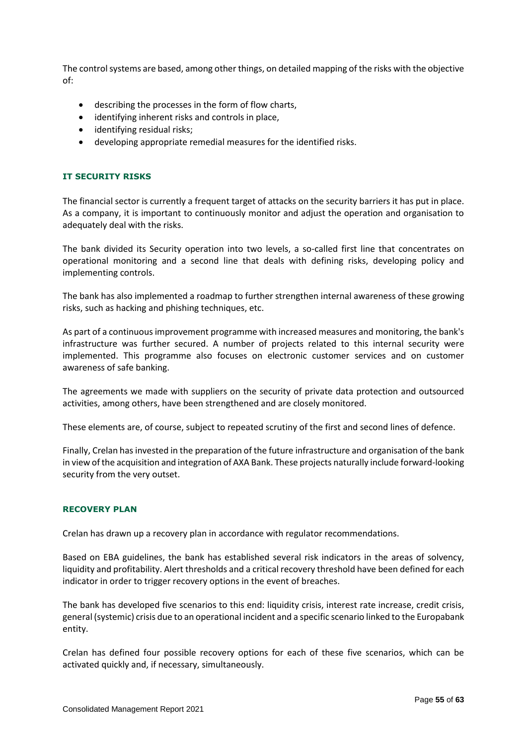The control systems are based, among other things, on detailed mapping of the risks with the objective of:

- describing the processes in the form of flow charts,
- identifying inherent risks and controls in place,
- identifying residual risks;
- developing appropriate remedial measures for the identified risks.

### IT SECURITY RISKS

The financial sector is currently a frequent target of attacks on the security barriers it has put in place. As a company, it is important to continuously monitor and adjust the operation and organisation to adequately deal with the risks.

The bank divided its Security operation into two levels, a so-called first line that concentrates on operational monitoring and a second line that deals with defining risks, developing policy and implementing controls.

The bank has also implemented a roadmap to further strengthen internal awareness of these growing risks, such as hacking and phishing techniques, etc.

As part of a continuous improvement programme with increased measures and monitoring, the bank's infrastructure was further secured. A number of projects related to this internal security were implemented. This programme also focuses on electronic customer services and on customer awareness of safe banking.

The agreements we made with suppliers on the security of private data protection and outsourced activities, among others, have been strengthened and are closely monitored.

These elements are, of course, subject to repeated scrutiny of the first and second lines of defence.

Finally, Crelan has invested in the preparation of the future infrastructure and organisation of the bank in view of the acquisition and integration of AXA Bank. These projects naturally include forward-looking security from the very outset.

### RECOVERY PLAN

Crelan has drawn up a recovery plan in accordance with regulator recommendations.

Based on EBA guidelines, the bank has established several risk indicators in the areas of solvency, liquidity and profitability. Alert thresholds and a critical recovery threshold have been defined for each indicator in order to trigger recovery options in the event of breaches.

The bank has developed five scenarios to this end: liquidity crisis, interest rate increase, credit crisis, general (systemic) crisis due to an operational incident and a specific scenario linked to the Europabank entity.

Crelan has defined four possible recovery options for each of these five scenarios, which can be activated quickly and, if necessary, simultaneously.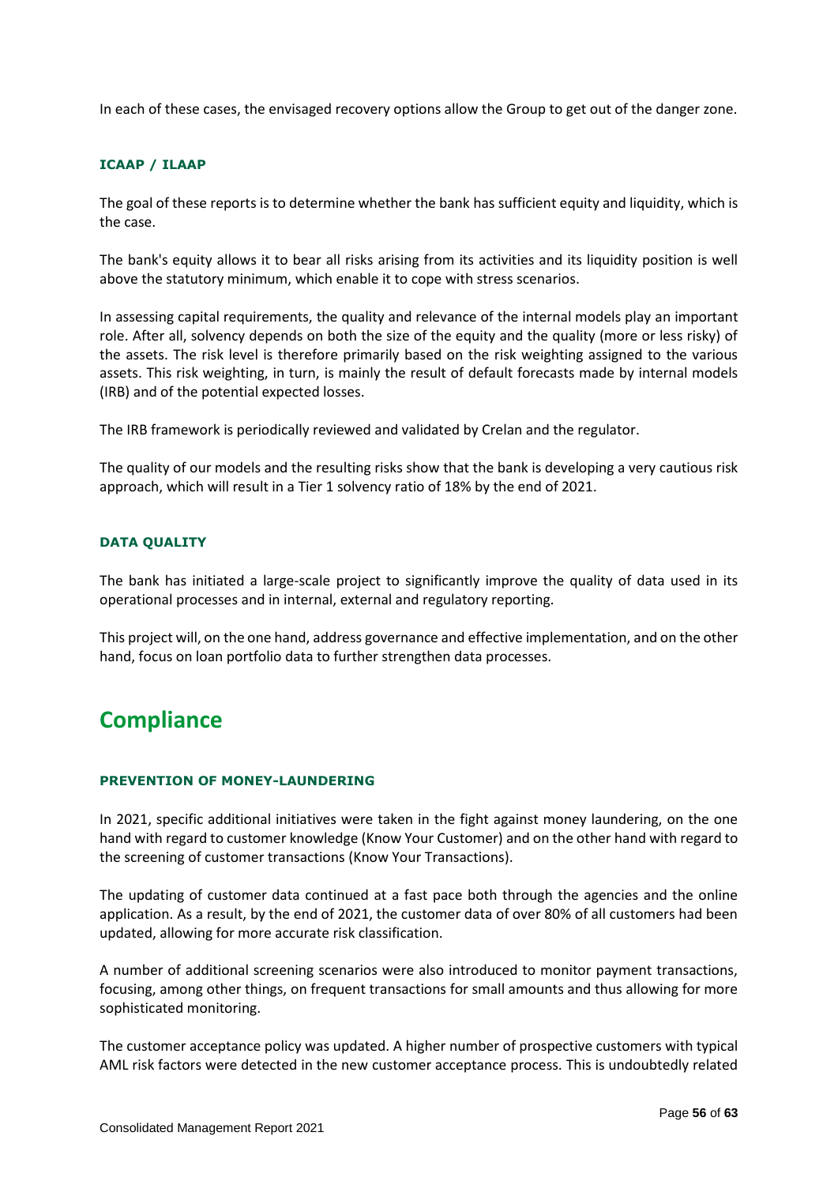In each of these cases, the envisaged recovery options allow the Group to get out of the danger zone.

### ICAAP / ILAAP

The goal of these reports is to determine whether the bank has sufficient equity and liquidity, which is the case.

The bank's equity allows it to bear all risks arising from its activities and its liquidity position is well above the statutory minimum, which enable it to cope with stress scenarios.

In assessing capital requirements, the quality and relevance of the internal models play an important role. After all, solvency depends on both the size of the equity and the quality (more or less risky) of the assets. The risk level is therefore primarily based on the risk weighting assigned to the various assets. This risk weighting, in turn, is mainly the result of default forecasts made by internal models (IRB) and of the potential expected losses.

The IRB framework is periodically reviewed and validated by Crelan and the regulator.

The quality of our models and the resulting risks show that the bank is developing a very cautious risk approach, which will result in a Tier 1 solvency ratio of 18% by the end of 2021.

### DATA QUALITY

The bank has initiated a large-scale project to significantly improve the quality of data used in its operational processes and in internal, external and regulatory reporting.

This project will, on the one hand, address governance and effective implementation, and on the other hand, focus on loan portfolio data to further strengthen data processes.

## Compliance

### PREVENTION OF MONEY-LAUNDERING

In 2021, specific additional initiatives were taken in the fight against money laundering, on the one hand with regard to customer knowledge (Know Your Customer) and on the other hand with regard to the screening of customer transactions (Know Your Transactions).

The updating of customer data continued at a fast pace both through the agencies and the online application. As a result, by the end of 2021, the customer data of over 80% of all customers had been updated, allowing for more accurate risk classification.

A number of additional screening scenarios were also introduced to monitor payment transactions, focusing, among other things, on frequent transactions for small amounts and thus allowing for more sophisticated monitoring.

The customer acceptance policy was updated. A higher number of prospective customers with typical AML risk factors were detected in the new customer acceptance process. This is undoubtedly related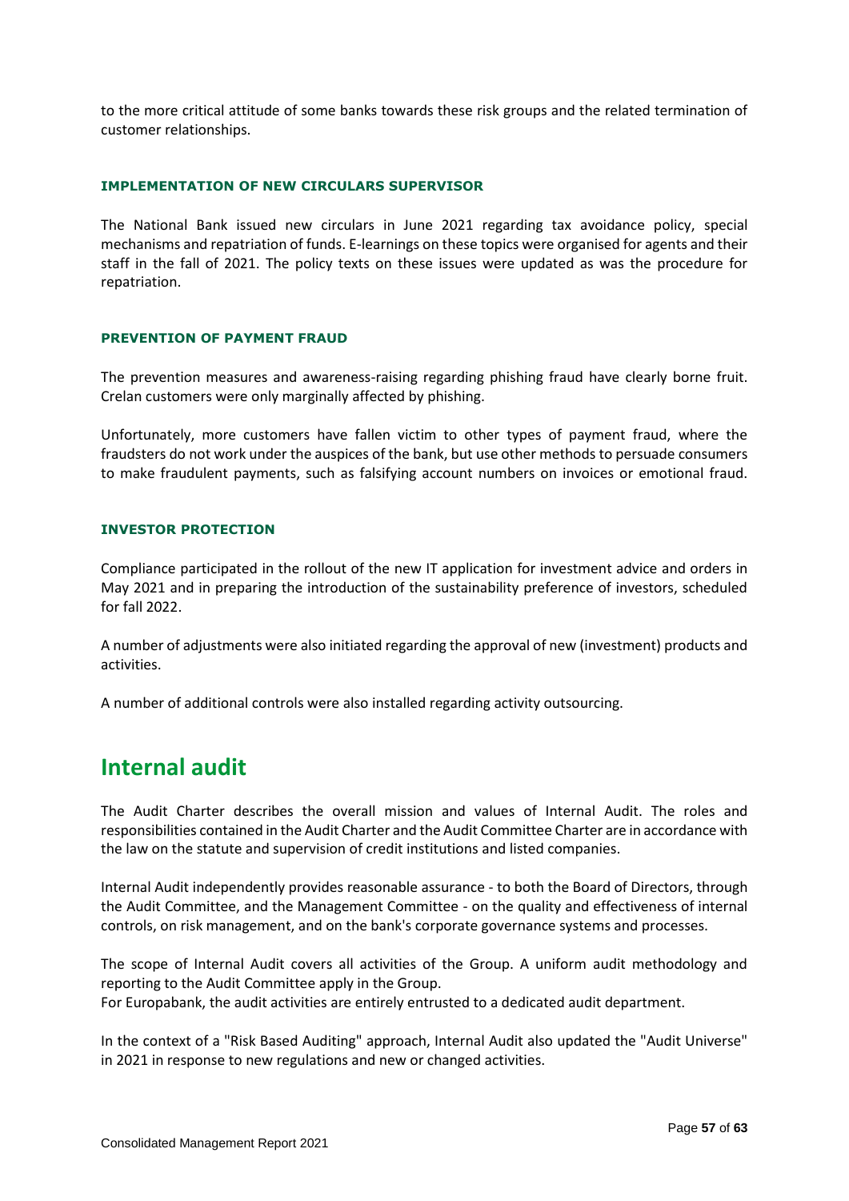to the more critical attitude of some banks towards these risk groups and the related termination of customer relationships.

### IMPLEMENTATION OF NEW CIRCULARS SUPERVISOR

The National Bank issued new circulars in June 2021 regarding tax avoidance policy, special mechanisms and repatriation of funds. E-learnings on these topics were organised for agents and their staff in the fall of 2021. The policy texts on these issues were updated as was the procedure for repatriation.

### PREVENTION OF PAYMENT FRAUD

The prevention measures and awareness-raising regarding phishing fraud have clearly borne fruit. Crelan customers were only marginally affected by phishing.

Unfortunately, more customers have fallen victim to other types of payment fraud, where the fraudsters do not work under the auspices of the bank, but use other methods to persuade consumers to make fraudulent payments, such as falsifying account numbers on invoices or emotional fraud.

### INVESTOR PROTECTION

Compliance participated in the rollout of the new IT application for investment advice and orders in May 2021 and in preparing the introduction of the sustainability preference of investors, scheduled for fall 2022.

A number of adjustments were also initiated regarding the approval of new (investment) products and activities.

A number of additional controls were also installed regarding activity outsourcing.

## Internal audit

The Audit Charter describes the overall mission and values of Internal Audit. The roles and responsibilities contained in the Audit Charter and the Audit Committee Charter are in accordance with the law on the statute and supervision of credit institutions and listed companies.

Internal Audit independently provides reasonable assurance - to both the Board of Directors, through the Audit Committee, and the Management Committee - on the quality and effectiveness of internal controls, on risk management, and on the bank's corporate governance systems and processes.

The scope of Internal Audit covers all activities of the Group. A uniform audit methodology and reporting to the Audit Committee apply in the Group.
For Europabank, the audit activities are entirely entrusted to a dedicated audit department.

In the context of a "Risk Based Auditing" approach, Internal Audit also updated the "Audit Universe" in 2021 in response to new regulations and new or changed activities.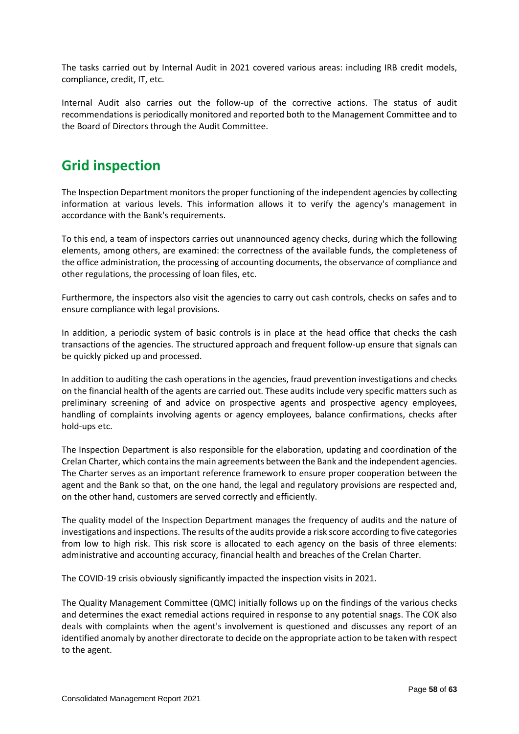The tasks carried out by Internal Audit in 2021 covered various areas: including IRB credit models, compliance, credit, IT, etc.

Internal Audit also carries out the follow-up of the corrective actions. The status of audit recommendations is periodically monitored and reported both to the Management Committee and to the Board of Directors through the Audit Committee.

# Grid inspection

The Inspection Department monitors the proper functioning of the independent agencies by collecting information at various levels. This information allows it to verify the agency's management in accordance with the Bank's requirements.

To this end, a team of inspectors carries out unannounced agency checks, during which the following elements, among others, are examined: the correctness of the available funds, the completeness of the office administration, the processing of accounting documents, the observance of compliance and other regulations, the processing of loan files, etc.

Furthermore, the inspectors also visit the agencies to carry out cash controls, checks on safes and to ensure compliance with legal provisions.

In addition, a periodic system of basic controls is in place at the head office that checks the cash transactions of the agencies. The structured approach and frequent follow-up ensure that signals can be quickly picked up and processed.

In addition to auditing the cash operations in the agencies, fraud prevention investigations and checks on the financial health of the agents are carried out. These audits include very specific matters such as preliminary screening of and advice on prospective agents and prospective agency employees, handling of complaints involving agents or agency employees, balance confirmations, checks after hold-ups etc.

The Inspection Department is also responsible for the elaboration, updating and coordination of the Crelan Charter, which contains the main agreements between the Bank and the independent agencies. The Charter serves as an important reference framework to ensure proper cooperation between the agent and the Bank so that, on the one hand, the legal and regulatory provisions are respected and, on the other hand, customers are served correctly and efficiently.

The quality model of the Inspection Department manages the frequency of audits and the nature of investigations and inspections. The results of the audits provide a risk score according to five categories from low to high risk. This risk score is allocated to each agency on the basis of three elements: administrative and accounting accuracy, financial health and breaches of the Crelan Charter.

The COVID-19 crisis obviously significantly impacted the inspection visits in 2021.

The Quality Management Committee (QMC) initially follows up on the findings of the various checks and determines the exact remedial actions required in response to any potential snags. The COK also deals with complaints when the agent's involvement is questioned and discusses any report of an identified anomaly by another directorate to decide on the appropriate action to be taken with respect to the agent.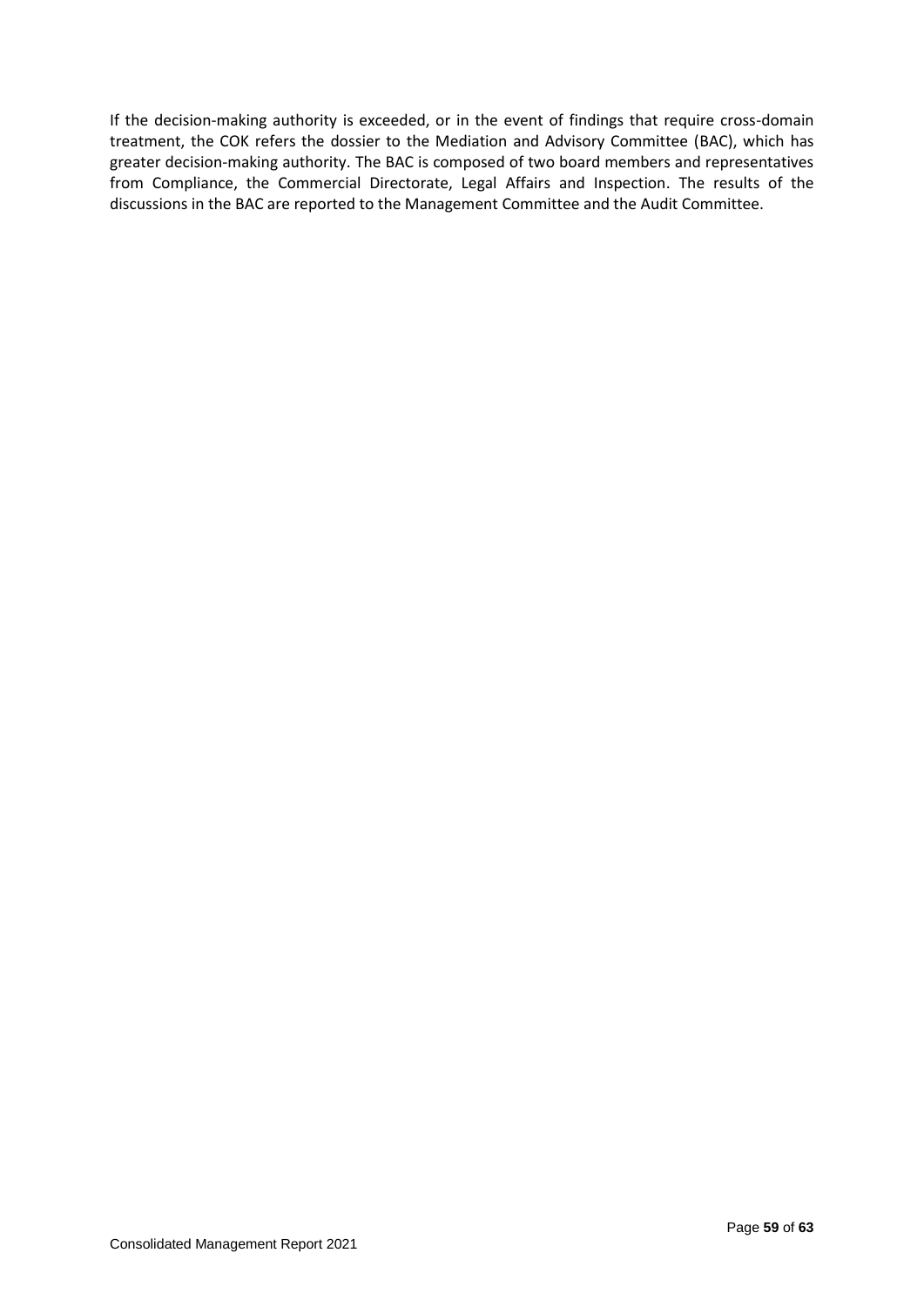If the decision-making authority is exceeded, or in the event of findings that require cross-domain treatment, the COK refers the dossier to the Mediation and Advisory Committee (BAC), which has greater decision-making authority. The BAC is composed of two board members and representatives from Compliance, the Commercial Directorate, Legal Affairs and Inspection. The results of the discussions in the BAC are reported to the Management Committee and the Audit Committee.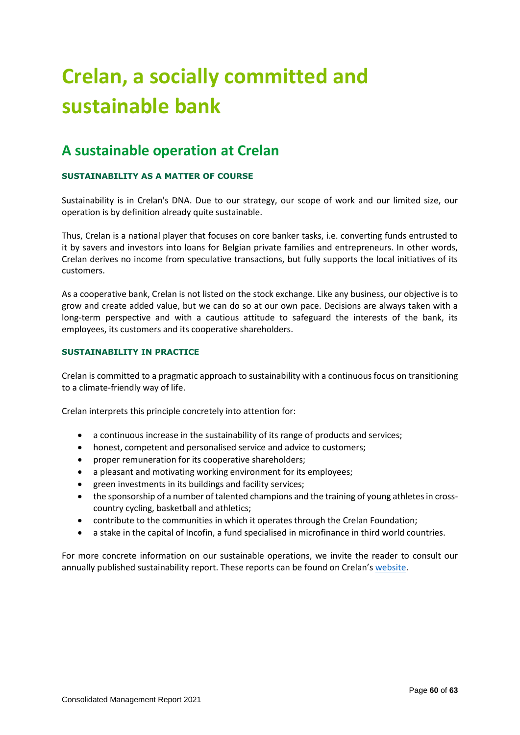# Crelan, a socially committed and sustainable bank

## A sustainable operation at Crelan

### SUSTAINABILITY AS A MATTER OF COURSE

Sustainability is in Crelan's DNA. Due to our strategy, our scope of work and our limited size, our operation is by definition already quite sustainable.

Thus, Crelan is a national player that focuses on core banker tasks, i.e. converting funds entrusted to it by savers and investors into loans for Belgian private families and entrepreneurs. In other words, Crelan derives no income from speculative transactions, but fully supports the local initiatives of its customers.

As a cooperative bank, Crelan is not listed on the stock exchange. Like any business, our objective is to grow and create added value, but we can do so at our own pace. Decisions are always taken with a long-term perspective and with a cautious attitude to safeguard the interests of the bank, its employees, its customers and its cooperative shareholders.

### SUSTAINABILITY IN PRACTICE

Crelan is committed to a pragmatic approach to sustainability with a continuous focus on transitioning to a climate-friendly way of life.

Crelan interprets this principle concretely into attention for:

- a continuous increase in the sustainability of its range of products and services;
- honest, competent and personalised service and advice to customers;
- proper remuneration for its cooperative shareholders;
- a pleasant and motivating working environment for its employees;
- green investments in its buildings and facility services;
- the sponsorship of a number of talented champions and the training of young athletes in cross-country cycling, basketball and athletics;
- contribute to the communities in which it operates through the Crelan Foundation;
- a stake in the capital of Incofin, a fund specialised in microfinance in third world countries.

For more concrete information on our sustainable operations, we invite the reader to consult our annually published sustainability report. These reports can be found on Crelan's website.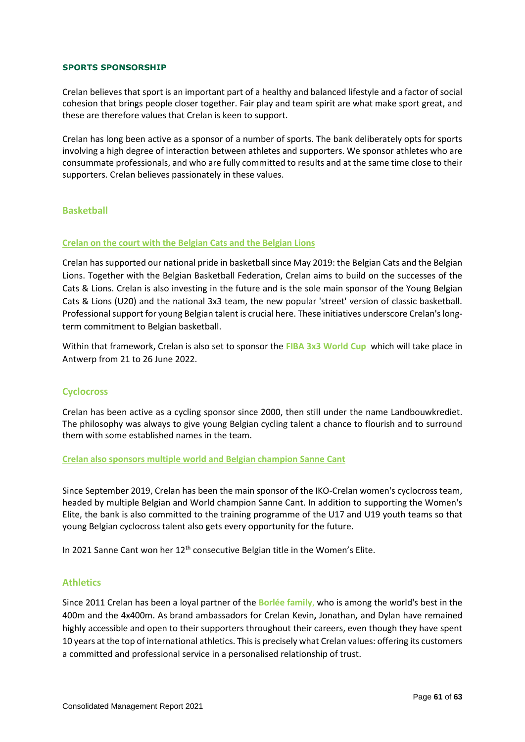## SPORTS SPONSORSHIP

Crelan believes that sport is an important part of a healthy and balanced lifestyle and a factor of social cohesion that brings people closer together. Fair play and team spirit are what make sport great, and these are therefore values that Crelan is keen to support.

Crelan has long been active as a sponsor of a number of sports. The bank deliberately opts for sports involving a high degree of interaction between athletes and supporters. We sponsor athletes who are consummate professionals, and who are fully committed to results and at the same time close to their supporters. Crelan believes passionately in these values.

### Basketball

#### Crelan on the court with the Belgian Cats and the Belgian Lions

Crelan has supported our national pride in basketball since May 2019: the Belgian Cats and the Belgian Lions. Together with the Belgian Basketball Federation, Crelan aims to build on the successes of the Cats & Lions. Crelan is also investing in the future and is the sole main sponsor of the Young Belgian Cats & Lions (U20) and the national 3x3 team, the new popular 'street' version of classic basketball. Professional support for young Belgian talent is crucial here. These initiatives underscore Crelan's long-term commitment to Belgian basketball.

Within that framework, Crelan is also set to sponsor the **FIBA 3x3 World Cup** which will take place in Antwerp from 21 to 26 June 2022.

### Cyclocross

Crelan has been active as a cycling sponsor since 2000, then still under the name Landbouwkrediet. The philosophy was always to give young Belgian cycling talent a chance to flourish and to surround them with some established names in the team.

#### Crelan also sponsors multiple world and Belgian champion Sanne Cant

Since September 2019, Crelan has been the main sponsor of the IKO-Crelan women's cyclocross team, headed by multiple Belgian and World champion Sanne Cant. In addition to supporting the Women's Elite, the bank is also committed to the training programme of the U17 and U19 youth teams so that young Belgian cyclocross talent also gets every opportunity for the future.

In 2021 Sanne Cant won her 12th consecutive Belgian title in the Women's Elite.

### Athletics

Since 2011 Crelan has been a loyal partner of the **Borlée family**, who is among the world's best in the 400m and the 4x400m. As brand ambassadors for Crelan Kevin**,** Jonathan**,** and Dylan have remained highly accessible and open to their supporters throughout their careers, even though they have spent 10 years at the top of international athletics. This is precisely what Crelan values: offering its customers a committed and professional service in a personalised relationship of trust.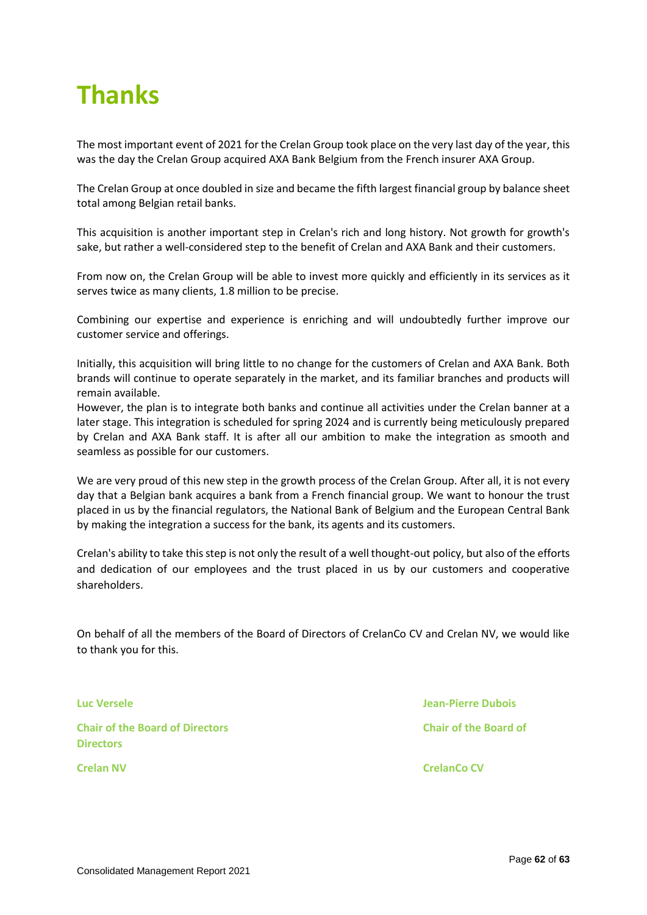# Thanks

The most important event of 2021 for the Crelan Group took place on the very last day of the year, this was the day the Crelan Group acquired AXA Bank Belgium from the French insurer AXA Group.

The Crelan Group at once doubled in size and became the fifth largest financial group by balance sheet total among Belgian retail banks.

This acquisition is another important step in Crelan's rich and long history. Not growth for growth's sake, but rather a well-considered step to the benefit of Crelan and AXA Bank and their customers.

From now on, the Crelan Group will be able to invest more quickly and efficiently in its services as it serves twice as many clients, 1.8 million to be precise.

Combining our expertise and experience is enriching and will undoubtedly further improve our customer service and offerings.

Initially, this acquisition will bring little to no change for the customers of Crelan and AXA Bank. Both brands will continue to operate separately in the market, and its familiar branches and products will remain available.
However, the plan is to integrate both banks and continue all activities under the Crelan banner at a later stage. This integration is scheduled for spring 2024 and is currently being meticulously prepared by Crelan and AXA Bank staff. It is after all our ambition to make the integration as smooth and seamless as possible for our customers.

We are very proud of this new step in the growth process of the Crelan Group. After all, it is not every day that a Belgian bank acquires a bank from a French financial group. We want to honour the trust placed in us by the financial regulators, the National Bank of Belgium and the European Central Bank by making the integration a success for the bank, its agents and its customers.

Crelan's ability to take this step is not only the result of a well thought-out policy, but also of the efforts and dedication of our employees and the trust placed in us by our customers and cooperative shareholders.

On behalf of all the members of the Board of Directors of CrelanCo CV and Crelan NV, we would like to thank you for this.

**Luc Versele**

**Chair of the Board of Directors Directors**

**Crelan NV**

**Jean-Pierre Dubois**

**Chair of the Board of**

**CrelanCo CV**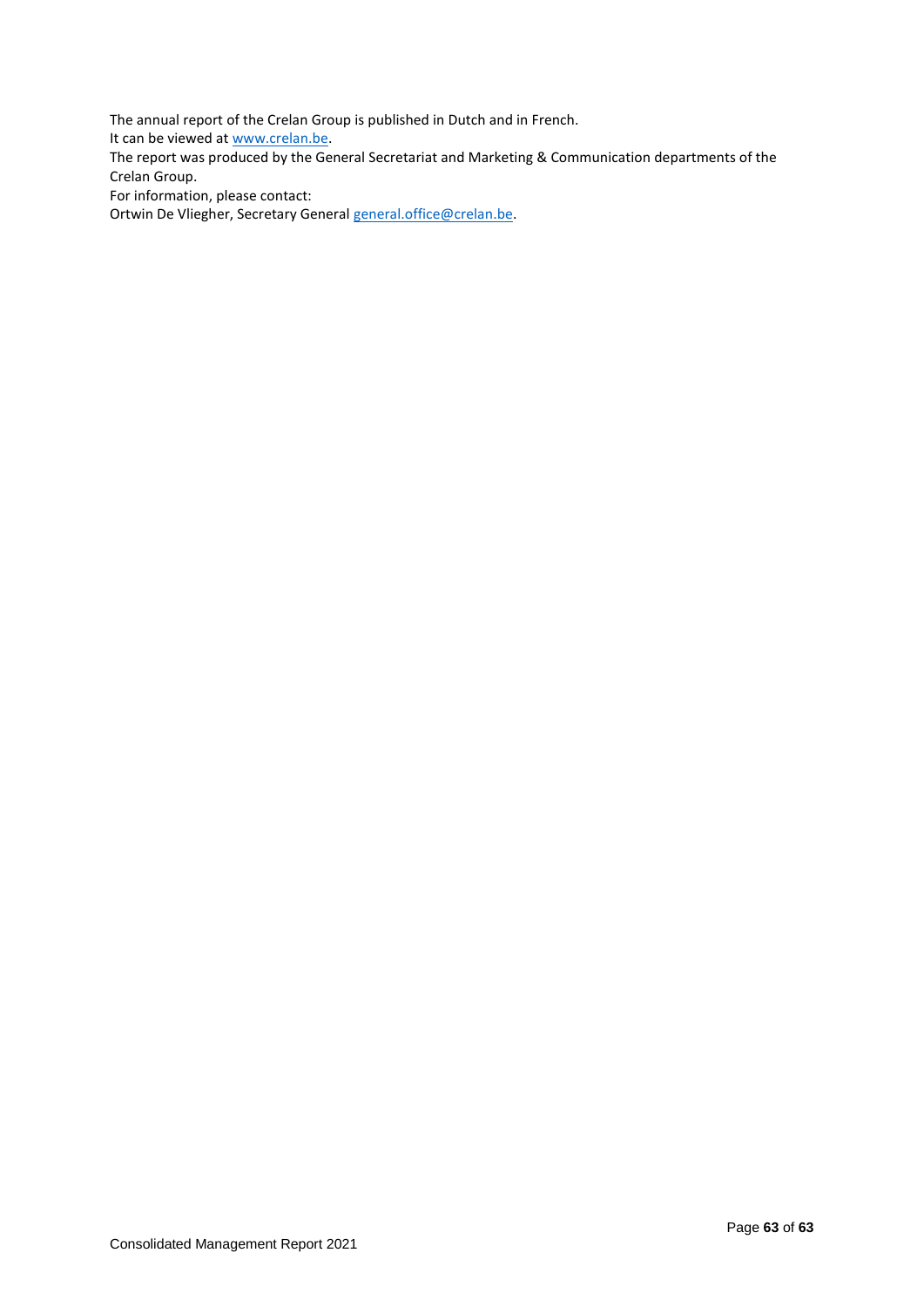The annual report of the Crelan Group is published in Dutch and in French.
It can be viewed at www.crelan.be.
The report was produced by the General Secretariat and Marketing & Communication departments of the Crelan Group.
For information, please contact:
Ortwin De Vliegher, Secretary General general.office@crelan.be.